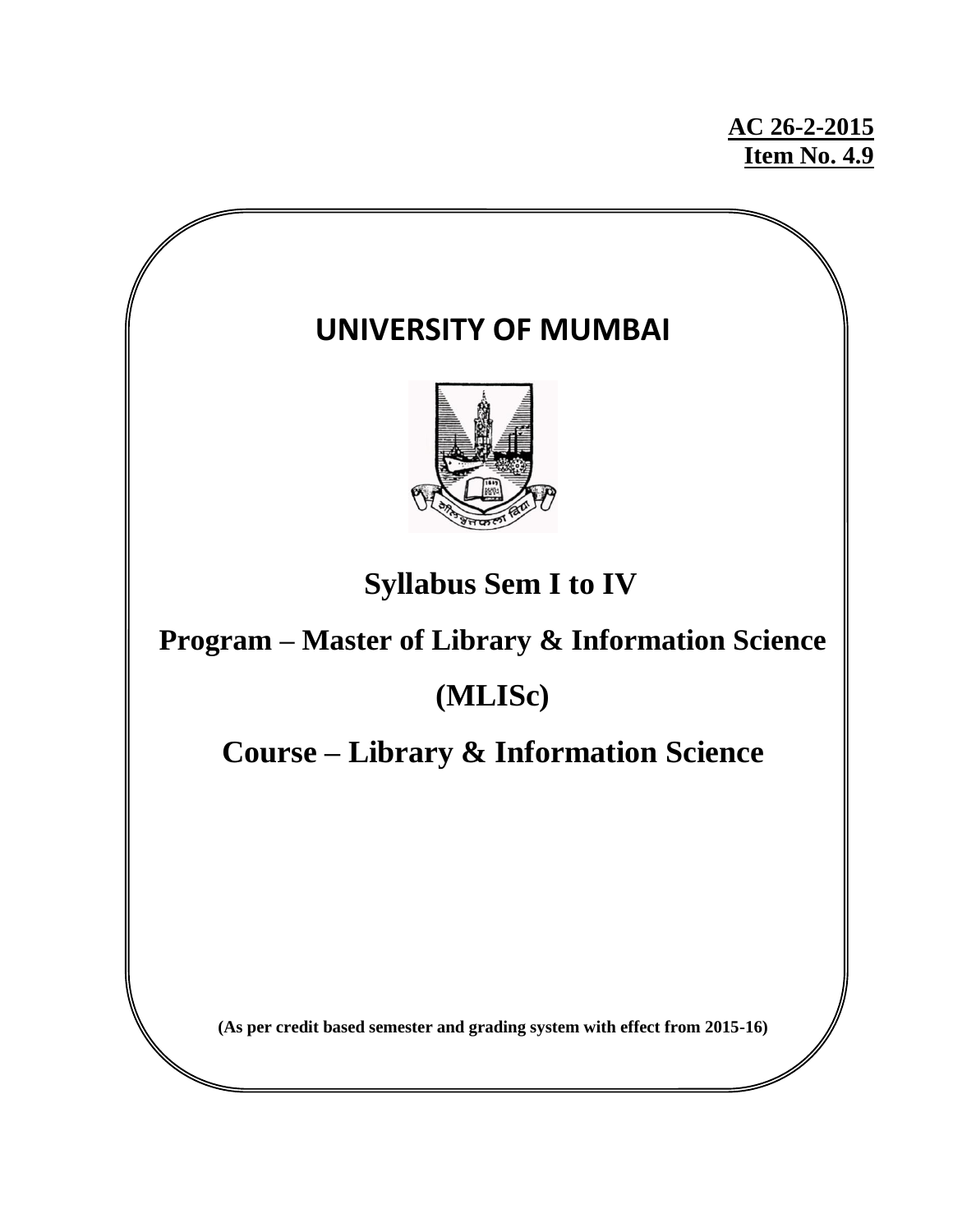**AC 26-2-2015**
**Item No. 4.9**

# UNIVERSITY OF MUMBAI

## Syllabus Sem I to IV

## Program – Master of Library & Information Science

## (MLISc)

## Course – Library & Information Science

**(As per credit based semester and grading system with effect from 2015-16)**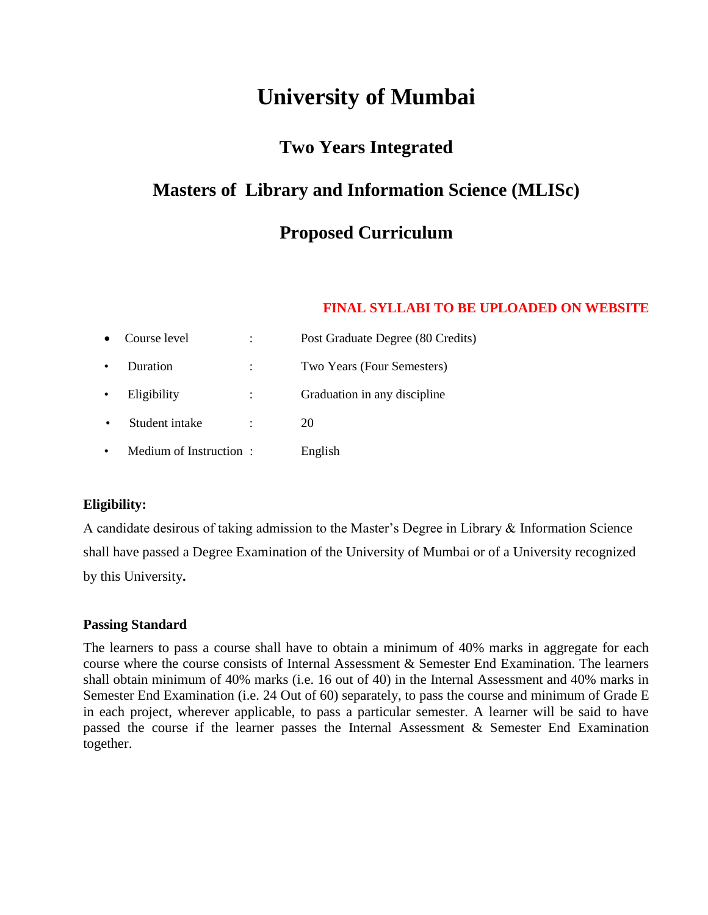# University of Mumbai

## Two Years Integrated

## Masters of Library and Information Science (MLISc)

## Proposed Curriculum

**FINAL SYLLABI TO BE UPLOADED ON WEBSITE**

- Course level : Post Graduate Degree (80 Credits)
- Duration : Two Years (Four Semesters)
- Eligibility : Graduation in any discipline
- Student intake : 20
- Medium of Instruction : English

**Eligibility:**

A candidate desirous of taking admission to the Master's Degree in Library & Information Science shall have passed a Degree Examination of the University of Mumbai or of a University recognized by this University**.**

**Passing Standard**

The learners to pass a course shall have to obtain a minimum of 40% marks in aggregate for each course where the course consists of Internal Assessment & Semester End Examination. The learners shall obtain minimum of 40% marks (i.e. 16 out of 40) in the Internal Assessment and 40% marks in Semester End Examination (i.e. 24 Out of 60) separately, to pass the course and minimum of Grade E in each project, wherever applicable, to pass a particular semester. A learner will be said to have passed the course if the learner passes the Internal Assessment & Semester End Examination together.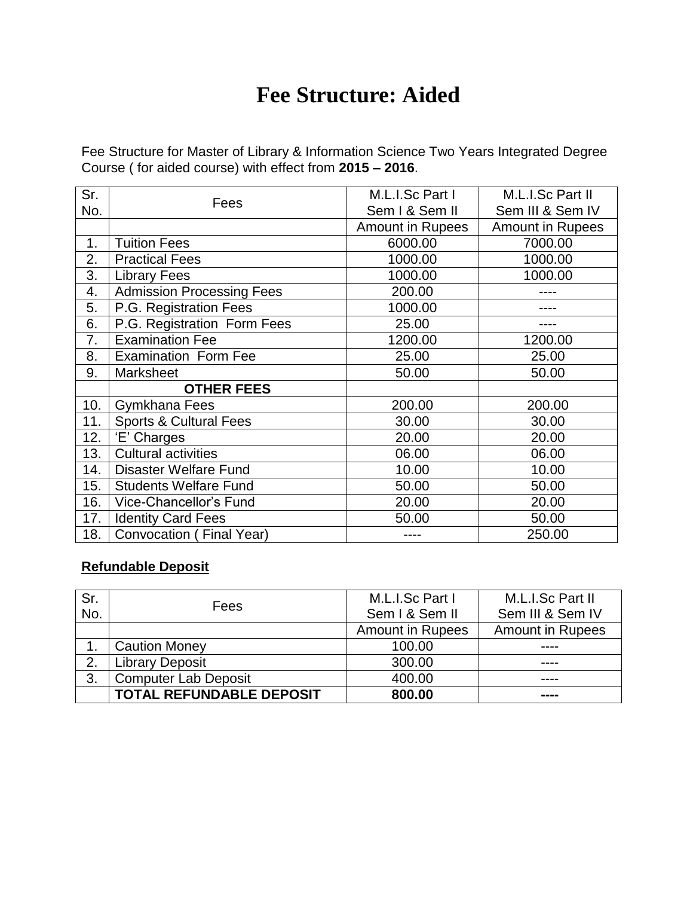# Fee Structure: Aided

Fee Structure for Master of Library & Information Science Two Years Integrated Degree Course ( for aided course) with effect from **2015 – 2016**.

| Sr. No. | Fees | M.L.I.Sc Part I Sem I & Sem II | M.L.I.Sc Part II Sem III & Sem IV |
|---|---|---|---|
| | | Amount in Rupees | Amount in Rupees |
| 1. | Tuition Fees | 6000.00 | 7000.00 |
| 2. | Practical Fees | 1000.00 | 1000.00 |
| 3. | Library Fees | 1000.00 | 1000.00 |
| 4. | Admission Processing Fees | 200.00 | ---- |
| 5. | P.G. Registration Fees | 1000.00 | ---- |
| 6. | P.G. Registration Form Fees | 25.00 | ---- |
| 7. | Examination Fee | 1200.00 | 1200.00 |
| 8. | Examination Form Fee | 25.00 | 25.00 |
| 9. | Marksheet | 50.00 | 50.00 |
| | **OTHER FEES** | | |
| 10. | Gymkhana Fees | 200.00 | 200.00 |
| 11. | Sports & Cultural Fees | 30.00 | 30.00 |
| 12. | 'E' Charges | 20.00 | 20.00 |
| 13. | Cultural activities | 06.00 | 06.00 |
| 14. | Disaster Welfare Fund | 10.00 | 10.00 |
| 15. | Students Welfare Fund | 50.00 | 50.00 |
| 16. | Vice-Chancellor's Fund | 20.00 | 20.00 |
| 17. | Identity Card Fees | 50.00 | 50.00 |
| 18. | Convocation ( Final Year) | ---- | 250.00 |

**Refundable Deposit**

| Sr. No. | Fees | M.L.I.Sc Part I Sem I & Sem II | M.L.I.Sc Part II Sem III & Sem IV |
|---|---|---|---|
| | | Amount in Rupees | Amount in Rupees |
| 1. | Caution Money | 100.00 | ---- |
| 2. | Library Deposit | 300.00 | ---- |
| 3. | Computer Lab Deposit | 400.00 | ---- |
| | **TOTAL REFUNDABLE DEPOSIT** | **800.00** | **----** |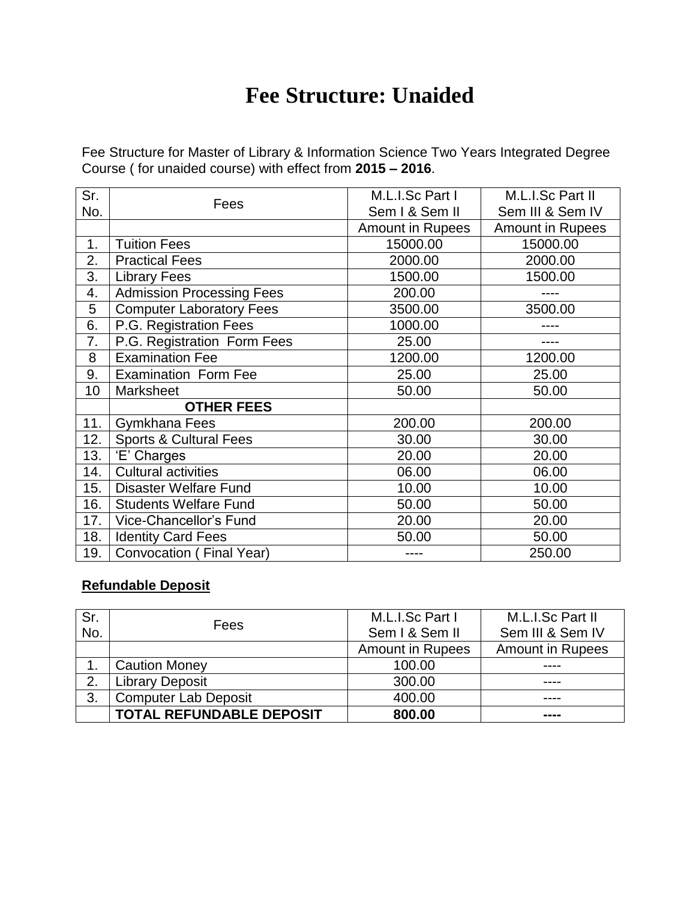# Fee Structure: Unaided

Fee Structure for Master of Library & Information Science Two Years Integrated Degree Course ( for unaided course) with effect from **2015 – 2016**.

| Sr. No. | Fees | M.L.I.Sc Part I Sem I & Sem II | M.L.I.Sc Part II Sem III & Sem IV |
|---|---|---|---|
| | | Amount in Rupees | Amount in Rupees |
| 1. | Tuition Fees | 15000.00 | 15000.00 |
| 2. | Practical Fees | 2000.00 | 2000.00 |
| 3. | Library Fees | 1500.00 | 1500.00 |
| 4. | Admission Processing Fees | 200.00 | ---- |
| 5 | Computer Laboratory Fees | 3500.00 | 3500.00 |
| 6. | P.G. Registration Fees | 1000.00 | ---- |
| 7. | P.G. Registration Form Fees | 25.00 | ---- |
| 8 | Examination Fee | 1200.00 | 1200.00 |
| 9. | Examination Form Fee | 25.00 | 25.00 |
| 10 | Marksheet | 50.00 | 50.00 |
| | **OTHER FEES** | | |
| 11. | Gymkhana Fees | 200.00 | 200.00 |
| 12. | Sports & Cultural Fees | 30.00 | 30.00 |
| 13. | 'E' Charges | 20.00 | 20.00 |
| 14. | Cultural activities | 06.00 | 06.00 |
| 15. | Disaster Welfare Fund | 10.00 | 10.00 |
| 16. | Students Welfare Fund | 50.00 | 50.00 |
| 17. | Vice-Chancellor's Fund | 20.00 | 20.00 |
| 18. | Identity Card Fees | 50.00 | 50.00 |
| 19. | Convocation ( Final Year) | ---- | 250.00 |

**Refundable Deposit**

| Sr. No. | Fees | M.L.I.Sc Part I Sem I & Sem II | M.L.I.Sc Part II Sem III & Sem IV |
|---|---|---|---|
| | | Amount in Rupees | Amount in Rupees |
| 1. | Caution Money | 100.00 | ---- |
| 2. | Library Deposit | 300.00 | ---- |
| 3. | Computer Lab Deposit | 400.00 | ---- |
| | **TOTAL REFUNDABLE DEPOSIT** | **800.00** | **----** |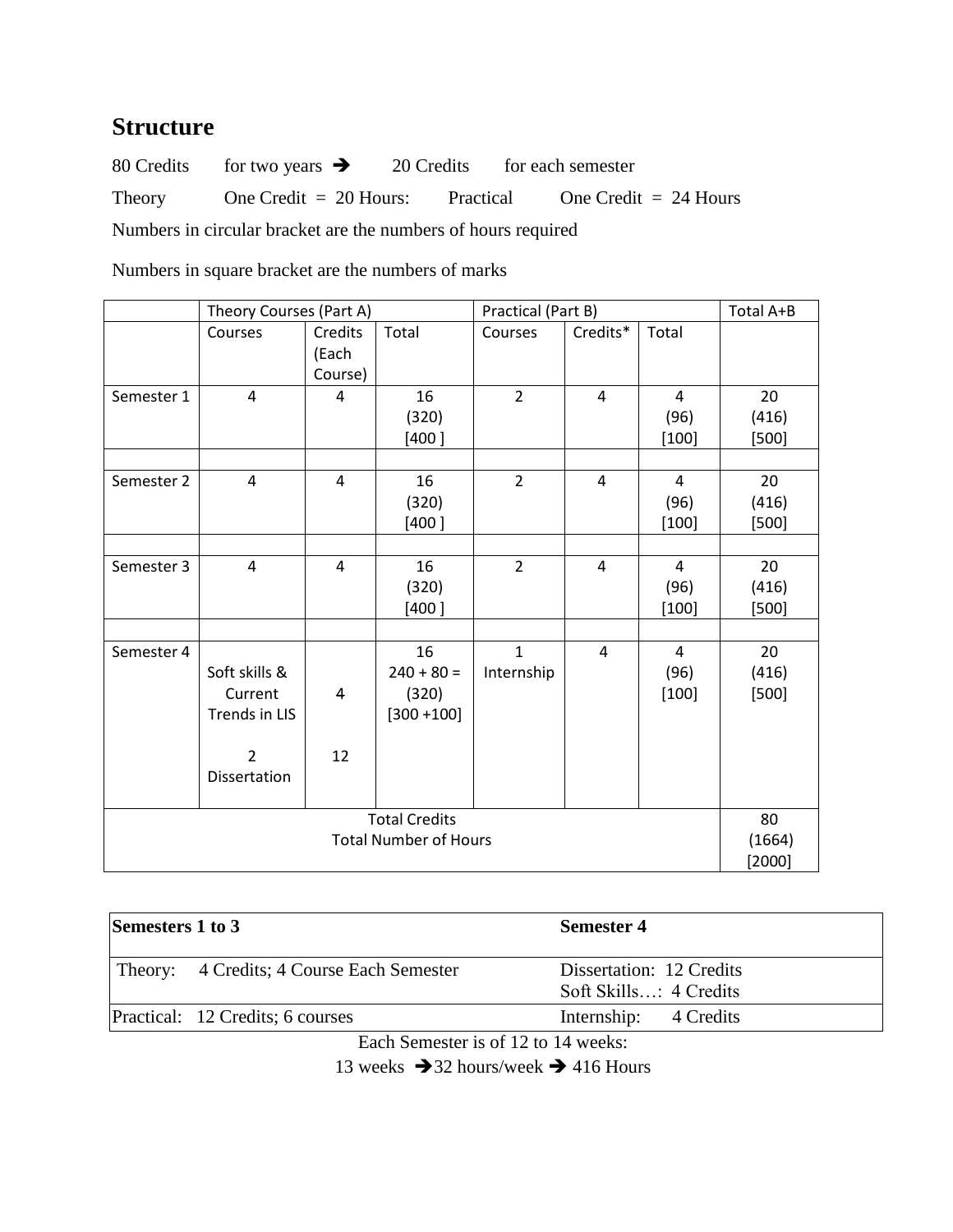# Structure

80 Credits for two years ➔ 20 Credits for each semester

Theory One Credit = 20 Hours: Practical One Credit = 24 Hours

Numbers in circular bracket are the numbers of hours required

Numbers in square bracket are the numbers of marks

| | Theory Courses (Part A) | | | Practical (Part B) | | | Total A+B |
|---|---|---|---|---|---|---|---|
| | Courses | Credits (Each Course) | Total | Courses | Credits* | Total | |
| Semester 1 | 4 | 4 | 16 (320) [400 ] | 2 | 4 | 4 (96) [100] | 20 (416) [500] |
| | | | | | | | |
| Semester 2 | 4 | 4 | 16 (320) [400 ] | 2 | 4 | 4 (96) [100] | 20 (416) [500] |
| | | | | | | | |
| Semester 3 | 4 | 4 | 16 (320) [400 ] | 2 | 4 | 4 (96) [100] | 20 (416) [500] |
| | | | | | | | |
| Semester 4 | Soft skills & Current Trends in LIS<br><br>2 Dissertation | 4<br><br>12 | 16 240 + 80 = (320) [300 +100] | 1 Internship | 4 | 4 (96) [100] | 20 (416) [500] |
| Total Credits Total Number of Hours | | | | | | | 80 (1664) [2000] |

| Semesters 1 to 3 | Semester 4 |
|---|---|
| Theory: 4 Credits; 4 Course Each Semester | Dissertation: 12 Credits<br>Soft Skills…: 4 Credits |
| Practical: 12 Credits; 6 courses | Internship: 4 Credits |

Each Semester is of 12 to 14 weeks:

13 weeks ➔32 hours/week ➔ 416 Hours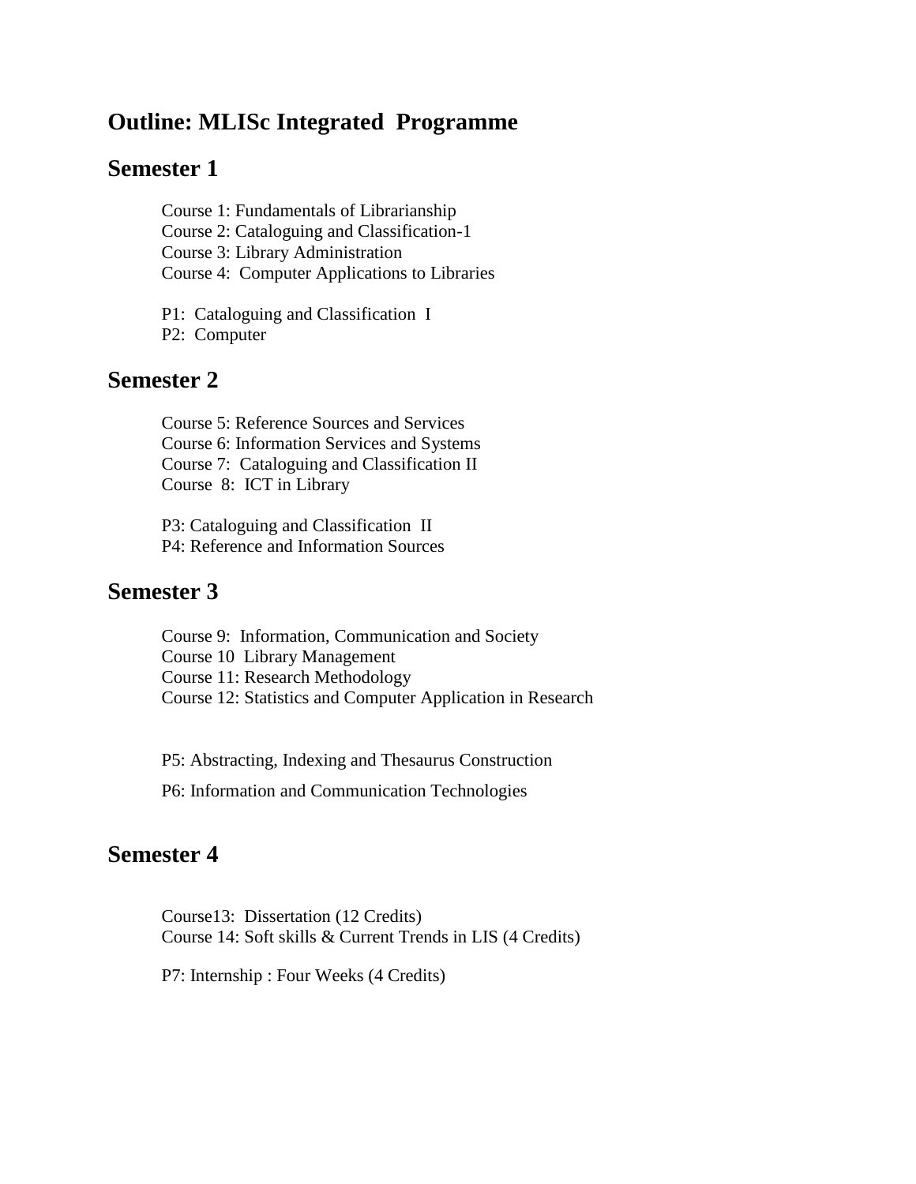# Outline: MLISc Integrated Programme

## Semester 1

Course 1: Fundamentals of Librarianship
Course 2: Cataloguing and Classification-1
Course 3: Library Administration
Course 4: Computer Applications to Libraries

P1: Cataloguing and Classification I
P2: Computer

## Semester 2

Course 5: Reference Sources and Services
Course 6: Information Services and Systems
Course 7: Cataloguing and Classification II
Course 8: ICT in Library

P3: Cataloguing and Classification II
P4: Reference and Information Sources

## Semester 3

Course 9: Information, Communication and Society
Course 10 Library Management
Course 11: Research Methodology
Course 12: Statistics and Computer Application in Research

P5: Abstracting, Indexing and Thesaurus Construction

P6: Information and Communication Technologies

## Semester 4

Course13: Dissertation (12 Credits)
Course 14: Soft skills & Current Trends in LIS (4 Credits)

P7: Internship : Four Weeks (4 Credits)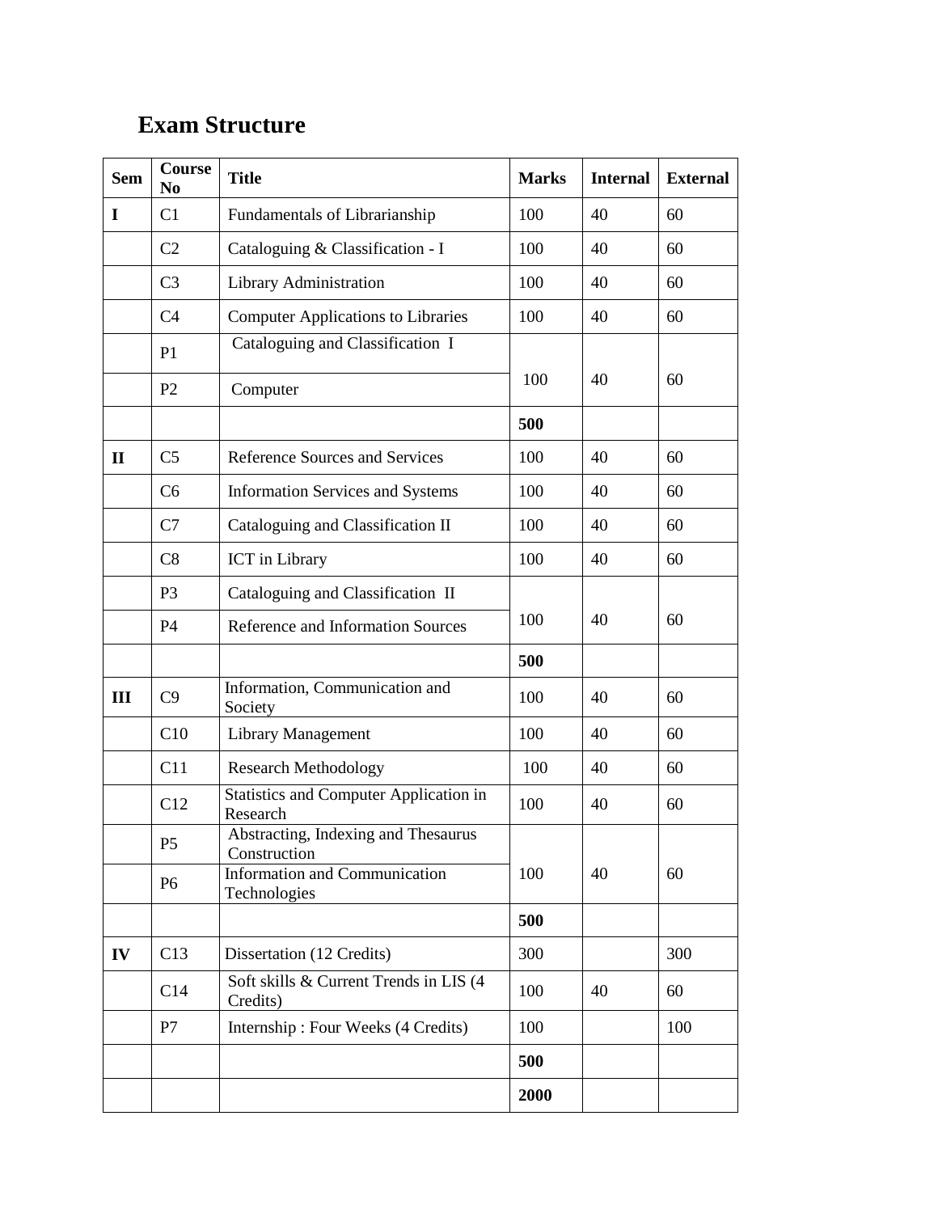# Exam Structure

| Sem | Course No | Title | Marks | Internal | External |
|---|---|---|---|---|---|
| I | C1 | Fundamentals of Librarianship | 100 | 40 | 60 |
| | C2 | Cataloguing & Classification - I | 100 | 40 | 60 |
| | C3 | Library Administration | 100 | 40 | 60 |
| | C4 | Computer Applications to Libraries | 100 | 40 | 60 |
| | P1 | Cataloguing and Classification I | 100 | 40 | 60 |
| | P2 | Computer | | | |
| | | | **500** | | |
| II | C5 | Reference Sources and Services | 100 | 40 | 60 |
| | C6 | Information Services and Systems | 100 | 40 | 60 |
| | C7 | Cataloguing and Classification II | 100 | 40 | 60 |
| | C8 | ICT in Library | 100 | 40 | 60 |
| | P3 | Cataloguing and Classification II | 100 | 40 | 60 |
| | P4 | Reference and Information Sources | | | |
| | | | **500** | | |
| III | C9 | Information, Communication and Society | 100 | 40 | 60 |
| | C10 | Library Management | 100 | 40 | 60 |
| | C11 | Research Methodology | 100 | 40 | 60 |
| | C12 | Statistics and Computer Application in Research | 100 | 40 | 60 |
| | P5 | Abstracting, Indexing and Thesaurus Construction | 100 | 40 | 60 |
| | P6 | Information and Communication Technologies | | | |
| | | | **500** | | |
| IV | C13 | Dissertation (12 Credits) | 300 | | 300 |
| | C14 | Soft skills & Current Trends in LIS (4 Credits) | 100 | 40 | 60 |
| | P7 | Internship : Four Weeks (4 Credits) | 100 | | 100 |
| | | | **500** | | |
| | | | **2000** | | |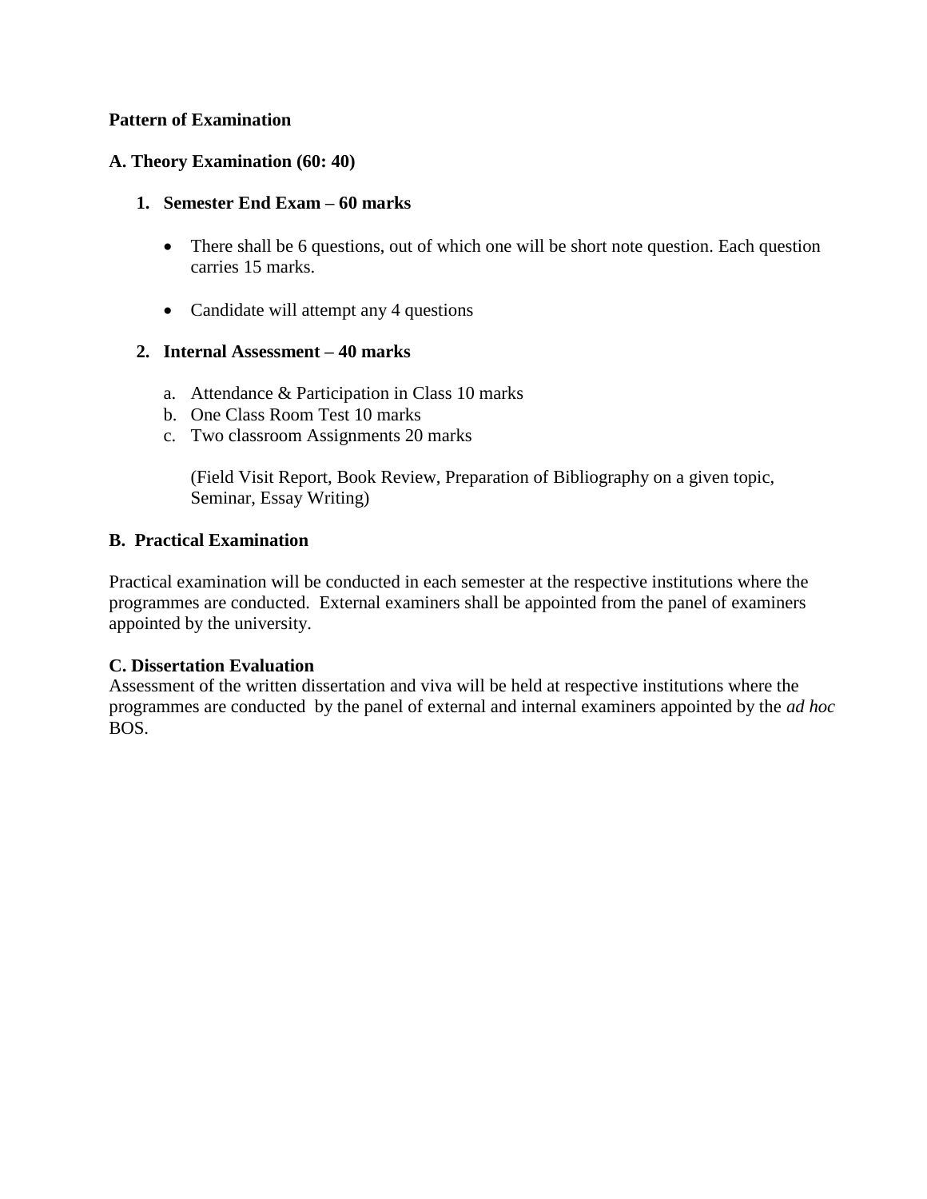**Pattern of Examination**

**A. Theory Examination (60: 40)**

1. **Semester End Exam – 60 marks**

   - There shall be 6 questions, out of which one will be short note question. Each question carries 15 marks.

   - Candidate will attempt any 4 questions

2. **Internal Assessment – 40 marks**

   a. Attendance & Participation in Class 10 marks
   b. One Class Room Test 10 marks
   c. Two classroom Assignments 20 marks

      (Field Visit Report, Book Review, Preparation of Bibliography on a given topic, Seminar, Essay Writing)

**B. Practical Examination**

Practical examination will be conducted in each semester at the respective institutions where the programmes are conducted. External examiners shall be appointed from the panel of examiners appointed by the university.

**C. Dissertation Evaluation**

Assessment of the written dissertation and viva will be held at respective institutions where the programmes are conducted by the panel of external and internal examiners appointed by the *ad hoc* BOS.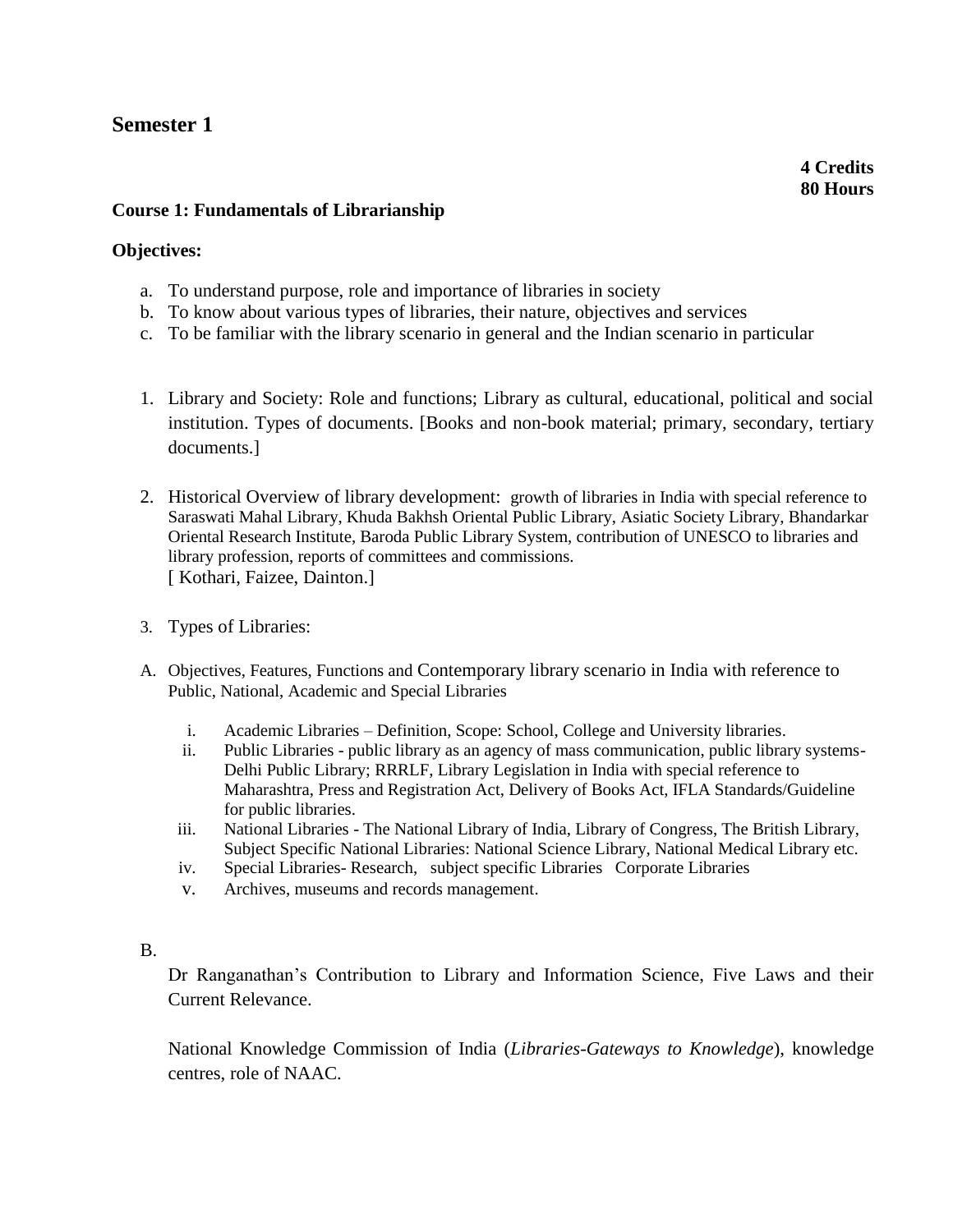## Semester 1

**4 Credits**
**80 Hours**

**Course 1: Fundamentals of Librarianship**

**Objectives:**

a. To understand purpose, role and importance of libraries in society
b. To know about various types of libraries, their nature, objectives and services
c. To be familiar with the library scenario in general and the Indian scenario in particular

1. Library and Society: Role and functions; Library as cultural, educational, political and social institution. Types of documents. [Books and non-book material; primary, secondary, tertiary documents.]

2. Historical Overview of library development: growth of libraries in India with special reference to Saraswati Mahal Library, Khuda Bakhsh Oriental Public Library, Asiatic Society Library, Bhandarkar Oriental Research Institute, Baroda Public Library System, contribution of UNESCO to libraries and library profession, reports of committees and commissions.
[ Kothari, Faizee, Dainton.]

3. Types of Libraries:

A. Objectives, Features, Functions and Contemporary library scenario in India with reference to Public, National, Academic and Special Libraries

   i. Academic Libraries – Definition, Scope: School, College and University libraries.
   ii. Public Libraries - public library as an agency of mass communication, public library systems- Delhi Public Library; RRRLF, Library Legislation in India with special reference to Maharashtra, Press and Registration Act, Delivery of Books Act, IFLA Standards/Guideline for public libraries.
   iii. National Libraries - The National Library of India, Library of Congress, The British Library, Subject Specific National Libraries: National Science Library, National Medical Library etc.
   iv. Special Libraries- Research, subject specific Libraries Corporate Libraries
   v. Archives, museums and records management.

B.

Dr Ranganathan's Contribution to Library and Information Science, Five Laws and their Current Relevance.

National Knowledge Commission of India (*Libraries-Gateways to Knowledge*), knowledge centres, role of NAAC.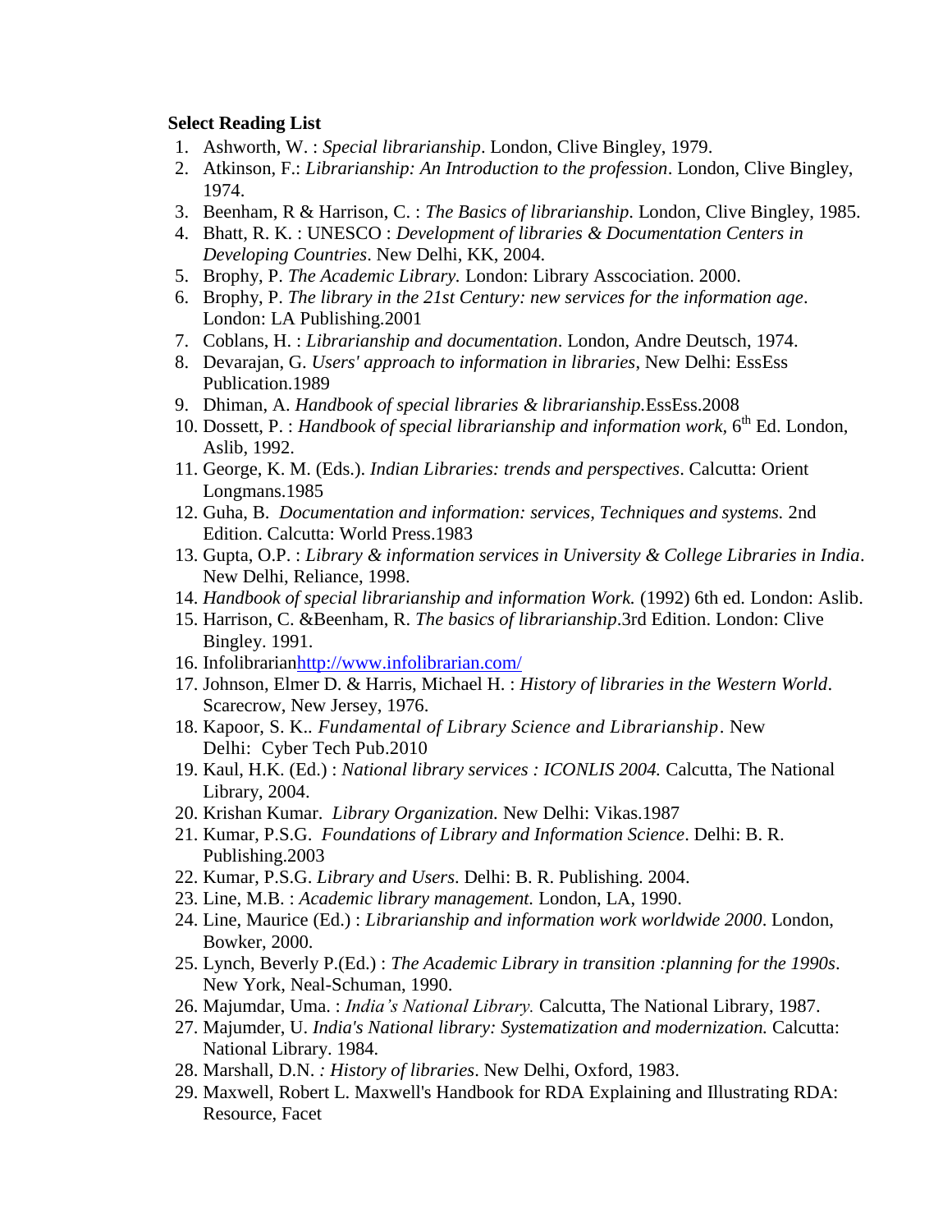**Select Reading List**

1. Ashworth, W. : *Special librarianship*. London, Clive Bingley, 1979.
2. Atkinson, F.: *Librarianship: An Introduction to the profession*. London, Clive Bingley, 1974.
3. Beenham, R & Harrison, C. : *The Basics of librarianship*. London, Clive Bingley, 1985.
4. Bhatt, R. K. : UNESCO : *Development of libraries & Documentation Centers in Developing Countries*. New Delhi, KK, 2004.
5. Brophy, P. *The Academic Library.* London: Library Asscociation. 2000.
6. Brophy, P. *The library in the 21st Century: new services for the information age*. London: LA Publishing.2001
7. Coblans, H. : *Librarianship and documentation*. London, Andre Deutsch, 1974.
8. Devarajan, G. *Users' approach to information in libraries*, New Delhi: EssEss Publication.1989
9. Dhiman, A. *Handbook of special libraries & librarianship.*EssEss.2008
10. Dossett, P. : *Handbook of special librarianship and information work*, 6th Ed. London, Aslib, 1992.
11. George, K. M. (Eds.). *Indian Libraries: trends and perspectives*. Calcutta: Orient Longmans.1985
12. Guha, B. *Documentation and information: services, Techniques and systems.* 2nd Edition. Calcutta: World Press.1983
13. Gupta, O.P. : *Library & information services in University & College Libraries in India*. New Delhi, Reliance, 1998.
14. *Handbook of special librarianship and information Work.* (1992) 6th ed. London: Aslib.
15. Harrison, C. &Beenham, R. *The basics of librarianship*.3rd Edition. London: Clive Bingley. 1991.
16. Infolibrarian[http://www.infolibrarian.com/](http://www.infolibrarian.com/)
17. Johnson, Elmer D. & Harris, Michael H. : *History of libraries in the Western World*. Scarecrow, New Jersey, 1976.
18. Kapoor, S. K.. *Fundamental of Library Science and Librarianship*. New Delhi: Cyber Tech Pub.2010
19. Kaul, H.K. (Ed.) : *National library services : ICONLIS 2004.* Calcutta, The National Library, 2004.
20. Krishan Kumar. *Library Organization.* New Delhi: Vikas.1987
21. Kumar, P.S.G. *Foundations of Library and Information Science*. Delhi: B. R. Publishing.2003
22. Kumar, P.S.G. *Library and Users*. Delhi: B. R. Publishing. 2004.
23. Line, M.B. : *Academic library management.* London, LA, 1990.
24. Line, Maurice (Ed.) : *Librarianship and information work worldwide 2000*. London, Bowker, 2000.
25. Lynch, Beverly P.(Ed.) : *The Academic Library in transition :planning for the 1990s*. New York, Neal-Schuman, 1990.
26. Majumdar, Uma. : *India's National Library.* Calcutta, The National Library, 1987.
27. Majumder, U. *India's National library: Systematization and modernization.* Calcutta: National Library. 1984.
28. Marshall, D.N. *: History of libraries*. New Delhi, Oxford, 1983.
29. Maxwell, Robert L. Maxwell's Handbook for RDA Explaining and Illustrating RDA: Resource, Facet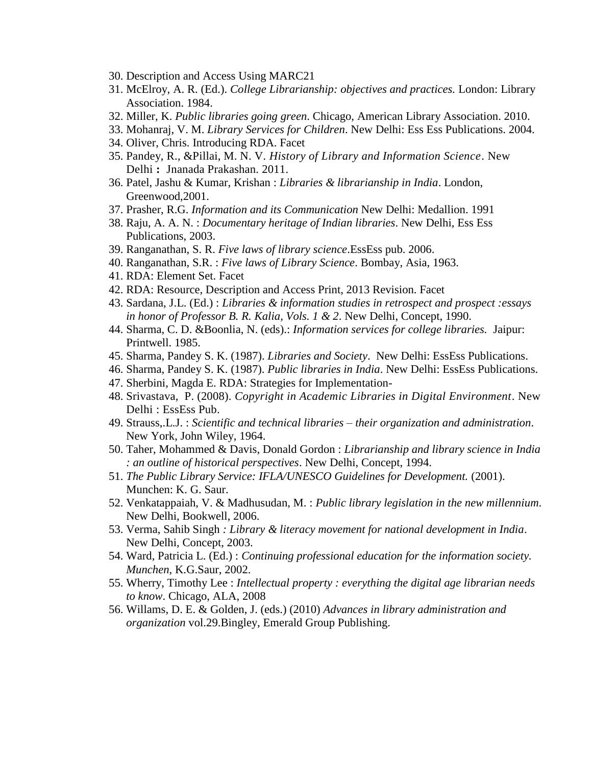30. Description and Access Using MARC21
31. McElroy, A. R. (Ed.). *College Librarianship: objectives and practices.* London: Library Association. 1984.
32. Miller, K. *Public libraries going green*. Chicago, American Library Association. 2010.
33. Mohanraj, V. M. *Library Services for Children*. New Delhi: Ess Ess Publications. 2004.
34. Oliver, Chris. Introducing RDA. Facet
35. Pandey, R., &Pillai, M. N. V. *History of Library and Information Science*. New Delhi **:** Jnanada Prakashan. 2011.
36. Patel, Jashu & Kumar, Krishan : *Libraries & librarianship in India*. London, Greenwood,2001.
37. Prasher, R.G. *Information and its Communication* New Delhi: Medallion. 1991
38. Raju, A. A. N. : *Documentary heritage of Indian libraries*. New Delhi, Ess Ess Publications, 2003.
39. Ranganathan, S. R. *Five laws of library science*.EssEss pub. 2006.
40. Ranganathan, S.R. : *Five laws of Library Science*. Bombay, Asia, 1963.
41. RDA: Element Set. Facet
42. RDA: Resource, Description and Access Print, 2013 Revision. Facet
43. Sardana, J.L. (Ed.) : *Libraries & information studies in retrospect and prospect :essays in honor of Professor B. R. Kalia, Vols. 1 & 2*. New Delhi, Concept, 1990.
44. Sharma, C. D. &Boonlia, N. (eds).: *Information services for college libraries.* Jaipur: Printwell. 1985.
45. Sharma, Pandey S. K. (1987). *Libraries and Society*. New Delhi: EssEss Publications.
46. Sharma, Pandey S. K. (1987). *Public libraries in India*. New Delhi: EssEss Publications.
47. Sherbini, Magda E. RDA: Strategies for Implementation-
48. Srivastava, P. (2008). *Copyright in Academic Libraries in Digital Environment*. New Delhi : EssEss Pub.
49. Strauss,.L.J. : *Scientific and technical libraries – their organization and administration*. New York, John Wiley, 1964.
50. Taher, Mohammed & Davis, Donald Gordon : *Librarianship and library science in India : an outline of historical perspectives*. New Delhi, Concept, 1994.
51. *The Public Library Service: IFLA/UNESCO Guidelines for Development.* (2001). Munchen: K. G. Saur.
52. Venkatappaiah, V. & Madhusudan, M. : *Public library legislation in the new millennium*. New Delhi, Bookwell, 2006.
53. Verma, Sahib Singh *: Library & literacy movement for national development in India*. New Delhi, Concept, 2003.
54. Ward, Patricia L. (Ed.) : *Continuing professional education for the information society. Munchen*, K.G.Saur, 2002.
55. Wherry, Timothy Lee : *Intellectual property : everything the digital age librarian needs to know*. Chicago, ALA, 2008
56. Willams, D. E. & Golden, J. (eds.) (2010) *Advances in library administration and organization* vol.29.Bingley, Emerald Group Publishing.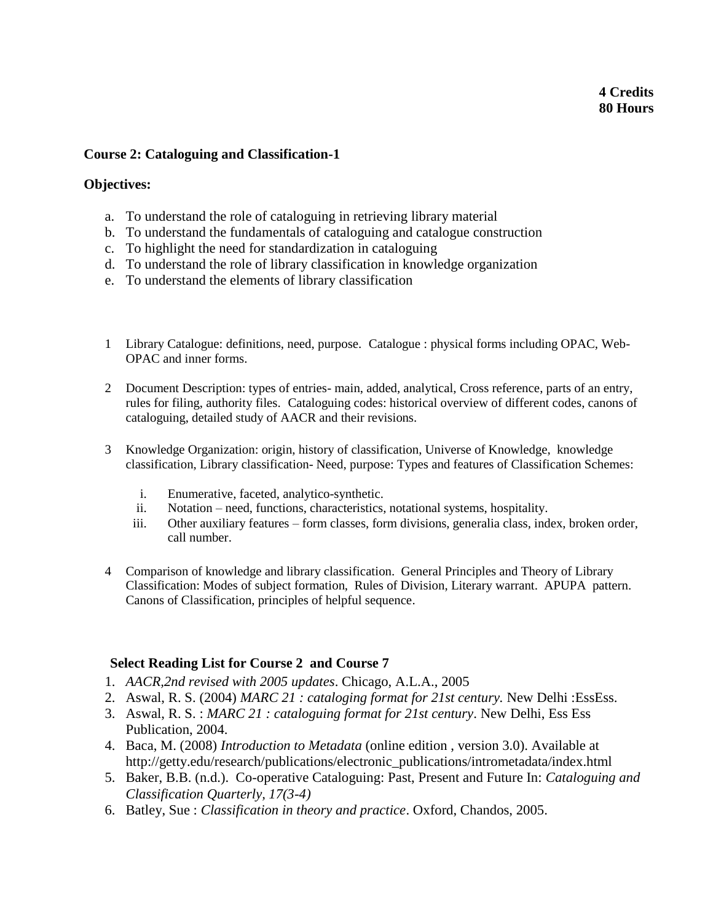**4 Credits**
**80 Hours**

**Course 2: Cataloguing and Classification-1**

**Objectives:**

a. To understand the role of cataloguing in retrieving library material
b. To understand the fundamentals of cataloguing and catalogue construction
c. To highlight the need for standardization in cataloguing
d. To understand the role of library classification in knowledge organization
e. To understand the elements of library classification

1. Library Catalogue: definitions, need, purpose. Catalogue : physical forms including OPAC, Web-OPAC and inner forms.

2. Document Description: types of entries- main, added, analytical, Cross reference, parts of an entry, rules for filing, authority files. Cataloguing codes: historical overview of different codes, canons of cataloguing, detailed study of AACR and their revisions.

3. Knowledge Organization: origin, history of classification, Universe of Knowledge, knowledge classification, Library classification- Need, purpose: Types and features of Classification Schemes:

   i. Enumerative, faceted, analytico-synthetic.
   ii. Notation – need, functions, characteristics, notational systems, hospitality.
   iii. Other auxiliary features – form classes, form divisions, generalia class, index, broken order, call number.

4. Comparison of knowledge and library classification. General Principles and Theory of Library Classification: Modes of subject formation, Rules of Division, Literary warrant. APUPA pattern. Canons of Classification, principles of helpful sequence.

**Select Reading List for Course 2 and Course 7**

1. *AACR,2nd revised with 2005 updates*. Chicago, A.L.A., 2005
2. Aswal, R. S. (2004) *MARC 21 : cataloging format for 21st century.* New Delhi :EssEss.
3. Aswal, R. S. : *MARC 21 : cataloguing format for 21st century*. New Delhi, Ess Ess Publication, 2004.
4. Baca, M. (2008) *Introduction to Metadata* (online edition , version 3.0). Available at http://getty.edu/research/publications/electronic_publications/intrometadata/index.html
5. Baker, B.B. (n.d.). Co-operative Cataloguing: Past, Present and Future In: *Cataloguing and Classification Quarterly, 17(3-4)*
6. Batley, Sue : *Classification in theory and practice*. Oxford, Chandos, 2005.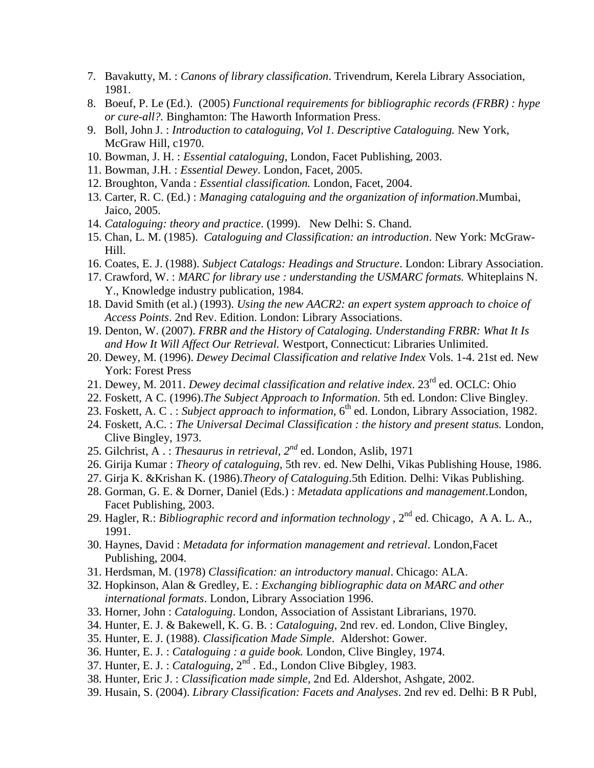7. Bavakutty, M. : *Canons of library classification*. Trivendrum, Kerela Library Association, 1981.
8. Boeuf, P. Le (Ed.). (2005) *Functional requirements for bibliographic records (FRBR) : hype or cure-all?.* Binghamton: The Haworth Information Press.
9. Boll, John J. : *Introduction to cataloguing, Vol 1. Descriptive Cataloguing.* New York, McGraw Hill, c1970.
10. Bowman, J. H. : *Essential cataloguing*, London, Facet Publishing, 2003.
11. Bowman, J.H. : *Essential Dewey*. London, Facet, 2005.
12. Broughton, Vanda : *Essential classification.* London, Facet, 2004.
13. Carter, R. C. (Ed.) : *Managing cataloguing and the organization of information*.Mumbai, Jaico, 2005.
14. *Cataloguing: theory and practice*. (1999). New Delhi: S. Chand.
15. Chan, L. M. (1985). *Cataloguing and Classification: an introduction*. New York: McGraw-Hill.
16. Coates, E. J. (1988). *Subject Catalogs: Headings and Structure*. London: Library Association.
17. Crawford, W. : *MARC for library use : understanding the USMARC formats.* Whiteplains N. Y., Knowledge industry publication, 1984.
18. David Smith (et al.) (1993). *Using the new AACR2: an expert system approach to choice of Access Points*. 2nd Rev. Edition. London: Library Associations.
19. Denton, W. (2007). *FRBR and the History of Cataloging. Understanding FRBR: What It Is and How It Will Affect Our Retrieval.* Westport, Connecticut: Libraries Unlimited.
20. Dewey, M. (1996). *Dewey Decimal Classification and relative Index* Vols. 1-4. 21st ed. New York: Forest Press
21. Dewey, M. 2011. *Dewey decimal classification and relative index*. 23rd ed. OCLC: Ohio
22. Foskett, A C. (1996).*The Subject Approach to Information.* 5th ed. London: Clive Bingley.
23. Foskett, A. C . : *Subject approach to information,* 6th ed. London, Library Association, 1982.
24. Foskett, A.C. : *The Universal Decimal Classification : the history and present status.* London, Clive Bingley, 1973.
25. Gilchrist, A . : *Thesaurus in retrieval, 2nd* ed. London, Aslib, 1971
26. Girija Kumar : *Theory of cataloguing*, 5th rev. ed. New Delhi, Vikas Publishing House, 1986.
27. Girja K. &Krishan K. (1986).*Theory of Cataloguing*.5th Edition. Delhi: Vikas Publishing.
28. Gorman, G. E. & Dorner, Daniel (Eds.) : *Metadata applications and management*.London, Facet Publishing, 2003.
29. Hagler, R.: *Bibliographic record and information technology ,* 2nd ed. Chicago, A A. L. A., 1991.
30. Haynes, David : *Metadata for information management and retrieval*. London,Facet Publishing, 2004.
31. Herdsman, M. (1978) *Classification: an introductory manual*. Chicago: ALA.
32. Hopkinson, Alan & Gredley, E. : *Exchanging bibliographic data on MARC and other international formats*. London, Library Association 1996.
33. Horner, John : *Cataloguing*. London, Association of Assistant Librarians, 1970.
34. Hunter, E. J. & Bakewell, K. G. B. : *Cataloguing*, 2nd rev. ed. London, Clive Bingley,
35. Hunter, E. J. (1988). *Classification Made Simple*. Aldershot: Gower.
36. Hunter, E. J. : *Cataloguing : a guide book.* London, Clive Bingley, 1974.
37. Hunter, E. J. : *Cataloguing*, 2nd . Ed., London Clive Bibgley, 1983.
38. Hunter, Eric J. : *Classification made simple*, 2nd Ed. Aldershot, Ashgate, 2002.
39. Husain, S. (2004). *Library Classification: Facets and Analyses*. 2nd rev ed. Delhi: B R Publ,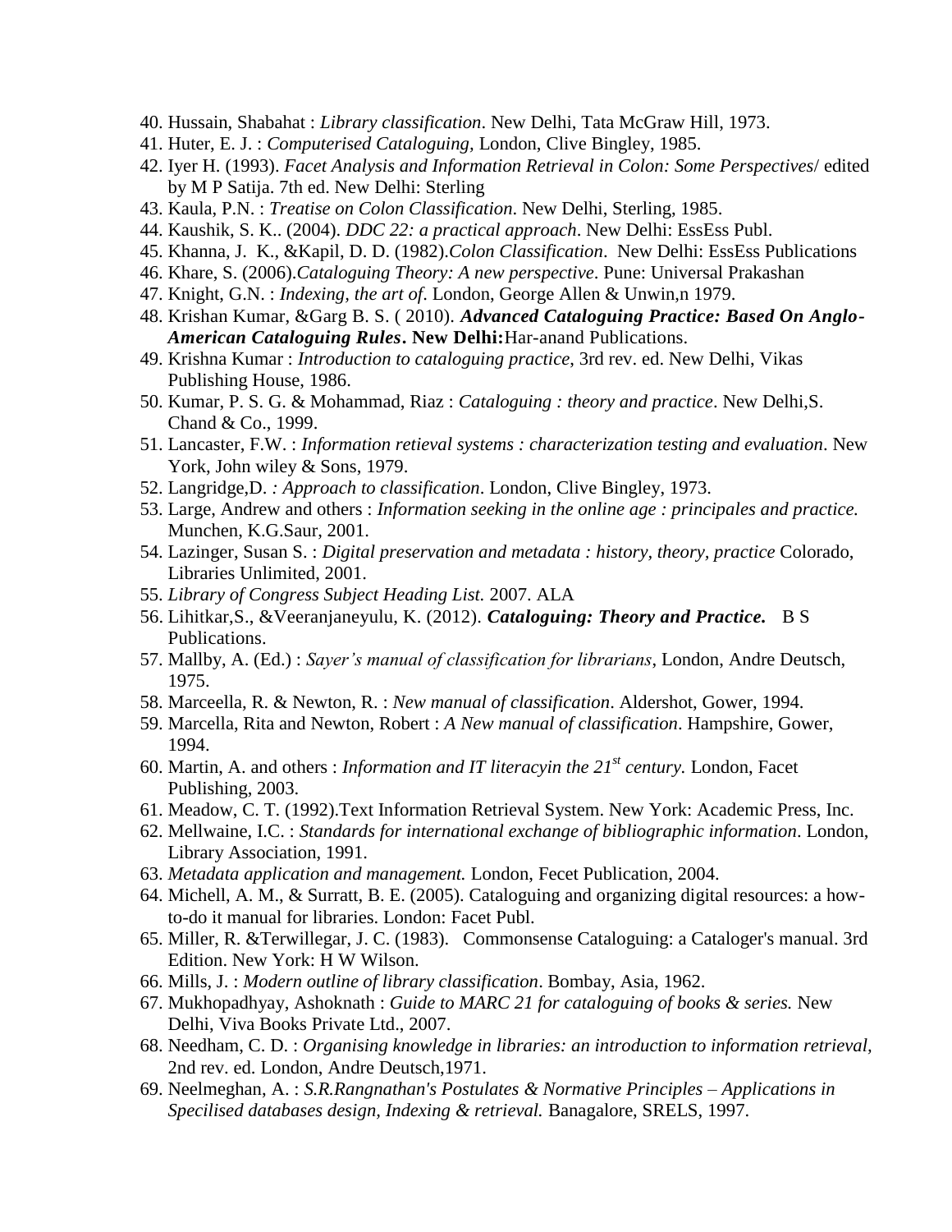40. Hussain, Shabahat : *Library classification*. New Delhi, Tata McGraw Hill, 1973.
41. Huter, E. J. : *Computerised Cataloguing*, London, Clive Bingley, 1985.
42. Iyer H. (1993). *Facet Analysis and Information Retrieval in Colon: Some Perspectives*/ edited by M P Satija. 7th ed. New Delhi: Sterling
43. Kaula, P.N. : *Treatise on Colon Classification*. New Delhi, Sterling, 1985.
44. Kaushik, S. K.. (2004). *DDC 22: a practical approach*. New Delhi: EssEss Publ.
45. Khanna, J. K., &Kapil, D. D. (1982).*Colon Classification*. New Delhi: EssEss Publications
46. Khare, S. (2006).*Cataloguing Theory: A new perspective*. Pune: Universal Prakashan
47. Knight, G.N. : *Indexing, the art of*. London, George Allen & Unwin,n 1979.
48. Krishan Kumar, &Garg B. S. ( 2010). ***Advanced Cataloguing Practice: Based On Anglo-American Cataloguing Rules*. New Delhi:**Har-anand Publications.
49. Krishna Kumar : *Introduction to cataloguing practice*, 3rd rev. ed. New Delhi, Vikas Publishing House, 1986.
50. Kumar, P. S. G. & Mohammad, Riaz : *Cataloguing : theory and practice*. New Delhi,S. Chand & Co., 1999.
51. Lancaster, F.W. : *Information retieval systems : characterization testing and evaluation*. New York, John wiley & Sons, 1979.
52. Langridge,D. *: Approach to classification*. London, Clive Bingley, 1973.
53. Large, Andrew and others : *Information seeking in the online age : principales and practice.* Munchen, K.G.Saur, 2001.
54. Lazinger, Susan S. : *Digital preservation and metadata : history, theory, practice* Colorado, Libraries Unlimited, 2001.
55. *Library of Congress Subject Heading List.* 2007. ALA
56. Lihitkar,S., &Veeranjaneyulu, K. (2012). ***Cataloguing: Theory and Practice.*** B S Publications.
57. Mallby, A. (Ed.) : *Sayer's manual of classification for librarians*, London, Andre Deutsch, 1975.
58. Marceella, R. & Newton, R. : *New manual of classification*. Aldershot, Gower, 1994.
59. Marcella, Rita and Newton, Robert : *A New manual of classification*. Hampshire, Gower, 1994.
60. Martin, A. and others : *Information and IT literacyin the 21st century.* London, Facet Publishing, 2003.
61. Meadow, C. T. (1992).Text Information Retrieval System. New York: Academic Press, Inc.
62. Mellwaine, I.C. : *Standards for international exchange of bibliographic information*. London, Library Association, 1991.
63. *Metadata application and management.* London, Fecet Publication, 2004.
64. Michell, A. M., & Surratt, B. E. (2005). Cataloguing and organizing digital resources: a how-to-do it manual for libraries. London: Facet Publ.
65. Miller, R. &Terwillegar, J. C. (1983). Commonsense Cataloguing: a Cataloger's manual. 3rd Edition. New York: H W Wilson.
66. Mills, J. : *Modern outline of library classification*. Bombay, Asia, 1962.
67. Mukhopadhyay, Ashoknath : *Guide to MARC 21 for cataloguing of books & series.* New Delhi, Viva Books Private Ltd., 2007.
68. Needham, C. D. : *Organising knowledge in libraries: an introduction to information retrieval,* 2nd rev. ed. London, Andre Deutsch,1971.
69. Neelmeghan, A. : *S.R.Rangnathan's Postulates & Normative Principles – Applications in Specilised databases design, Indexing & retrieval.* Banagalore, SRELS, 1997.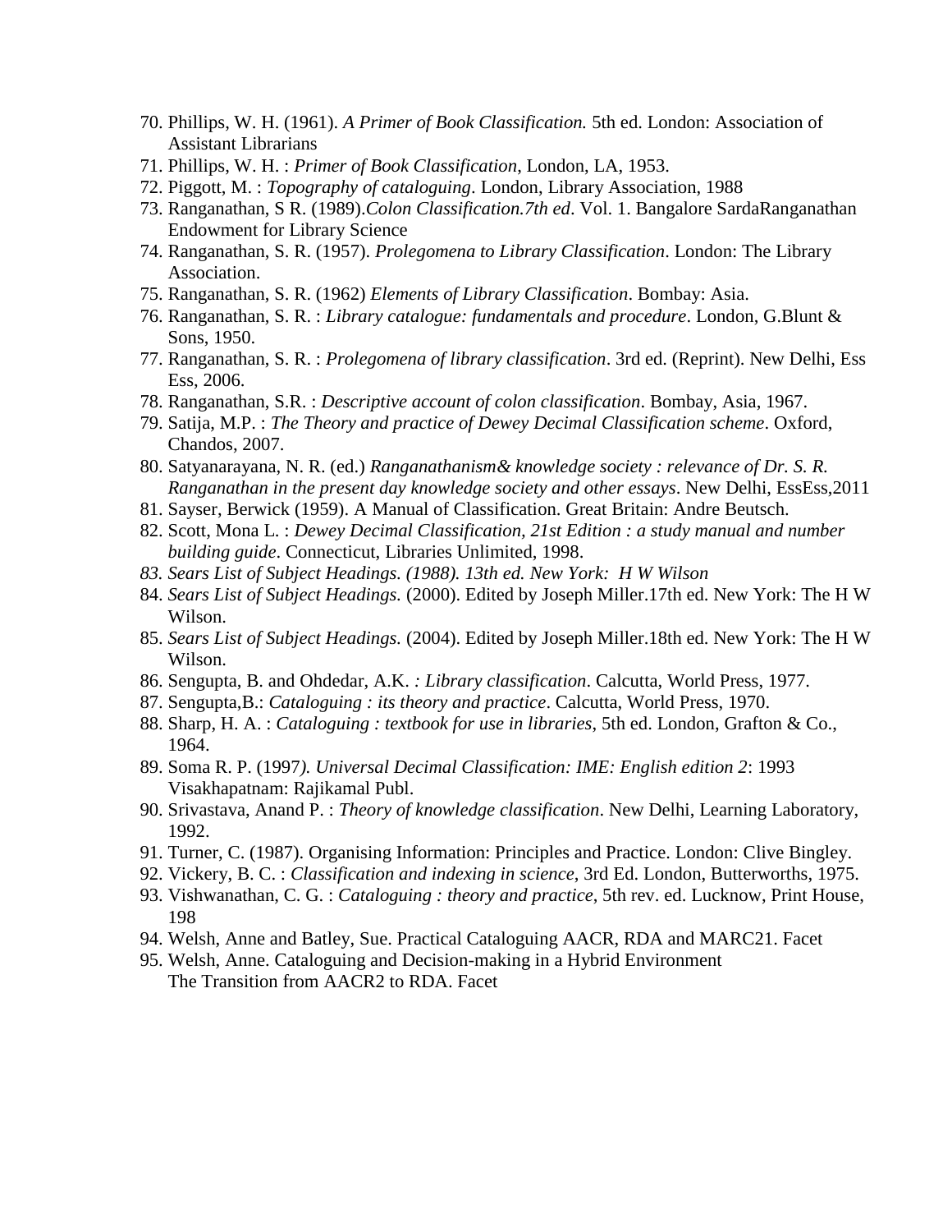70. Phillips, W. H. (1961). *A Primer of Book Classification.* 5th ed. London: Association of Assistant Librarians
71. Phillips, W. H. : *Primer of Book Classification*, London, LA, 1953.
72. Piggott, M. : *Topography of cataloguing*. London, Library Association, 1988
73. Ranganathan, S R. (1989).*Colon Classification.7th ed*. Vol. 1. Bangalore SardaRanganathan Endowment for Library Science
74. Ranganathan, S. R. (1957). *Prolegomena to Library Classification*. London: The Library Association.
75. Ranganathan, S. R. (1962) *Elements of Library Classification*. Bombay: Asia.
76. Ranganathan, S. R. : *Library catalogue: fundamentals and procedure*. London, G.Blunt & Sons, 1950.
77. Ranganathan, S. R. : *Prolegomena of library classification*. 3rd ed. (Reprint). New Delhi, Ess Ess, 2006.
78. Ranganathan, S.R. : *Descriptive account of colon classification*. Bombay, Asia, 1967.
79. Satija, M.P. : *The Theory and practice of Dewey Decimal Classification scheme*. Oxford, Chandos, 2007.
80. Satyanarayana, N. R. (ed.) *Ranganathanism& knowledge society : relevance of Dr. S. R. Ranganathan in the present day knowledge society and other essays*. New Delhi, EssEss,2011
81. Sayser, Berwick (1959). A Manual of Classification. Great Britain: Andre Beutsch.
82. Scott, Mona L. : *Dewey Decimal Classification, 21st Edition : a study manual and number building guide*. Connecticut, Libraries Unlimited, 1998.
83. *Sears List of Subject Headings. (1988). 13th ed. New York: H W Wilson*
84. *Sears List of Subject Headings.* (2000). Edited by Joseph Miller.17th ed. New York: The H W Wilson.
85. *Sears List of Subject Headings.* (2004). Edited by Joseph Miller.18th ed. New York: The H W Wilson.
86. Sengupta, B. and Ohdedar, A.K. *: Library classification*. Calcutta, World Press, 1977.
87. Sengupta,B.: *Cataloguing : its theory and practice*. Calcutta, World Press, 1970.
88. Sharp, H. A. : *Cataloguing : textbook for use in libraries*, 5th ed. London, Grafton & Co., 1964.
89. Soma R. P. (1997*). Universal Decimal Classification: IME: English edition 2*: 1993 Visakhapatnam: Rajikamal Publ.
90. Srivastava, Anand P. : *Theory of knowledge classification*. New Delhi, Learning Laboratory, 1992.
91. Turner, C. (1987). Organising Information: Principles and Practice. London: Clive Bingley.
92. Vickery, B. C. : *Classification and indexing in science*, 3rd Ed. London, Butterworths, 1975.
93. Vishwanathan, C. G. : *Cataloguing : theory and practice*, 5th rev. ed. Lucknow, Print House, 198
94. Welsh, Anne and Batley, Sue. Practical Cataloguing AACR, RDA and MARC21. Facet
95. Welsh, Anne. Cataloguing and Decision-making in a Hybrid Environment The Transition from AACR2 to RDA. Facet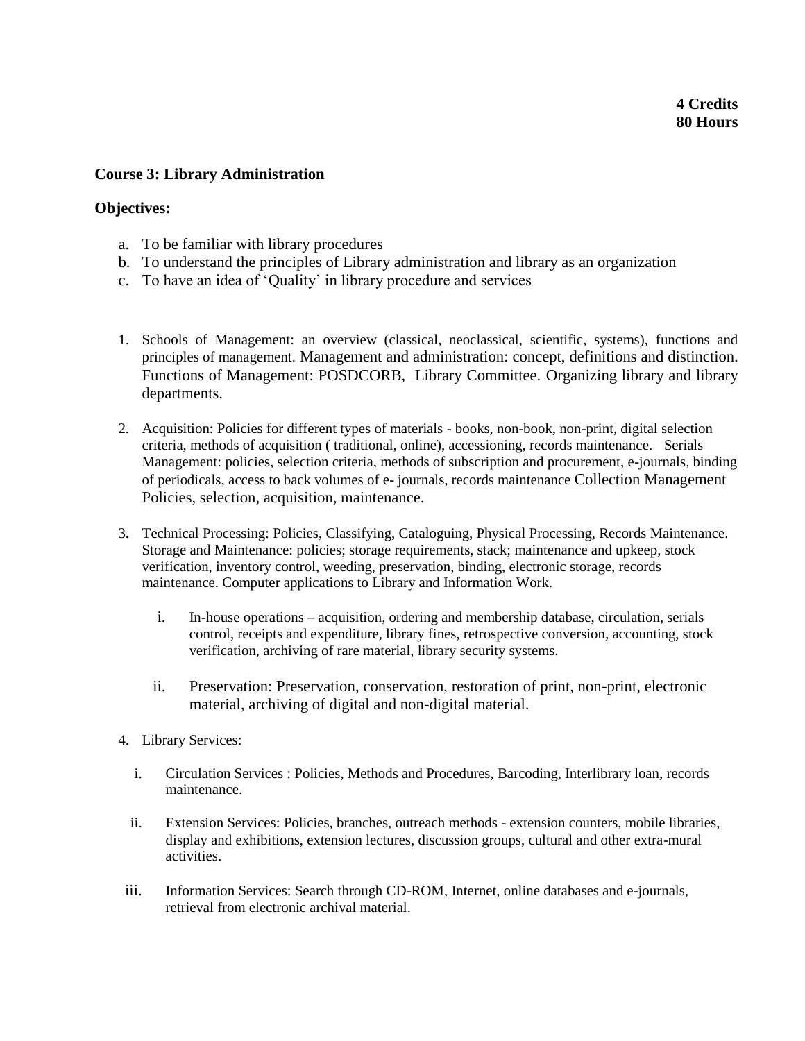**4 Credits**
**80 Hours**

**Course 3: Library Administration**

**Objectives:**

a. To be familiar with library procedures
b. To understand the principles of Library administration and library as an organization
c. To have an idea of 'Quality' in library procedure and services

1. Schools of Management: an overview (classical, neoclassical, scientific, systems), functions and principles of management. Management and administration: concept, definitions and distinction. Functions of Management: POSDCORB, Library Committee. Organizing library and library departments.

2. Acquisition: Policies for different types of materials - books, non-book, non-print, digital selection criteria, methods of acquisition ( traditional, online), accessioning, records maintenance. Serials Management: policies, selection criteria, methods of subscription and procurement, e-journals, binding of periodicals, access to back volumes of e- journals, records maintenance Collection Management Policies, selection, acquisition, maintenance.

3. Technical Processing: Policies, Classifying, Cataloguing, Physical Processing, Records Maintenance. Storage and Maintenance: policies; storage requirements, stack; maintenance and upkeep, stock verification, inventory control, weeding, preservation, binding, electronic storage, records maintenance. Computer applications to Library and Information Work.

   i. In-house operations – acquisition, ordering and membership database, circulation, serials control, receipts and expenditure, library fines, retrospective conversion, accounting, stock verification, archiving of rare material, library security systems.

   ii. Preservation: Preservation, conservation, restoration of print, non-print, electronic material, archiving of digital and non-digital material.

4. Library Services:

   i. Circulation Services : Policies, Methods and Procedures, Barcoding, Interlibrary loan, records maintenance.

   ii. Extension Services: Policies, branches, outreach methods - extension counters, mobile libraries, display and exhibitions, extension lectures, discussion groups, cultural and other extra-mural activities.

   iii. Information Services: Search through CD-ROM, Internet, online databases and e-journals, retrieval from electronic archival material.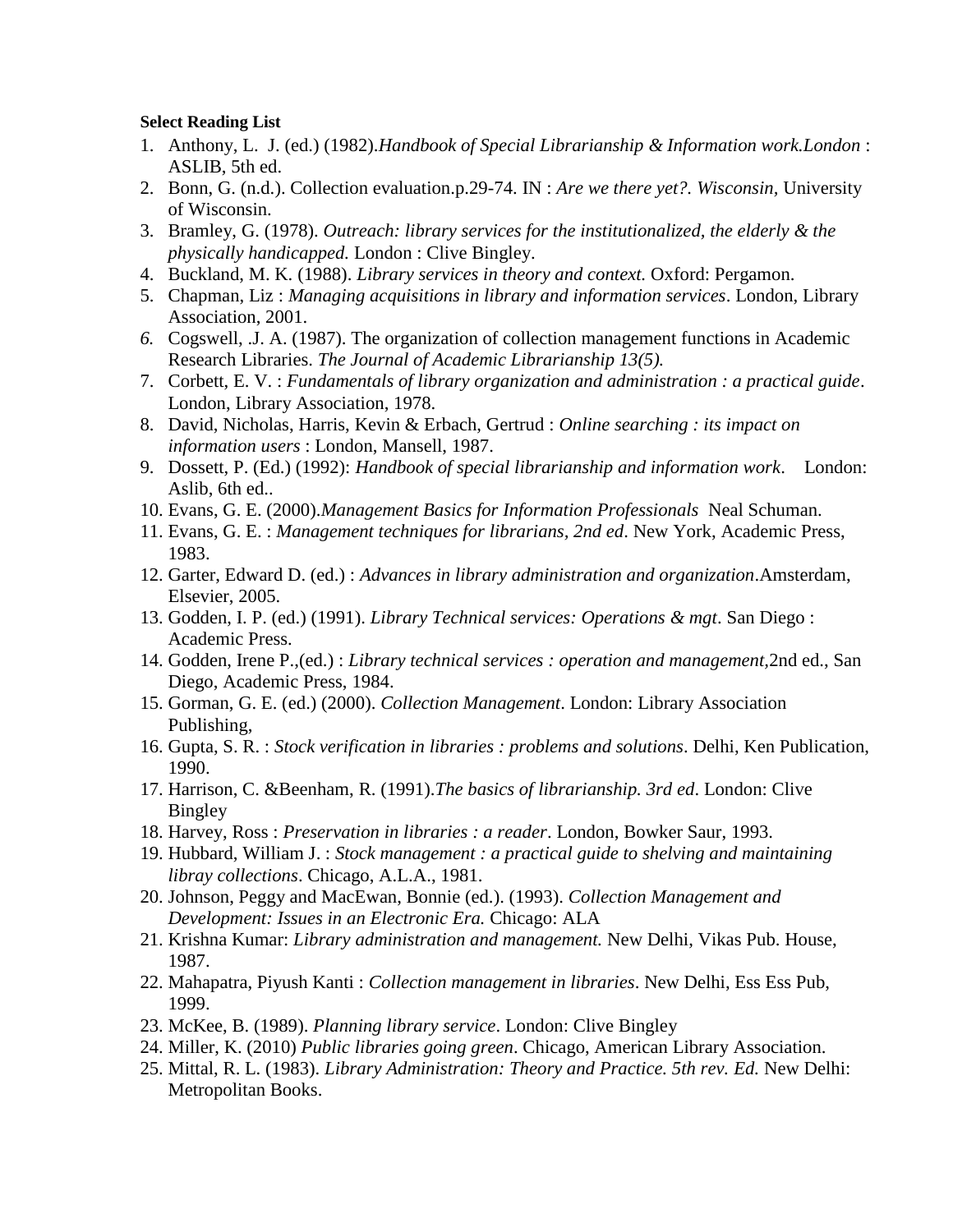**Select Reading List**

1. Anthony, L. J. (ed.) (1982).*Handbook of Special Librarianship & Information work.London* : ASLIB, 5th ed.
2. Bonn, G. (n.d.). Collection evaluation.p.29-74. IN : *Are we there yet?. Wisconsin*, University of Wisconsin.
3. Bramley, G. (1978). *Outreach: library services for the institutionalized, the elderly & the physically handicapped.* London : Clive Bingley.
4. Buckland, M. K. (1988). *Library services in theory and context.* Oxford: Pergamon.
5. Chapman, Liz : *Managing acquisitions in library and information services*. London, Library Association, 2001.
6. Cogswell, .J. A. (1987). The organization of collection management functions in Academic Research Libraries. *The Journal of Academic Librarianship 13(5).*
7. Corbett, E. V. : *Fundamentals of library organization and administration : a practical guide*. London, Library Association, 1978.
8. David, Nicholas, Harris, Kevin & Erbach, Gertrud : *Online searching : its impact on information users* : London, Mansell, 1987.
9. Dossett, P. (Ed.) (1992): *Handbook of special librarianship and information work*. London: Aslib, 6th ed..
10. Evans, G. E. (2000).*Management Basics for Information Professionals* Neal Schuman.
11. Evans, G. E. : *Management techniques for librarians, 2nd ed*. New York, Academic Press, 1983.
12. Garter, Edward D. (ed.) : *Advances in library administration and organization*.Amsterdam, Elsevier, 2005.
13. Godden, I. P. (ed.) (1991). *Library Technical services: Operations & mgt*. San Diego : Academic Press.
14. Godden, Irene P.,(ed.) : *Library technical services : operation and management,*2nd ed., San Diego, Academic Press, 1984.
15. Gorman, G. E. (ed.) (2000). *Collection Management*. London: Library Association Publishing,
16. Gupta, S. R. : *Stock verification in libraries : problems and solutions*. Delhi, Ken Publication, 1990.
17. Harrison, C. &Beenham, R. (1991).*The basics of librarianship. 3rd ed*. London: Clive Bingley
18. Harvey, Ross : *Preservation in libraries : a reader*. London, Bowker Saur, 1993.
19. Hubbard, William J. : *Stock management : a practical guide to shelving and maintaining libray collections*. Chicago, A.L.A., 1981.
20. Johnson, Peggy and MacEwan, Bonnie (ed.). (1993). *Collection Management and Development: Issues in an Electronic Era.* Chicago: ALA
21. Krishna Kumar: *Library administration and management.* New Delhi, Vikas Pub. House, 1987.
22. Mahapatra, Piyush Kanti : *Collection management in libraries*. New Delhi, Ess Ess Pub, 1999.
23. McKee, B. (1989). *Planning library service*. London: Clive Bingley
24. Miller, K. (2010) *Public libraries going green*. Chicago, American Library Association.
25. Mittal, R. L. (1983). *Library Administration: Theory and Practice. 5th rev. Ed.* New Delhi: Metropolitan Books.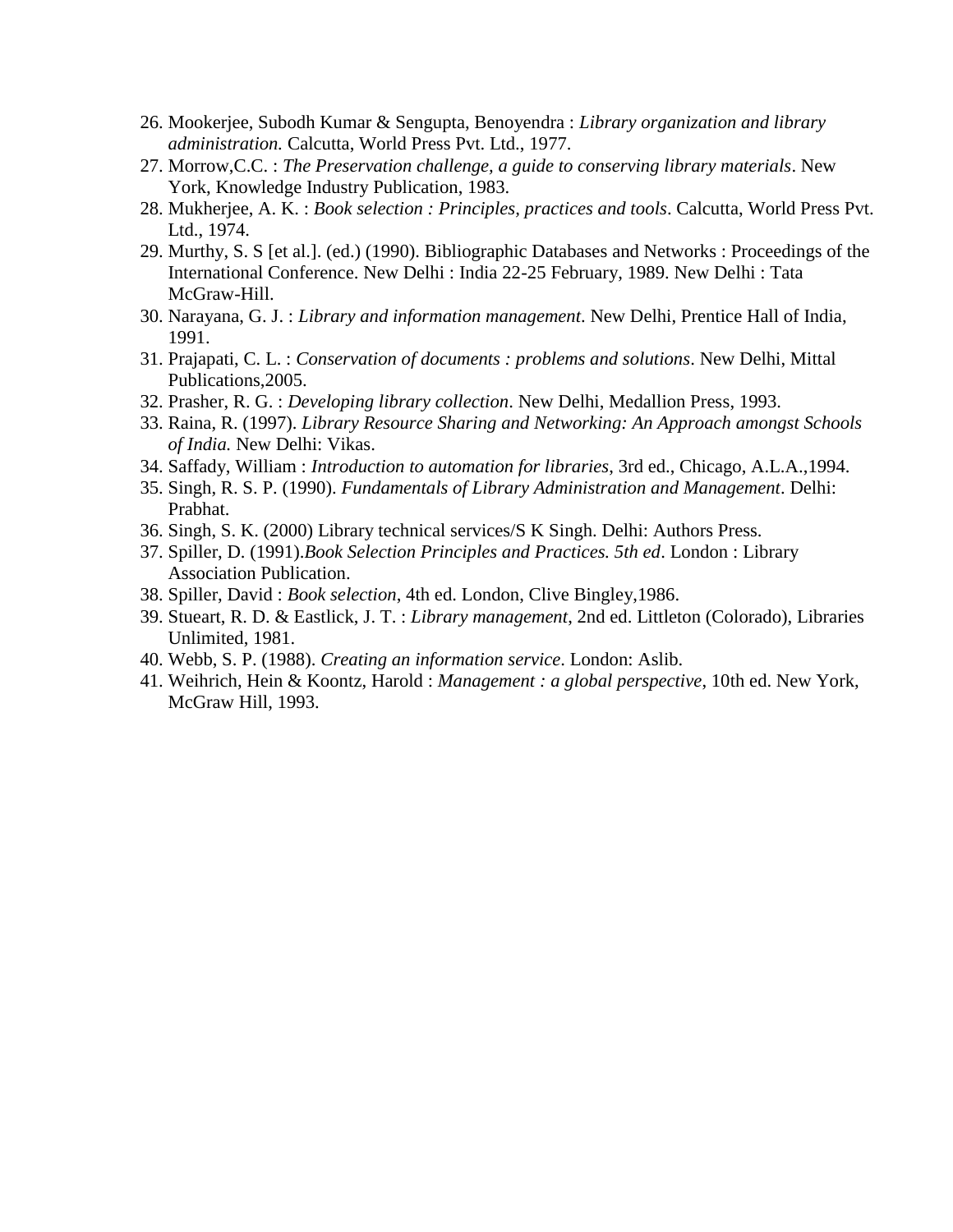26. Mookerjee, Subodh Kumar & Sengupta, Benoyendra : *Library organization and library administration.* Calcutta, World Press Pvt. Ltd., 1977.
27. Morrow,C.C. : *The Preservation challenge, a guide to conserving library materials*. New York, Knowledge Industry Publication, 1983.
28. Mukherjee, A. K. : *Book selection : Principles, practices and tools*. Calcutta, World Press Pvt. Ltd., 1974.
29. Murthy, S. S [et al.]. (ed.) (1990). Bibliographic Databases and Networks : Proceedings of the International Conference. New Delhi : India 22-25 February, 1989. New Delhi : Tata McGraw-Hill.
30. Narayana, G. J. : *Library and information management*. New Delhi, Prentice Hall of India, 1991.
31. Prajapati, C. L. : *Conservation of documents : problems and solutions*. New Delhi, Mittal Publications,2005.
32. Prasher, R. G. : *Developing library collection*. New Delhi, Medallion Press, 1993.
33. Raina, R. (1997). *Library Resource Sharing and Networking: An Approach amongst Schools of India.* New Delhi: Vikas.
34. Saffady, William : *Introduction to automation for libraries,* 3rd ed., Chicago, A.L.A.,1994.
35. Singh, R. S. P. (1990). *Fundamentals of Library Administration and Management*. Delhi: Prabhat.
36. Singh, S. K. (2000) Library technical services/S K Singh. Delhi: Authors Press.
37. Spiller, D. (1991).*Book Selection Principles and Practices. 5th ed*. London : Library Association Publication.
38. Spiller, David : *Book selection*, 4th ed. London, Clive Bingley,1986.
39. Stueart, R. D. & Eastlick, J. T. : *Library management*, 2nd ed. Littleton (Colorado), Libraries Unlimited, 1981.
40. Webb, S. P. (1988). *Creating an information service*. London: Aslib.
41. Weihrich, Hein & Koontz, Harold : *Management : a global perspective*, 10th ed. New York, McGraw Hill, 1993.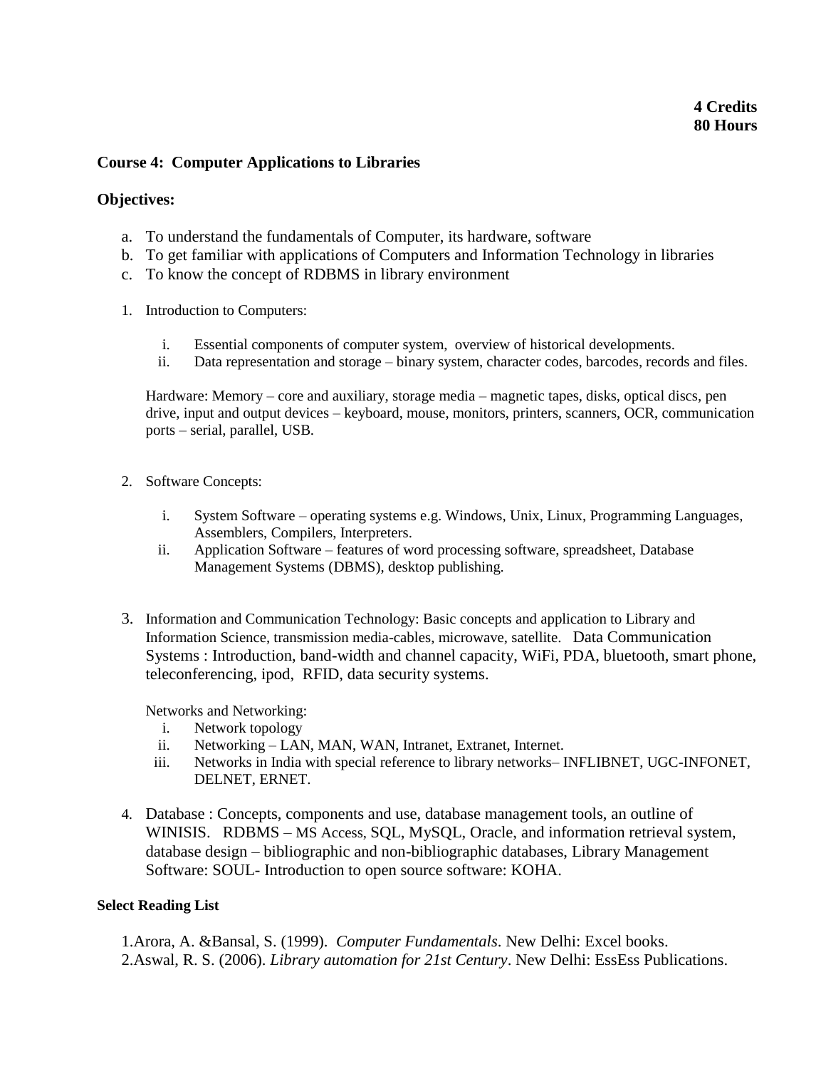**4 Credits**
**80 Hours**

**Course 4: Computer Applications to Libraries**

**Objectives:**

a. To understand the fundamentals of Computer, its hardware, software
b. To get familiar with applications of Computers and Information Technology in libraries
c. To know the concept of RDBMS in library environment

1. Introduction to Computers:

    i. Essential components of computer system, overview of historical developments.
    ii. Data representation and storage – binary system, character codes, barcodes, records and files.

    Hardware: Memory – core and auxiliary, storage media – magnetic tapes, disks, optical discs, pen drive, input and output devices – keyboard, mouse, monitors, printers, scanners, OCR, communication ports – serial, parallel, USB.

2. Software Concepts:

    i. System Software – operating systems e.g. Windows, Unix, Linux, Programming Languages, Assemblers, Compilers, Interpreters.
    ii. Application Software – features of word processing software, spreadsheet, Database Management Systems (DBMS), desktop publishing.

3. Information and Communication Technology: Basic concepts and application to Library and Information Science, transmission media-cables, microwave, satellite. Data Communication Systems : Introduction, band-width and channel capacity, WiFi, PDA, bluetooth, smart phone, teleconferencing, ipod, RFID, data security systems.

    Networks and Networking:
    i. Network topology
    ii. Networking – LAN, MAN, WAN, Intranet, Extranet, Internet.
    iii. Networks in India with special reference to library networks– INFLIBNET, UGC-INFONET, DELNET, ERNET.

4. Database : Concepts, components and use, database management tools, an outline of WINISIS. RDBMS – MS Access, SQL, MySQL, Oracle, and information retrieval system, database design – bibliographic and non-bibliographic databases, Library Management Software: SOUL- Introduction to open source software: KOHA.

**Select Reading List**

1.Arora, A. &Bansal, S. (1999). *Computer Fundamentals*. New Delhi: Excel books.
2.Aswal, R. S. (2006). *Library automation for 21st Century*. New Delhi: EssEss Publications.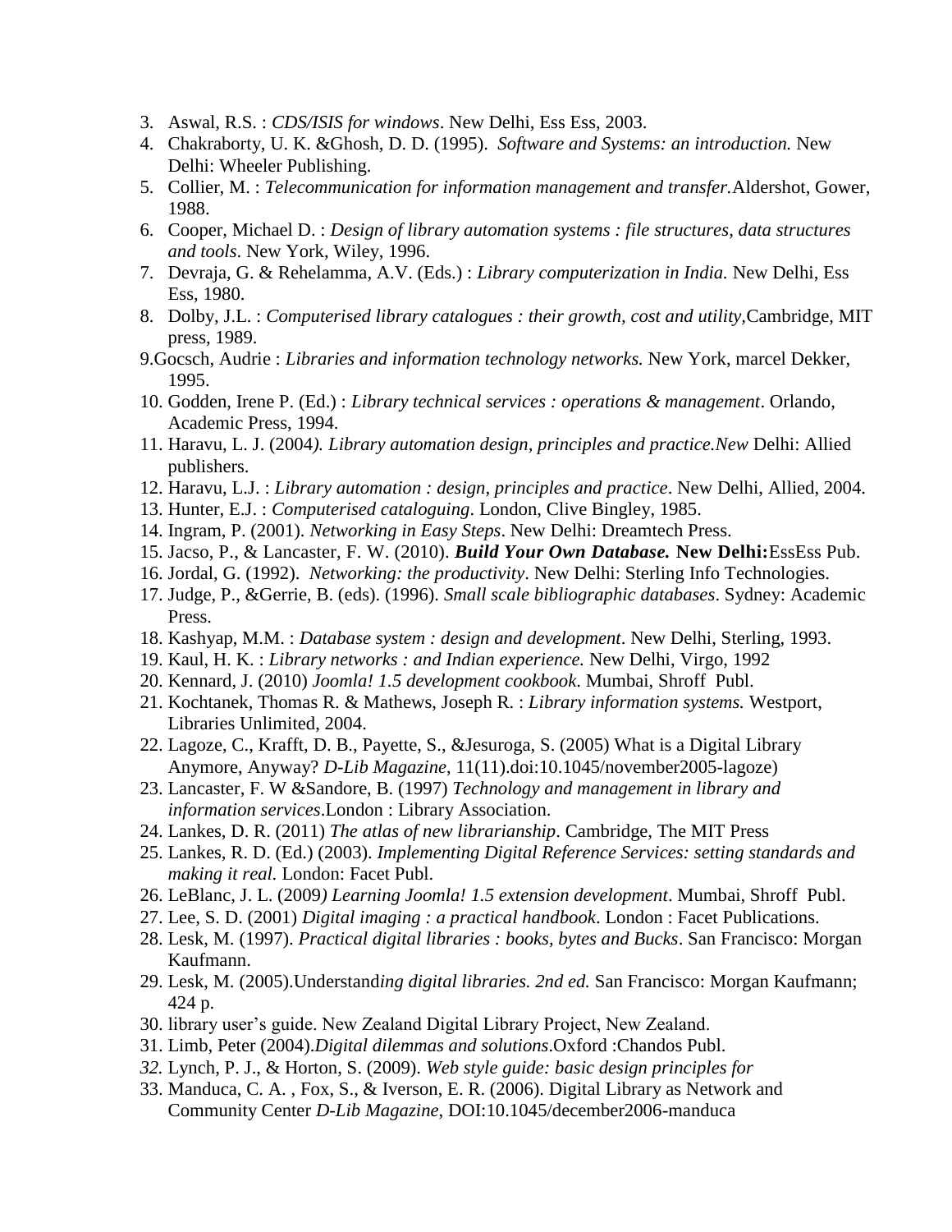3. Aswal, R.S. : *CDS/ISIS for windows*. New Delhi, Ess Ess, 2003.
4. Chakraborty, U. K. &Ghosh, D. D. (1995). *Software and Systems: an introduction.* New Delhi: Wheeler Publishing.
5. Collier, M. : *Telecommunication for information management and transfer.*Aldershot, Gower, 1988.
6. Cooper, Michael D. : *Design of library automation systems : file structures, data structures and tools*. New York, Wiley, 1996.
7. Devraja, G. & Rehelamma, A.V. (Eds.) : *Library computerization in India.* New Delhi, Ess Ess, 1980.
8. Dolby, J.L. : *Computerised library catalogues : their growth, cost and utility,*Cambridge, MIT press, 1989.
9. Gocsch, Audrie : *Libraries and information technology networks.* New York, marcel Dekker, 1995.
10. Godden, Irene P. (Ed.) : *Library technical services : operations & management*. Orlando, Academic Press, 1994.
11. Haravu, L. J. (2004*). Library automation design, principles and practice.New* Delhi: Allied publishers.
12. Haravu, L.J. : *Library automation : design, principles and practice*. New Delhi, Allied, 2004.
13. Hunter, E.J. : *Computerised cataloguing*. London, Clive Bingley, 1985.
14. Ingram, P. (2001). *Networking in Easy Steps*. New Delhi: Dreamtech Press.
15. Jacso, P., & Lancaster, F. W. (2010). ***Build Your Own Database.*** **New Delhi:**EssEss Pub.
16. Jordal, G. (1992). *Networking: the productivity*. New Delhi: Sterling Info Technologies.
17. Judge, P., &Gerrie, B. (eds). (1996). *Small scale bibliographic databases*. Sydney: Academic Press.
18. Kashyap, M.M. : *Database system : design and development*. New Delhi, Sterling, 1993.
19. Kaul, H. K. : *Library networks : and Indian experience.* New Delhi, Virgo, 1992
20. Kennard, J. (2010) *Joomla! 1.5 development cookbook*. Mumbai, Shroff Publ.
21. Kochtanek, Thomas R. & Mathews, Joseph R. : *Library information systems.* Westport, Libraries Unlimited, 2004.
22. Lagoze, C., Krafft, D. B., Payette, S., &Jesuroga, S. (2005) What is a Digital Library Anymore, Anyway? *D-Lib Magazine*, 11(11).doi:10.1045/november2005-lagoze)
23. Lancaster, F. W &Sandore, B. (1997) *Technology and management in library and information services*.London : Library Association.
24. Lankes, D. R. (2011) *The atlas of new librarianship*. Cambridge, The MIT Press
25. Lankes, R. D. (Ed.) (2003). *Implementing Digital Reference Services: setting standards and making it real.* London: Facet Publ.
26. LeBlanc, J. L. (2009*) Learning Joomla! 1.5 extension development*. Mumbai, Shroff Publ.
27. Lee, S. D. (2001) *Digital imaging : a practical handbook*. London : Facet Publications.
28. Lesk, M. (1997). *Practical digital libraries : books, bytes and Bucks*. San Francisco: Morgan Kaufmann.
29. Lesk, M. (2005).Understand*ing digital libraries. 2nd ed.* San Francisco: Morgan Kaufmann; 424 p.
30. library user's guide. New Zealand Digital Library Project, New Zealand.
31. Limb, Peter (2004).*Digital dilemmas and solutions*.Oxford :Chandos Publ.
32. Lynch, P. J., & Horton, S. (2009). *Web style guide: basic design principles for*
33. Manduca, C. A. , Fox, S., & Iverson, E. R. (2006). Digital Library as Network and Community Center *D-Lib Magazine*, DOI:10.1045/december2006-manduca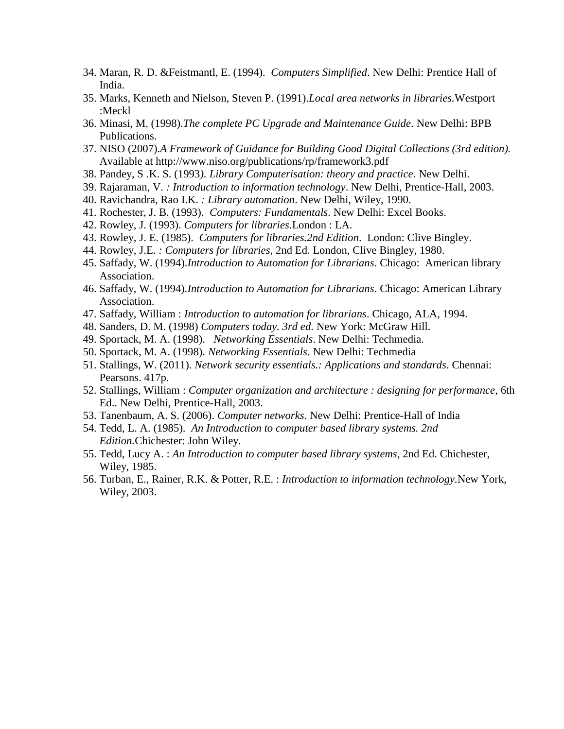34. Maran, R. D. &Feistmantl, E. (1994). *Computers Simplified*. New Delhi: Prentice Hall of India.
35. Marks, Kenneth and Nielson, Steven P. (1991).*Local area networks in libraries.*Westport :Meckl
36. Minasi, M. (1998).*The complete PC Upgrade and Maintenance Guide*. New Delhi: BPB Publications.
37. NISO (2007).*A Framework of Guidance for Building Good Digital Collections (3rd edition).* Available at http://www.niso.org/publications/rp/framework3.pdf
38. Pandey, S .K. S. (1993*). Library Computerisation: theory and practice*. New Delhi.
39. Rajaraman, V. *: Introduction to information technology*. New Delhi, Prentice-Hall, 2003.
40. Ravichandra, Rao I.K. *: Library automation*. New Delhi, Wiley, 1990.
41. Rochester, J. B. (1993). *Computers: Fundamentals*. New Delhi: Excel Books.
42. Rowley, J. (1993). *Computers for libraries*.London : LA.
43. Rowley, J. E. (1985). *Computers for libraries.2nd Edition*. London: Clive Bingley.
44. Rowley, J.E. *: Computers for libraries*, 2nd Ed. London, Clive Bingley, 1980.
45. Saffady, W. (1994).*Introduction to Automation for Librarians*. Chicago: American library Association.
46. Saffady, W. (1994).*Introduction to Automation for Librarians*. Chicago: American Library Association.
47. Saffady, William : *Introduction to automation for librarians*. Chicago, ALA, 1994.
48. Sanders, D. M. (1998) *Computers today. 3rd ed*. New York: McGraw Hill.
49. Sportack, M. A. (1998). *Networking Essentials*. New Delhi: Techmedia.
50. Sportack, M. A. (1998). *Networking Essentials*. New Delhi: Techmedia
51. Stallings, W. (2011). *Network security essentials.: Applications and standards*. Chennai: Pearsons. 417p.
52. Stallings, William : *Computer organization and architecture : designing for performance*, 6th Ed.. New Delhi, Prentice-Hall, 2003.
53. Tanenbaum, A. S. (2006). *Computer networks*. New Delhi: Prentice-Hall of India
54. Tedd, L. A. (1985). *An Introduction to computer based library systems. 2nd Edition.*Chichester: John Wiley.
55. Tedd, Lucy A. : *An Introduction to computer based library systems*, 2nd Ed. Chichester, Wiley, 1985.
56. Turban, E., Rainer, R.K. & Potter, R.E. : *Introduction to information technology*.New York, Wiley, 2003.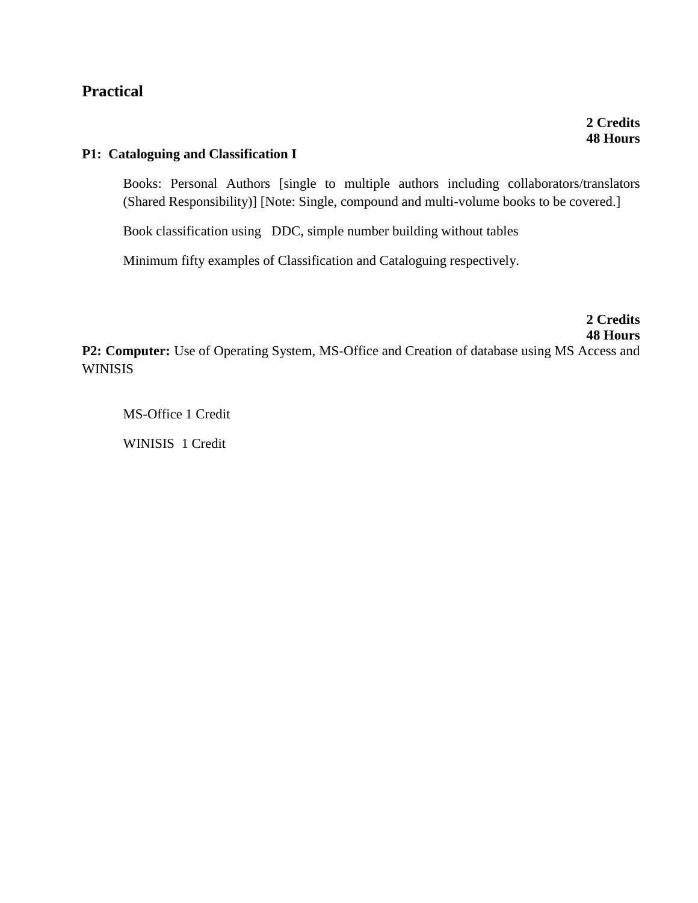## Practical

**2 Credits**
**48 Hours**

**P1: Cataloguing and Classification I**

Books: Personal Authors [single to multiple authors including collaborators/translators (Shared Responsibility)] [Note: Single, compound and multi-volume books to be covered.]

Book classification using DDC, simple number building without tables

Minimum fifty examples of Classification and Cataloguing respectively.

**2 Credits**
**48 Hours**

**P2: Computer:** Use of Operating System, MS-Office and Creation of database using MS Access and WINISIS

MS-Office 1 Credit

WINISIS 1 Credit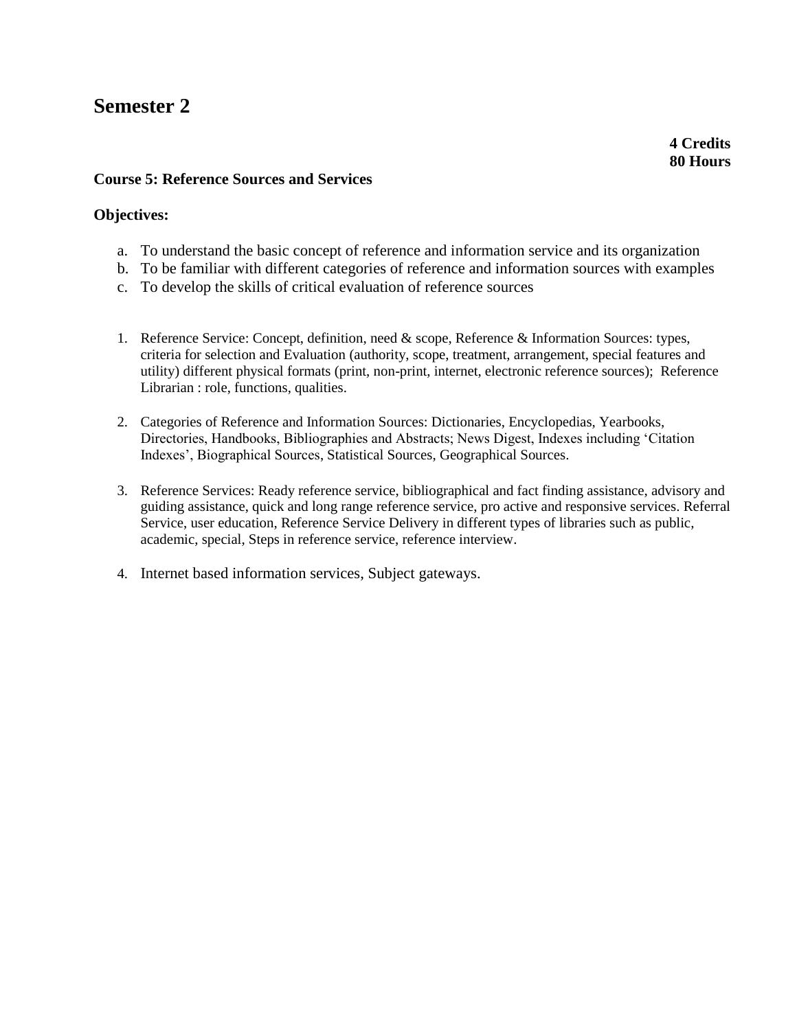# Semester 2

**4 Credits**
**80 Hours**

**Course 5: Reference Sources and Services**

**Objectives:**

a. To understand the basic concept of reference and information service and its organization
b. To be familiar with different categories of reference and information sources with examples
c. To develop the skills of critical evaluation of reference sources

1. Reference Service: Concept, definition, need & scope, Reference & Information Sources: types, criteria for selection and Evaluation (authority, scope, treatment, arrangement, special features and utility) different physical formats (print, non-print, internet, electronic reference sources); Reference Librarian : role, functions, qualities.

2. Categories of Reference and Information Sources: Dictionaries, Encyclopedias, Yearbooks, Directories, Handbooks, Bibliographies and Abstracts; News Digest, Indexes including 'Citation Indexes', Biographical Sources, Statistical Sources, Geographical Sources.

3. Reference Services: Ready reference service, bibliographical and fact finding assistance, advisory and guiding assistance, quick and long range reference service, pro active and responsive services. Referral Service, user education, Reference Service Delivery in different types of libraries such as public, academic, special, Steps in reference service, reference interview.

4. Internet based information services, Subject gateways.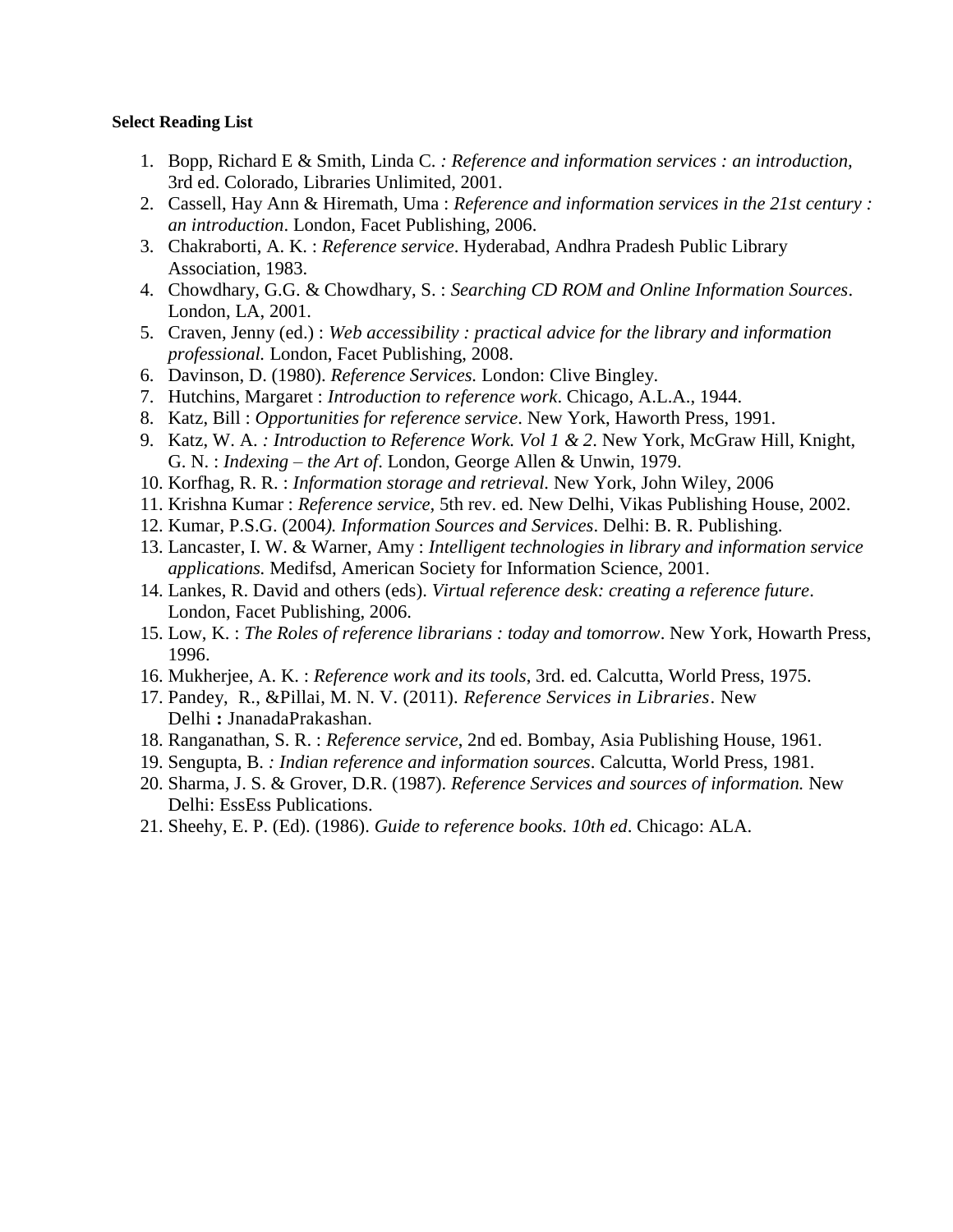**Select Reading List**

1. Bopp, Richard E & Smith, Linda C. *: Reference and information services : an introduction,* 3rd ed. Colorado, Libraries Unlimited, 2001.
2. Cassell, Hay Ann & Hiremath, Uma : *Reference and information services in the 21st century : an introduction*. London, Facet Publishing, 2006.
3. Chakraborti, A. K. : *Reference service*. Hyderabad, Andhra Pradesh Public Library Association, 1983.
4. Chowdhary, G.G. & Chowdhary, S. : *Searching CD ROM and Online Information Sources*. London, LA, 2001.
5. Craven, Jenny (ed.) : *Web accessibility : practical advice for the library and information professional.* London, Facet Publishing, 2008.
6. Davinson, D. (1980). *Reference Services.* London: Clive Bingley.
7. Hutchins, Margaret : *Introduction to reference work*. Chicago, A.L.A., 1944.
8. Katz, Bill : *Opportunities for reference service*. New York, Haworth Press, 1991.
9. Katz, W. A. *: Introduction to Reference Work. Vol 1 & 2*. New York, McGraw Hill, Knight, G. N. : *Indexing – the Art of*. London, George Allen & Unwin, 1979.
10. Korfhag, R. R. : *Information storage and retrieval.* New York, John Wiley, 2006
11. Krishna Kumar : *Reference service,* 5th rev. ed. New Delhi, Vikas Publishing House, 2002.
12. Kumar, P.S.G. (2004*). Information Sources and Services*. Delhi: B. R. Publishing.
13. Lancaster, I. W. & Warner, Amy : *Intelligent technologies in library and information service applications.* Medifsd, American Society for Information Science, 2001.
14. Lankes, R. David and others (eds). *Virtual reference desk: creating a reference future*. London, Facet Publishing, 2006.
15. Low, K. : *The Roles of reference librarians : today and tomorrow*. New York, Howarth Press, 1996.
16. Mukherjee, A. K. : *Reference work and its tools*, 3rd. ed. Calcutta, World Press, 1975.
17. Pandey, R., &Pillai, M. N. V. (2011). *Reference Services in Libraries*. New Delhi **:** JnanadaPrakashan.
18. Ranganathan, S. R. : *Reference service,* 2nd ed. Bombay, Asia Publishing House, 1961.
19. Sengupta, B. *: Indian reference and information sources*. Calcutta, World Press, 1981.
20. Sharma, J. S. & Grover, D.R. (1987). *Reference Services and sources of information.* New Delhi: EssEss Publications.
21. Sheehy, E. P. (Ed). (1986). *Guide to reference books. 10th ed*. Chicago: ALA.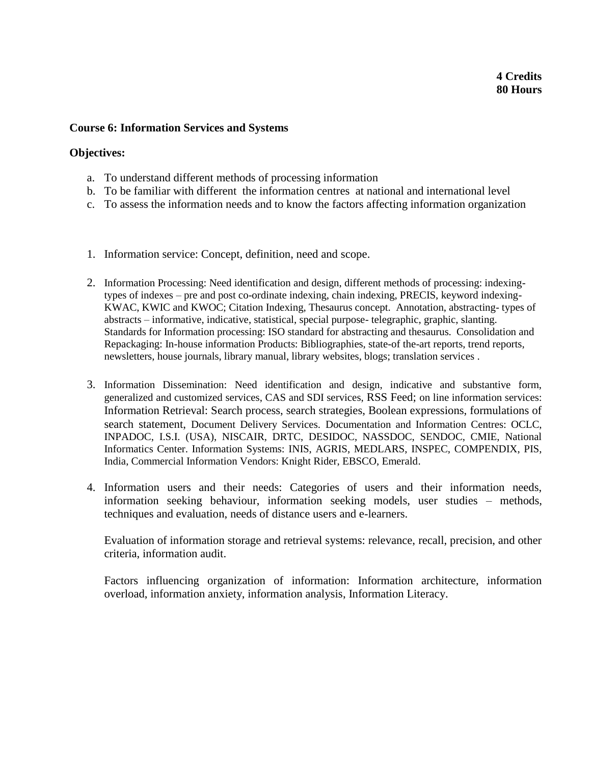**4 Credits**
**80 Hours**

**Course 6: Information Services and Systems**

**Objectives:**

a. To understand different methods of processing information
b. To be familiar with different the information centres at national and international level
c. To assess the information needs and to know the factors affecting information organization

1. Information service: Concept, definition, need and scope.

2. Information Processing: Need identification and design, different methods of processing: indexing- types of indexes – pre and post co-ordinate indexing, chain indexing, PRECIS, keyword indexing- KWAC, KWIC and KWOC; Citation Indexing, Thesaurus concept. Annotation, abstracting- types of abstracts – informative, indicative, statistical, special purpose- telegraphic, graphic, slanting. Standards for Information processing: ISO standard for abstracting and thesaurus. Consolidation and Repackaging: In-house information Products: Bibliographies, state-of the-art reports, trend reports, newsletters, house journals, library manual, library websites, blogs; translation services .

3. Information Dissemination: Need identification and design, indicative and substantive form, generalized and customized services, CAS and SDI services, RSS Feed; on line information services: Information Retrieval: Search process, search strategies, Boolean expressions, formulations of search statement, Document Delivery Services. Documentation and Information Centres: OCLC, INPADOC, I.S.I. (USA), NISCAIR, DRTC, DESIDOC, NASSDOC, SENDOC, CMIE, National Informatics Center. Information Systems: INIS, AGRIS, MEDLARS, INSPEC, COMPENDIX, PIS, India, Commercial Information Vendors: Knight Rider, EBSCO, Emerald.

4. Information users and their needs: Categories of users and their information needs, information seeking behaviour, information seeking models, user studies – methods, techniques and evaluation, needs of distance users and e-learners.

   Evaluation of information storage and retrieval systems: relevance, recall, precision, and other criteria, information audit.

   Factors influencing organization of information: Information architecture, information overload, information anxiety, information analysis, Information Literacy.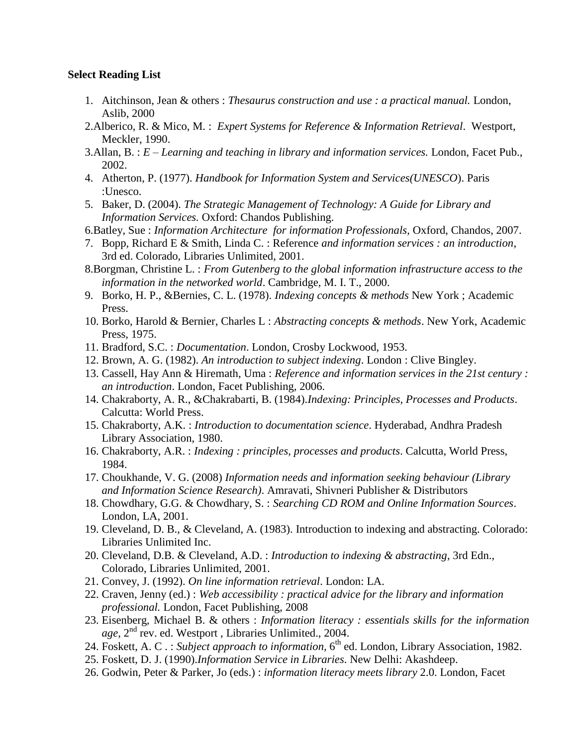**Select Reading List**

1. Aitchinson, Jean & others : *Thesaurus construction and use : a practical manual.* London, Aslib, 2000
2. Alberico, R. & Mico, M. : *Expert Systems for Reference & Information Retrieval*. Westport, Meckler, 1990.
3. Allan, B. : *E – Learning and teaching in library and information services.* London, Facet Pub., 2002.
4. Atherton, P. (1977). *Handbook for Information System and Services(UNESCO*). Paris :Unesco.
5. Baker, D. (2004). *The Strategic Management of Technology: A Guide for Library and Information Services.* Oxford: Chandos Publishing.
6. Batley, Sue : *Information Architecture for information Professionals,* Oxford, Chandos, 2007.
7. Bopp, Richard E & Smith, Linda C. : Reference *and information services : an introduction*, 3rd ed. Colorado, Libraries Unlimited, 2001.
8. Borgman, Christine L. : *From Gutenberg to the global information infrastructure access to the information in the networked world*. Cambridge, M. I. T., 2000.
9. Borko, H. P., &Bernies, C. L. (1978). *Indexing concepts & methods* New York ; Academic Press.
10. Borko, Harold & Bernier, Charles L : *Abstracting concepts & methods*. New York, Academic Press, 1975.
11. Bradford, S.C. : *Documentation*. London, Crosby Lockwood, 1953.
12. Brown, A. G. (1982). *An introduction to subject indexing*. London : Clive Bingley.
13. Cassell, Hay Ann & Hiremath, Uma : *Reference and information services in the 21st century : an introduction*. London, Facet Publishing, 2006.
14. Chakraborty, A. R., &Chakrabarti, B. (1984).*Indexing: Principles, Processes and Products*. Calcutta: World Press.
15. Chakraborty, A.K. : *Introduction to documentation science*. Hyderabad, Andhra Pradesh Library Association, 1980.
16. Chakraborty, A.R. : *Indexing : principles, processes and products*. Calcutta, World Press, 1984.
17. Choukhande, V. G. (2008) *Information needs and information seeking behaviour (Library and Information Science Research)*. Amravati, Shivneri Publisher & Distributors
18. Chowdhary, G.G. & Chowdhary, S. : *Searching CD ROM and Online Information Sources*. London, LA, 2001.
19. Cleveland, D. B., & Cleveland, A. (1983). Introduction to indexing and abstracting. Colorado: Libraries Unlimited Inc.
20. Cleveland, D.B. & Cleveland, A.D. : *Introduction to indexing & abstracting*, 3rd Edn., Colorado, Libraries Unlimited, 2001.
21. Convey, J. (1992). *On line information retrieval*. London: LA.
22. Craven, Jenny (ed.) : *Web accessibility : practical advice for the library and information professional.* London, Facet Publishing, 2008
23. Eisenberg, Michael B. & others : *Information literacy : essentials skills for the information age,* 2nd rev. ed. Westport , Libraries Unlimited., 2004.
24. Foskett, A. C . : *Subject approach to information,* 6th ed. London, Library Association, 1982.
25. Foskett, D. J. (1990).*Information Service in Libraries*. New Delhi: Akashdeep.
26. Godwin, Peter & Parker, Jo (eds.) : *information literacy meets library* 2.0. London, Facet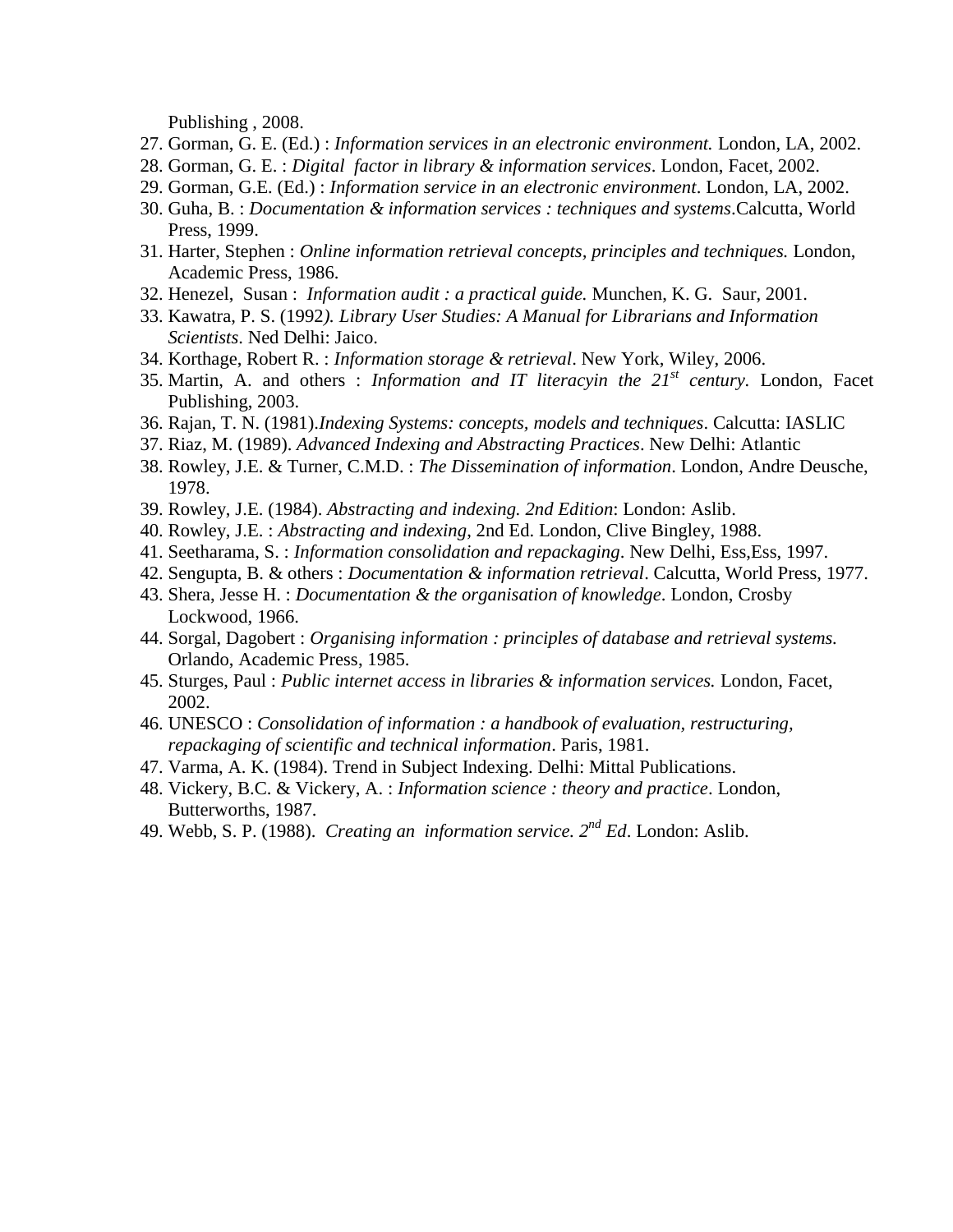Publishing , 2008.

27. Gorman, G. E. (Ed.) : *Information services in an electronic environment.* London, LA, 2002.
28. Gorman, G. E. : *Digital factor in library & information services*. London, Facet, 2002.
29. Gorman, G.E. (Ed.) : *Information service in an electronic environment*. London, LA, 2002.
30. Guha, B. : *Documentation & information services : techniques and systems*.Calcutta, World Press, 1999.
31. Harter, Stephen : *Online information retrieval concepts, principles and techniques.* London, Academic Press, 1986.
32. Henezel, Susan : *Information audit : a practical guide.* Munchen, K. G. Saur, 2001.
33. Kawatra, P. S. (1992*). Library User Studies: A Manual for Librarians and Information Scientists*. Ned Delhi: Jaico.
34. Korthage, Robert R. : *Information storage & retrieval*. New York, Wiley, 2006.
35. Martin, A. and others : *Information and IT literacyin the 21st century*. London, Facet Publishing, 2003.
36. Rajan, T. N. (1981).*Indexing Systems: concepts, models and techniques*. Calcutta: IASLIC
37. Riaz, M. (1989). *Advanced Indexing and Abstracting Practices*. New Delhi: Atlantic
38. Rowley, J.E. & Turner, C.M.D. : *The Dissemination of information*. London, Andre Deusche, 1978.
39. Rowley, J.E. (1984). *Abstracting and indexing. 2nd Edition*: London: Aslib.
40. Rowley, J.E. : *Abstracting and indexing*, 2nd Ed. London, Clive Bingley, 1988.
41. Seetharama, S. : *Information consolidation and repackaging*. New Delhi, Ess,Ess, 1997.
42. Sengupta, B. & others : *Documentation & information retrieval*. Calcutta, World Press, 1977.
43. Shera, Jesse H. : *Documentation & the organisation of knowledge*. London, Crosby Lockwood, 1966.
44. Sorgal, Dagobert : *Organising information : principles of database and retrieval systems.* Orlando, Academic Press, 1985.
45. Sturges, Paul : *Public internet access in libraries & information services.* London, Facet, 2002.
46. UNESCO : *Consolidation of information : a handbook of evaluation, restructuring, repackaging of scientific and technical information*. Paris, 1981.
47. Varma, A. K. (1984). Trend in Subject Indexing. Delhi: Mittal Publications.
48. Vickery, B.C. & Vickery, A. : *Information science : theory and practice*. London, Butterworths, 1987.
49. Webb, S. P. (1988). *Creating an information service. 2nd Ed*. London: Aslib.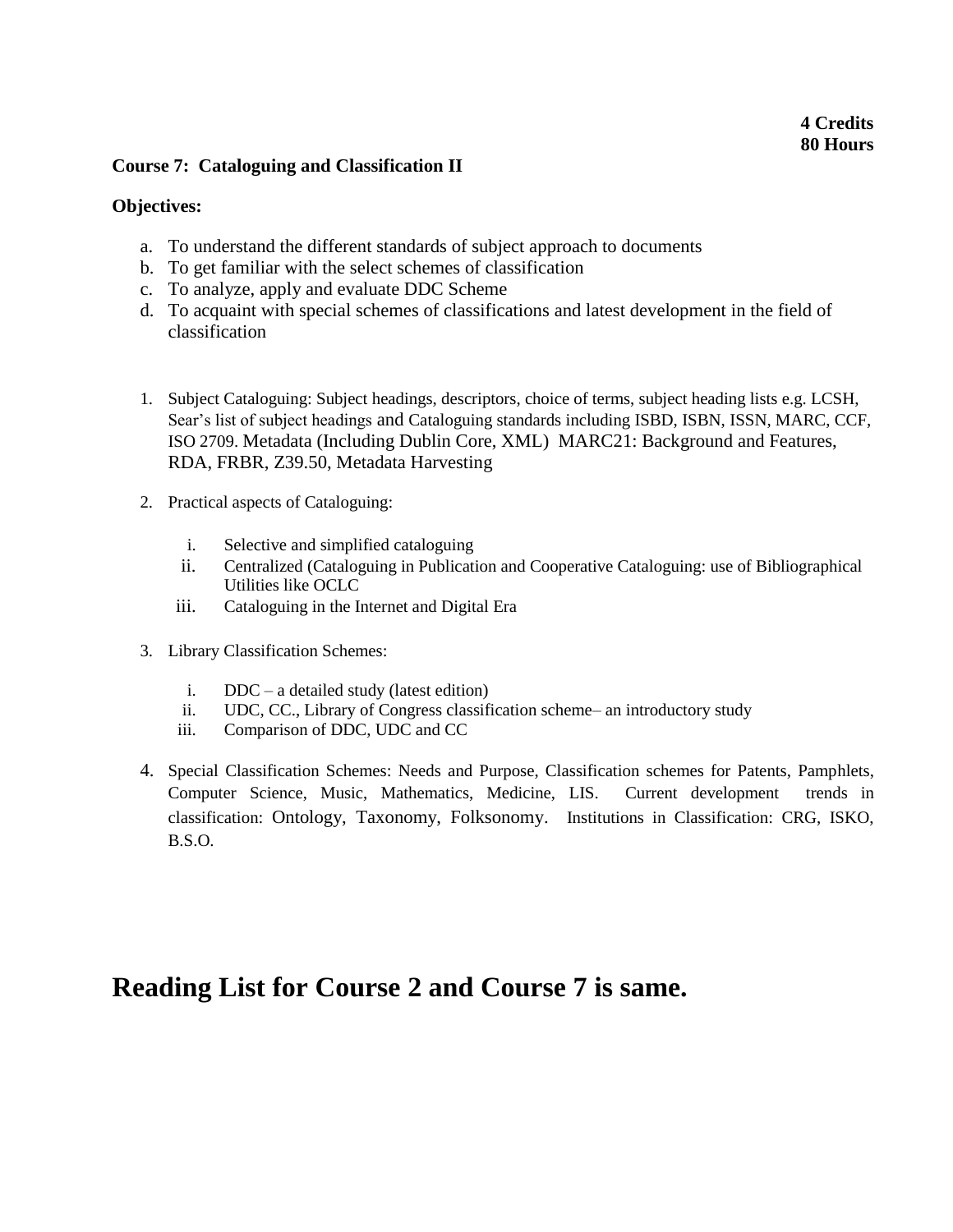**4 Credits**
**80 Hours**

**Course 7: Cataloguing and Classification II**

**Objectives:**

a. To understand the different standards of subject approach to documents
b. To get familiar with the select schemes of classification
c. To analyze, apply and evaluate DDC Scheme
d. To acquaint with special schemes of classifications and latest development in the field of classification

1. Subject Cataloguing: Subject headings, descriptors, choice of terms, subject heading lists e.g. LCSH, Sear's list of subject headings and Cataloguing standards including ISBD, ISBN, ISSN, MARC, CCF, ISO 2709. Metadata (Including Dublin Core, XML) MARC21: Background and Features, RDA, FRBR, Z39.50, Metadata Harvesting

2. Practical aspects of Cataloguing:

   i. Selective and simplified cataloguing
   ii. Centralized (Cataloguing in Publication and Cooperative Cataloguing: use of Bibliographical Utilities like OCLC
   iii. Cataloguing in the Internet and Digital Era

3. Library Classification Schemes:

   i. DDC – a detailed study (latest edition)
   ii. UDC, CC., Library of Congress classification scheme– an introductory study
   iii. Comparison of DDC, UDC and CC

4. Special Classification Schemes: Needs and Purpose, Classification schemes for Patents, Pamphlets, Computer Science, Music, Mathematics, Medicine, LIS. Current development trends in classification: Ontology, Taxonomy, Folksonomy. Institutions in Classification: CRG, ISKO, B.S.O.

# Reading List for Course 2 and Course 7 is same.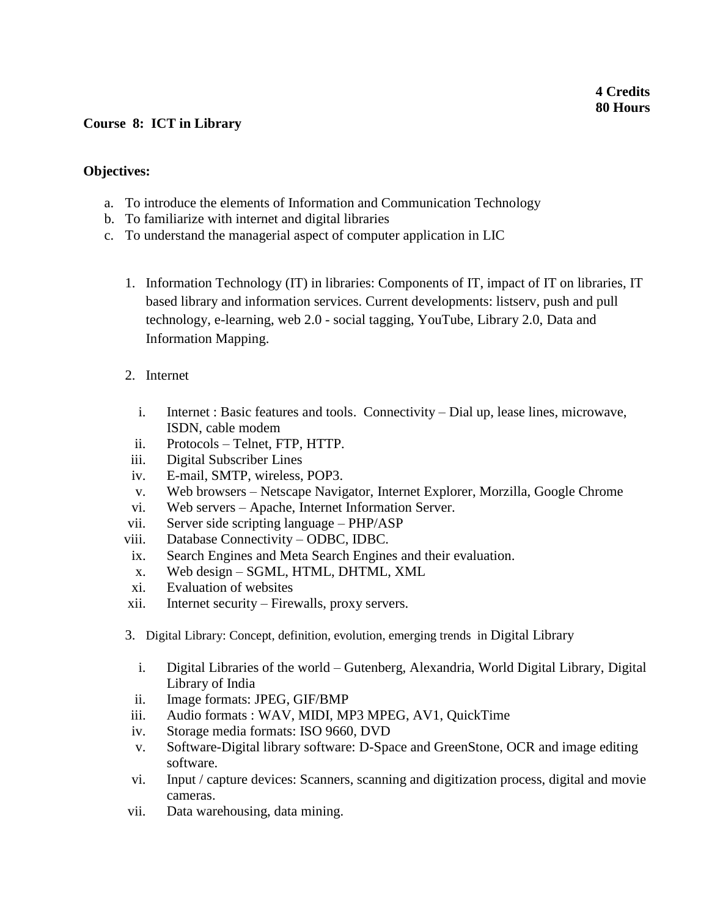**4 Credits**
**80 Hours**

**Course 8: ICT in Library**

**Objectives:**

a. To introduce the elements of Information and Communication Technology
b. To familiarize with internet and digital libraries
c. To understand the managerial aspect of computer application in LIC

1. Information Technology (IT) in libraries: Components of IT, impact of IT on libraries, IT based library and information services. Current developments: listserv, push and pull technology, e-learning, web 2.0 - social tagging, YouTube, Library 2.0, Data and Information Mapping.

2. Internet

   i. Internet : Basic features and tools. Connectivity – Dial up, lease lines, microwave, ISDN, cable modem
   ii. Protocols – Telnet, FTP, HTTP.
   iii. Digital Subscriber Lines
   iv. E-mail, SMTP, wireless, POP3.
   v. Web browsers – Netscape Navigator, Internet Explorer, Morzilla, Google Chrome
   vi. Web servers – Apache, Internet Information Server.
   vii. Server side scripting language – PHP/ASP
   viii. Database Connectivity – ODBC, IDBC.
   ix. Search Engines and Meta Search Engines and their evaluation.
   x. Web design – SGML, HTML, DHTML, XML
   xi. Evaluation of websites
   xii. Internet security – Firewalls, proxy servers.

3. Digital Library: Concept, definition, evolution, emerging trends in Digital Library

   i. Digital Libraries of the world – Gutenberg, Alexandria, World Digital Library, Digital Library of India
   ii. Image formats: JPEG, GIF/BMP
   iii. Audio formats : WAV, MIDI, MP3 MPEG, AV1, QuickTime
   iv. Storage media formats: ISO 9660, DVD
   v. Software-Digital library software: D-Space and GreenStone, OCR and image editing software.
   vi. Input / capture devices: Scanners, scanning and digitization process, digital and movie cameras.
   vii. Data warehousing, data mining.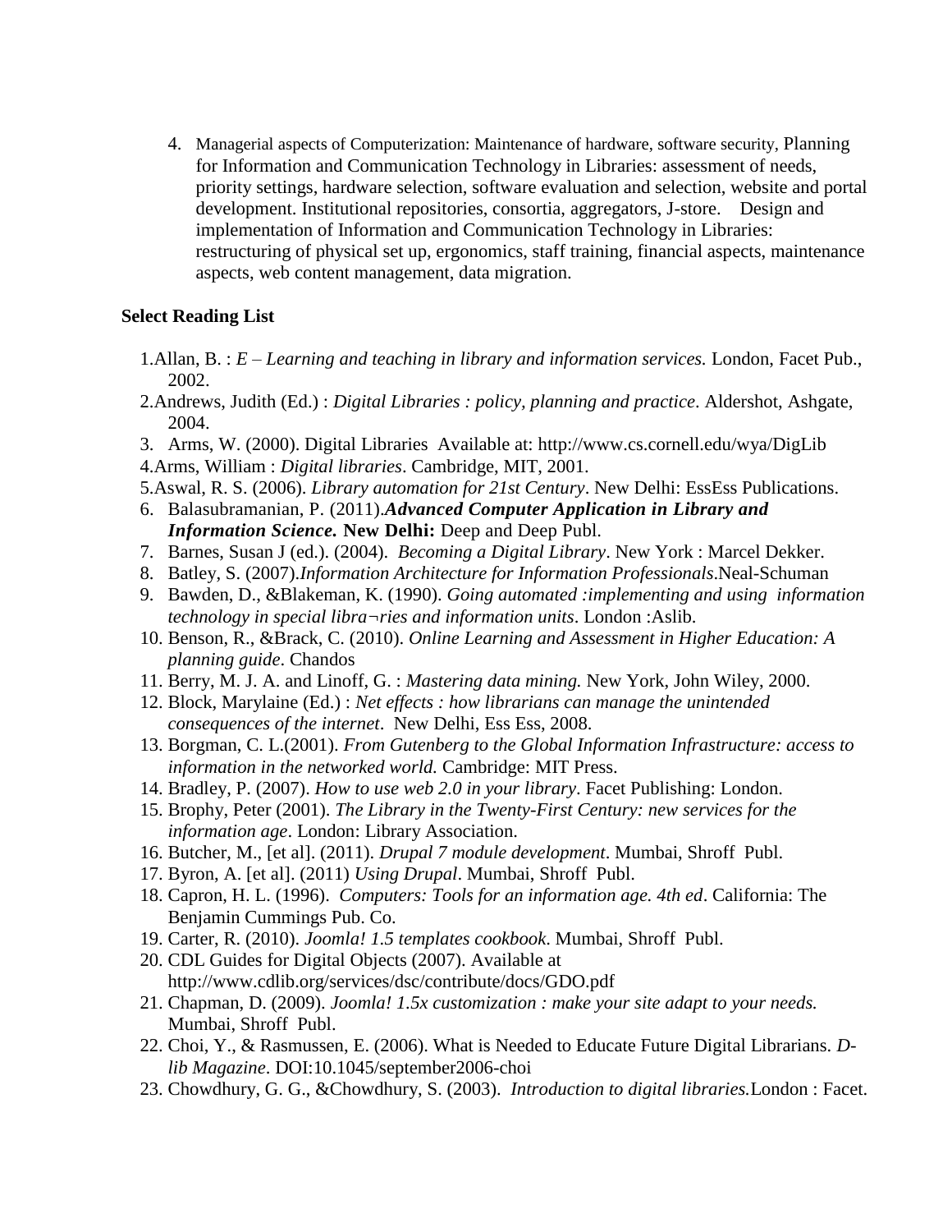4. Managerial aspects of Computerization: Maintenance of hardware, software security, Planning for Information and Communication Technology in Libraries: assessment of needs, priority settings, hardware selection, software evaluation and selection, website and portal development. Institutional repositories, consortia, aggregators, J-store. Design and implementation of Information and Communication Technology in Libraries: restructuring of physical set up, ergonomics, staff training, financial aspects, maintenance aspects, web content management, data migration.

**Select Reading List**

1. Allan, B. : *E – Learning and teaching in library and information services.* London, Facet Pub., 2002.
2. Andrews, Judith (Ed.) : *Digital Libraries : policy, planning and practice*. Aldershot, Ashgate, 2004.
3. Arms, W. (2000). Digital Libraries Available at: http://www.cs.cornell.edu/wya/DigLib
4. Arms, William : *Digital libraries*. Cambridge, MIT, 2001.
5. Aswal, R. S. (2006). *Library automation for 21st Century*. New Delhi: EssEss Publications.
6. Balasubramanian, P. (2011).***Advanced Computer Application in Library and Information Science.*** **New Delhi:** Deep and Deep Publ.
7. Barnes, Susan J (ed.). (2004). *Becoming a Digital Library*. New York : Marcel Dekker.
8. Batley, S. (2007).*Information Architecture for Information Professionals*.Neal-Schuman
9. Bawden, D., &Blakeman, K. (1990). *Going automated :implementing and using information technology in special libra¬ries and information units*. London :Aslib.
10. Benson, R., &Brack, C. (2010). *Online Learning and Assessment in Higher Education: A planning guide*. Chandos
11. Berry, M. J. A. and Linoff, G. : *Mastering data mining.* New York, John Wiley, 2000.
12. Block, Marylaine (Ed.) : *Net effects : how librarians can manage the unintended consequences of the internet*. New Delhi, Ess Ess, 2008.
13. Borgman, C. L.(2001). *From Gutenberg to the Global Information Infrastructure: access to information in the networked world.* Cambridge: MIT Press.
14. Bradley, P. (2007). *How to use web 2.0 in your library*. Facet Publishing: London.
15. Brophy, Peter (2001). *The Library in the Twenty-First Century: new services for the information age*. London: Library Association.
16. Butcher, M., [et al]. (2011). *Drupal 7 module development*. Mumbai, Shroff Publ.
17. Byron, A. [et al]. (2011) *Using Drupal*. Mumbai, Shroff Publ.
18. Capron, H. L. (1996). *Computers: Tools for an information age. 4th ed*. California: The Benjamin Cummings Pub. Co.
19. Carter, R. (2010). *Joomla! 1.5 templates cookbook*. Mumbai, Shroff Publ.
20. CDL Guides for Digital Objects (2007). Available at http://www.cdlib.org/services/dsc/contribute/docs/GDO.pdf
21. Chapman, D. (2009). *Joomla! 1.5x customization : make your site adapt to your needs.* Mumbai, Shroff Publ.
22. Choi, Y., & Rasmussen, E. (2006). What is Needed to Educate Future Digital Librarians. *D-lib Magazine*. DOI:10.1045/september2006-choi
23. Chowdhury, G. G., &Chowdhury, S. (2003). *Introduction to digital libraries.*London : Facet.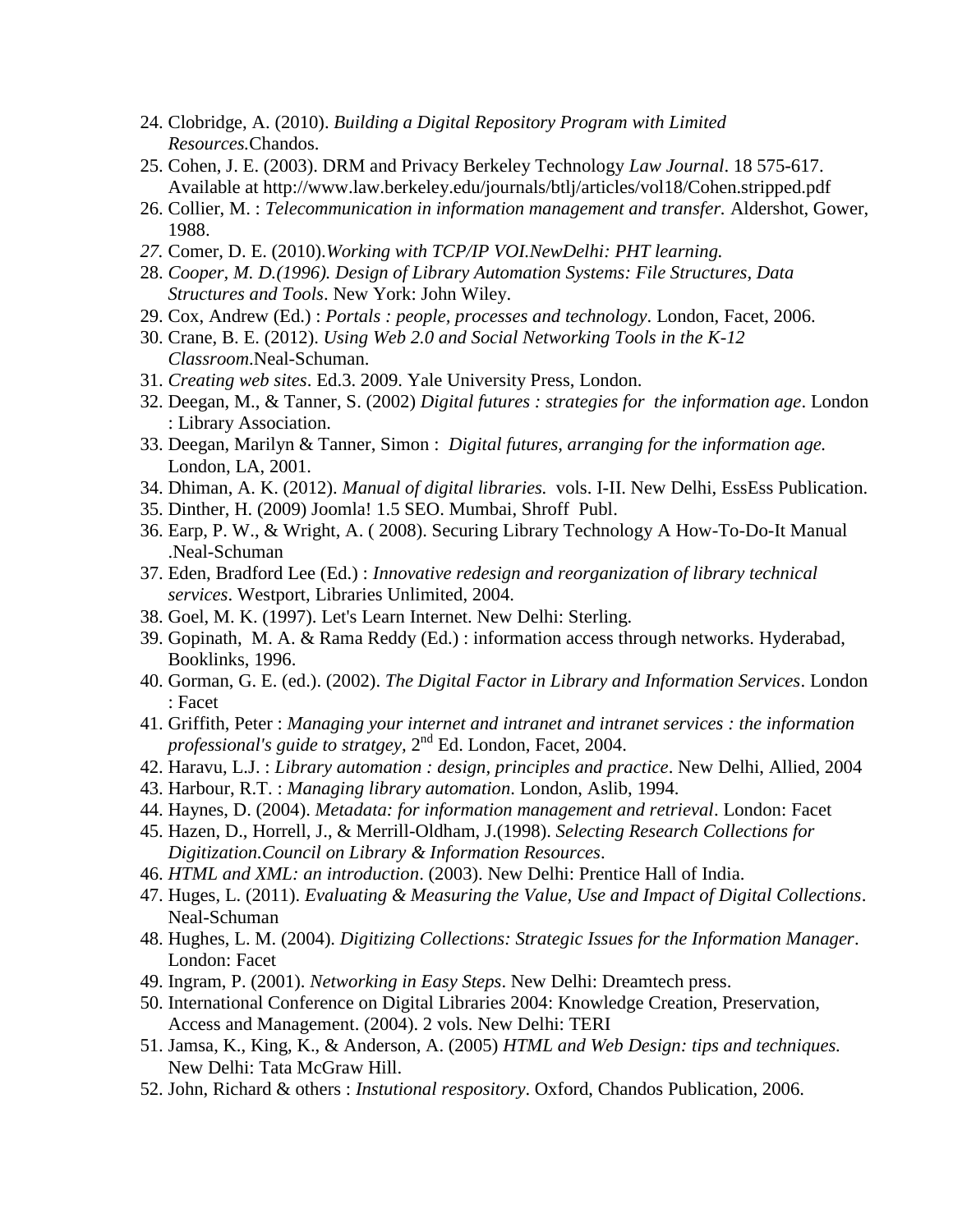24. Clobridge, A. (2010). *Building a Digital Repository Program with Limited Resources.*Chandos.
25. Cohen, J. E. (2003). DRM and Privacy Berkeley Technology *Law Journal*. 18 575-617. Available at http://www.law.berkeley.edu/journals/btlj/articles/vol18/Cohen.stripped.pdf
26. Collier, M. : *Telecommunication in information management and transfer.* Aldershot, Gower, 1988.
27. Comer, D. E. (2010).*Working with TCP/IP VOI.NewDelhi: PHT learning.*
28. *Cooper, M. D.(1996). Design of Library Automation Systems: File Structures, Data Structures and Tools*. New York: John Wiley.
29. Cox, Andrew (Ed.) : *Portals : people, processes and technology*. London, Facet, 2006.
30. Crane, B. E. (2012). *Using Web 2.0 and Social Networking Tools in the K-12 Classroom*.Neal-Schuman.
31. *Creating web sites*. Ed.3. 2009. Yale University Press, London.
32. Deegan, M., & Tanner, S. (2002) *Digital futures : strategies for the information age*. London : Library Association.
33. Deegan, Marilyn & Tanner, Simon : *Digital futures, arranging for the information age.* London, LA, 2001.
34. Dhiman, A. K. (2012). *Manual of digital libraries.* vols. I-II. New Delhi, EssEss Publication.
35. Dinther, H. (2009) Joomla! 1.5 SEO. Mumbai, Shroff Publ.
36. Earp, P. W., & Wright, A. ( 2008). Securing Library Technology A How-To-Do-It Manual .Neal-Schuman
37. Eden, Bradford Lee (Ed.) : *Innovative redesign and reorganization of library technical services*. Westport, Libraries Unlimited, 2004.
38. Goel, M. K. (1997). Let's Learn Internet. New Delhi: Sterling.
39. Gopinath, M. A. & Rama Reddy (Ed.) : information access through networks. Hyderabad, Booklinks, 1996.
40. Gorman, G. E. (ed.). (2002). *The Digital Factor in Library and Information Services*. London : Facet
41. Griffith, Peter : *Managing your internet and intranet and intranet services : the information professional's guide to stratgey,* 2nd Ed. London, Facet, 2004.
42. Haravu, L.J. : *Library automation : design, principles and practice*. New Delhi, Allied, 2004
43. Harbour, R.T. : *Managing library automation*. London, Aslib, 1994.
44. Haynes, D. (2004). *Metadata: for information management and retrieval*. London: Facet
45. Hazen, D., Horrell, J., & Merrill-Oldham, J.(1998). *Selecting Research Collections for Digitization.Council on Library & Information Resources*.
46. *HTML and XML: an introduction*. (2003). New Delhi: Prentice Hall of India.
47. Huges, L. (2011). *Evaluating & Measuring the Value, Use and Impact of Digital Collections*. Neal-Schuman
48. Hughes, L. M. (2004). *Digitizing Collections: Strategic Issues for the Information Manager*. London: Facet
49. Ingram, P. (2001). *Networking in Easy Steps*. New Delhi: Dreamtech press.
50. International Conference on Digital Libraries 2004: Knowledge Creation, Preservation, Access and Management. (2004). 2 vols. New Delhi: TERI
51. Jamsa, K., King, K., & Anderson, A. (2005) *HTML and Web Design: tips and techniques.* New Delhi: Tata McGraw Hill.
52. John, Richard & others : *Instutional respository*. Oxford, Chandos Publication, 2006.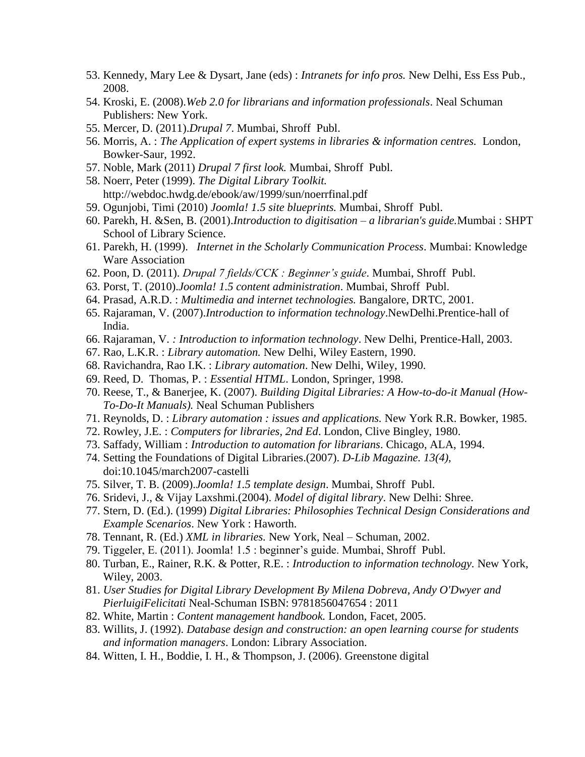53. Kennedy, Mary Lee & Dysart, Jane (eds) : *Intranets for info pros.* New Delhi, Ess Ess Pub., 2008.
54. Kroski, E. (2008).*Web 2.0 for librarians and information professionals*. Neal Schuman Publishers: New York.
55. Mercer, D. (2011).*Drupal 7*. Mumbai, Shroff Publ.
56. Morris, A. : *The Application of expert systems in libraries & information centres.* London, Bowker-Saur, 1992.
57. Noble, Mark (2011) *Drupal 7 first look.* Mumbai, Shroff Publ.
58. Noerr, Peter (1999). *The Digital Library Toolkit.* http://webdoc.hwdg.de/ebook/aw/1999/sun/noerrfinal.pdf
59. Ogunjobi, Timi (2010) *Joomla! 1.5 site blueprints.* Mumbai, Shroff Publ.
60. Parekh, H. &Sen, B. (2001).*Introduction to digitisation – a librarian's guide.*Mumbai : SHPT School of Library Science.
61. Parekh, H. (1999). *Internet in the Scholarly Communication Process*. Mumbai: Knowledge Ware Association
62. Poon, D. (2011). *Drupal 7 fields/CCK : Beginner's guide*. Mumbai, Shroff Publ.
63. Porst, T. (2010).*Joomla! 1.5 content administration*. Mumbai, Shroff Publ.
64. Prasad, A.R.D. : *Multimedia and internet technologies.* Bangalore, DRTC, 2001.
65. Rajaraman, V. (2007).*Introduction to information technology*.NewDelhi.Prentice-hall of India.
66. Rajaraman, V. *: Introduction to information technology*. New Delhi, Prentice-Hall, 2003.
67. Rao, L.K.R. : *Library automation.* New Delhi, Wiley Eastern, 1990.
68. Ravichandra, Rao I.K. : *Library automation*. New Delhi, Wiley, 1990.
69. Reed, D. Thomas, P. : *Essential HTML*. London, Springer, 1998.
70. Reese, T., & Banerjee, K. (2007). *Building Digital Libraries: A How-to-do-it Manual (How-To-Do-It Manuals).* Neal Schuman Publishers
71. Reynolds, D. : *Library automation : issues and applications.* New York R.R. Bowker, 1985.
72. Rowley, J.E. : *Computers for libraries, 2nd Ed*. London, Clive Bingley, 1980.
73. Saffady, William : *Introduction to automation for librarians*. Chicago, ALA, 1994.
74. Setting the Foundations of Digital Libraries.(2007). *D-Lib Magazine. 13(4),* doi:10.1045/march2007-castelli
75. Silver, T. B. (2009).*Joomla! 1.5 template design*. Mumbai, Shroff Publ.
76. Sridevi, J., & Vijay Laxshmi.(2004). *Model of digital library*. New Delhi: Shree.
77. Stern, D. (Ed.). (1999) *Digital Libraries: Philosophies Technical Design Considerations and Example Scenarios*. New York : Haworth.
78. Tennant, R. (Ed.) *XML in libraries.* New York, Neal – Schuman, 2002.
79. Tiggeler, E. (2011). Joomla! 1.5 : beginner's guide. Mumbai, Shroff Publ.
80. Turban, E., Rainer, R.K. & Potter, R.E. : *Introduction to information technology.* New York, Wiley, 2003.
81. *User Studies for Digital Library Development By Milena Dobreva, Andy O'Dwyer and PierluigiFelicitati* Neal-Schuman ISBN: 9781856047654 : 2011
82. White, Martin : *Content management handbook.* London, Facet, 2005.
83. Willits, J. (1992). *Database design and construction: an open learning course for students and information managers*. London: Library Association.
84. Witten, I. H., Boddie, I. H., & Thompson, J. (2006). Greenstone digital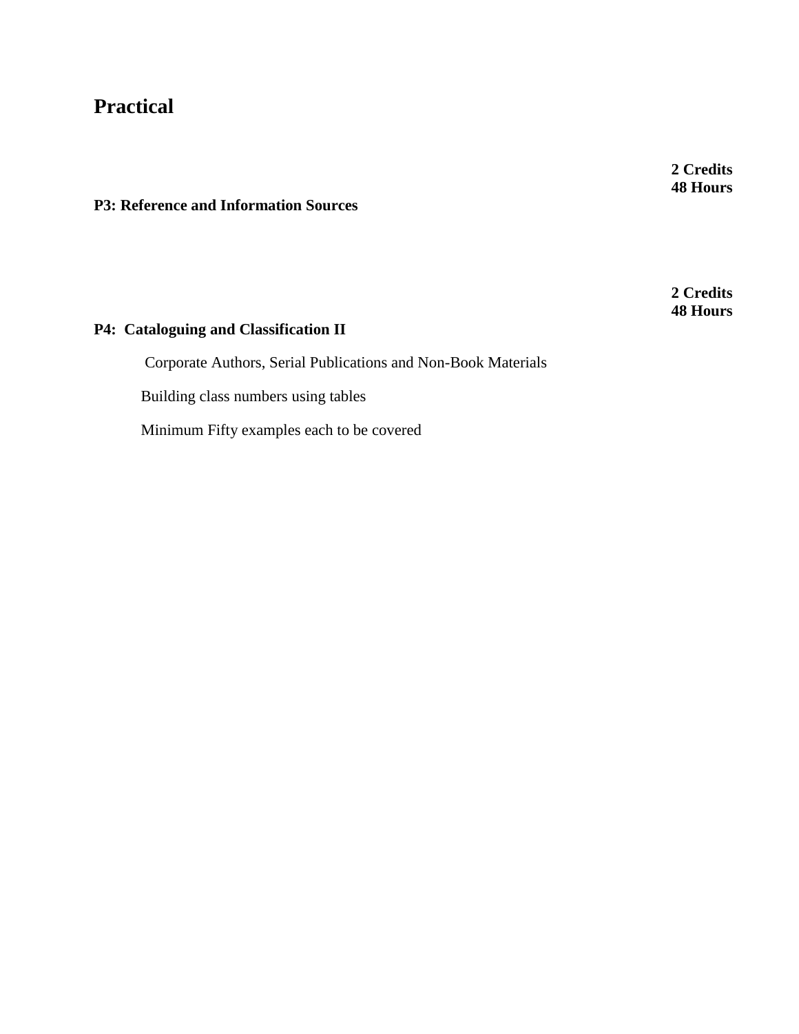## Practical

**2 Credits**
**48 Hours**

**P3: Reference and Information Sources**

**2 Credits**
**48 Hours**

**P4: Cataloguing and Classification II**

Corporate Authors, Serial Publications and Non-Book Materials

Building class numbers using tables

Minimum Fifty examples each to be covered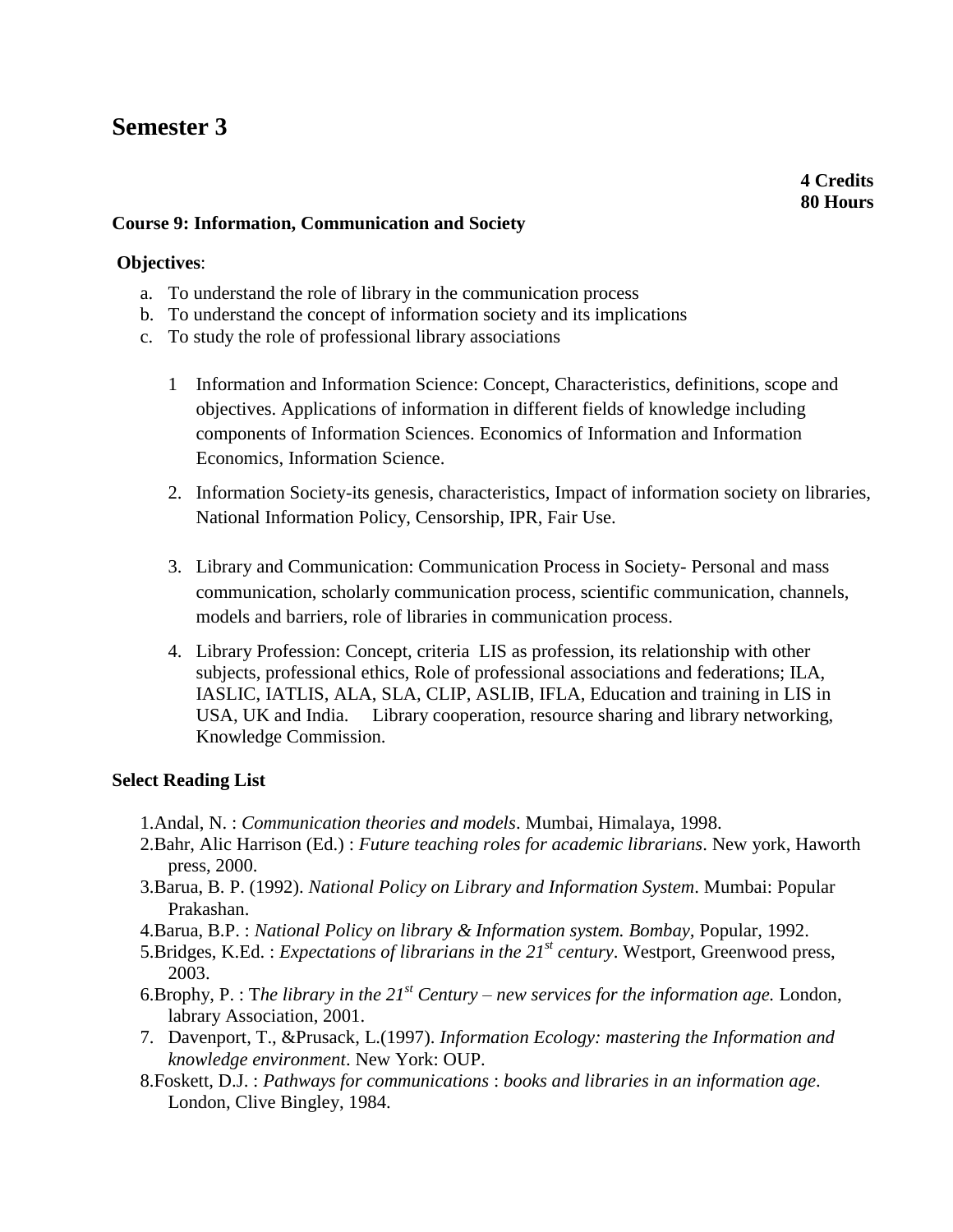# Semester 3

**4 Credits**
**80 Hours**

**Course 9: Information, Communication and Society**

**Objectives**:

a. To understand the role of library in the communication process
b. To understand the concept of information society and its implications
c. To study the role of professional library associations

1 Information and Information Science: Concept, Characteristics, definitions, scope and objectives. Applications of information in different fields of knowledge including components of Information Sciences. Economics of Information and Information Economics, Information Science.

2. Information Society-its genesis, characteristics, Impact of information society on libraries, National Information Policy, Censorship, IPR, Fair Use.

3. Library and Communication: Communication Process in Society- Personal and mass communication, scholarly communication process, scientific communication, channels, models and barriers, role of libraries in communication process.

4. Library Profession: Concept, criteria LIS as profession, its relationship with other subjects, professional ethics, Role of professional associations and federations; ILA, IASLIC, IATLIS, ALA, SLA, CLIP, ASLIB, IFLA, Education and training in LIS in USA, UK and India. Library cooperation, resource sharing and library networking, Knowledge Commission.

**Select Reading List**

1.Andal, N. : *Communication theories and models*. Mumbai, Himalaya, 1998.
2.Bahr, Alic Harrison (Ed.) : *Future teaching roles for academic librarians*. New york, Haworth press, 2000.
3.Barua, B. P. (1992). *National Policy on Library and Information System*. Mumbai: Popular Prakashan.
4.Barua, B.P. : *National Policy on library & Information system. Bombay,* Popular, 1992.
5.Bridges, K.Ed. : *Expectations of librarians in the 21st century*. Westport, Greenwood press, 2003.
6.Brophy, P. : T*he library in the 21st Century – new services for the information age.* London, labrary Association, 2001.
7. Davenport, T., &Prusack, L.(1997). *Information Ecology: mastering the Information and knowledge environment*. New York: OUP.
8.Foskett, D.J. : *Pathways for communications* : *books and libraries in an information age*. London, Clive Bingley, 1984.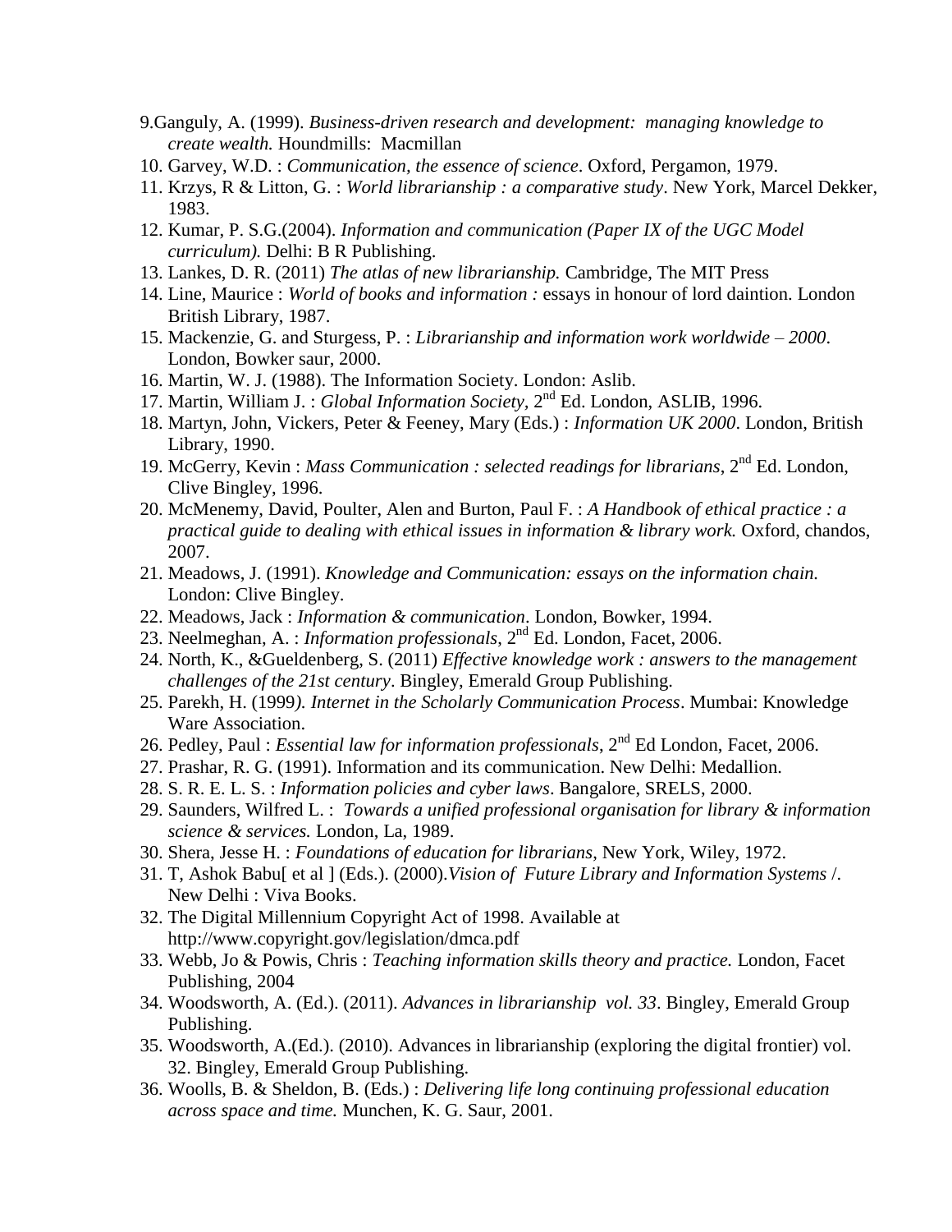9. Ganguly, A. (1999). *Business-driven research and development: managing knowledge to create wealth.* Houndmills: Macmillan
10. Garvey, W.D. : *Communication, the essence of science*. Oxford, Pergamon, 1979.
11. Krzys, R & Litton, G. : *World librarianship : a comparative study*. New York, Marcel Dekker, 1983.
12. Kumar, P. S.G.(2004). *Information and communication (Paper IX of the UGC Model curriculum).* Delhi: B R Publishing.
13. Lankes, D. R. (2011) *The atlas of new librarianship.* Cambridge, The MIT Press
14. Line, Maurice : *World of books and information :* essays in honour of lord daintion. London British Library, 1987.
15. Mackenzie, G. and Sturgess, P. : *Librarianship and information work worldwide – 2000*. London, Bowker saur, 2000.
16. Martin, W. J. (1988). The Information Society. London: Aslib.
17. Martin, William J. : *Global Information Society*, 2nd Ed. London, ASLIB, 1996.
18. Martyn, John, Vickers, Peter & Feeney, Mary (Eds.) : *Information UK 2000*. London, British Library, 1990.
19. McGerry, Kevin : *Mass Communication : selected readings for librarians*, 2nd Ed. London, Clive Bingley, 1996.
20. McMenemy, David, Poulter, Alen and Burton, Paul F. : *A Handbook of ethical practice : a practical guide to dealing with ethical issues in information & library work.* Oxford, chandos, 2007.
21. Meadows, J. (1991). *Knowledge and Communication: essays on the information chain.* London: Clive Bingley.
22. Meadows, Jack : *Information & communication*. London, Bowker, 1994.
23. Neelmeghan, A. : *Information professionals*, 2nd Ed. London, Facet, 2006.
24. North, K., &Gueldenberg, S. (2011) *Effective knowledge work : answers to the management challenges of the 21st century*. Bingley, Emerald Group Publishing.
25. Parekh, H. (1999*). Internet in the Scholarly Communication Process*. Mumbai: Knowledge Ware Association.
26. Pedley, Paul : *Essential law for information professionals*, 2nd Ed London, Facet, 2006.
27. Prashar, R. G. (1991). Information and its communication. New Delhi: Medallion.
28. S. R. E. L. S. : *Information policies and cyber laws*. Bangalore, SRELS, 2000.
29. Saunders, Wilfred L. : *Towards a unified professional organisation for library & information science & services.* London, La, 1989.
30. Shera, Jesse H. : *Foundations of education for librarians*, New York, Wiley, 1972.
31. T, Ashok Babu[ et al ] (Eds.). (2000).*Vision of Future Library and Information Systems* /. New Delhi : Viva Books.
32. The Digital Millennium Copyright Act of 1998. Available at http://www.copyright.gov/legislation/dmca.pdf
33. Webb, Jo & Powis, Chris : *Teaching information skills theory and practice.* London, Facet Publishing, 2004
34. Woodsworth, A. (Ed.). (2011). *Advances in librarianship vol. 33*. Bingley, Emerald Group Publishing.
35. Woodsworth, A.(Ed.). (2010). Advances in librarianship (exploring the digital frontier) vol. 32. Bingley, Emerald Group Publishing.
36. Woolls, B. & Sheldon, B. (Eds.) : *Delivering life long continuing professional education across space and time.* Munchen, K. G. Saur, 2001.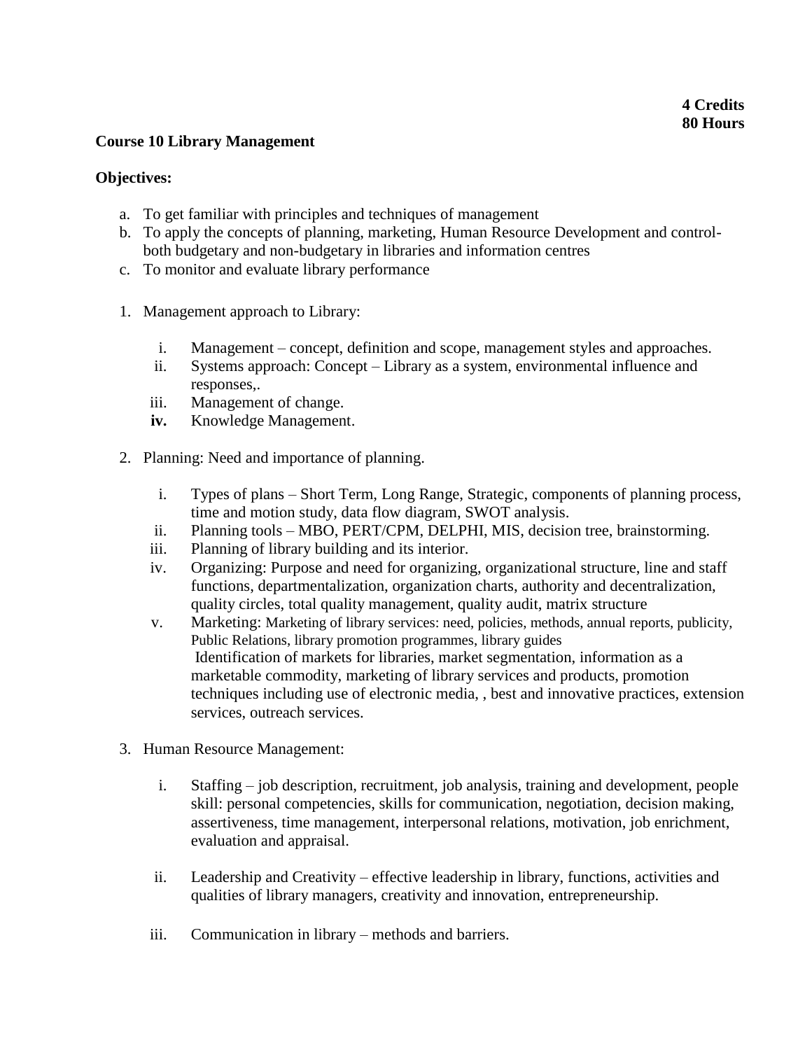**4 Credits**
**80 Hours**

**Course 10 Library Management**

**Objectives:**

a. To get familiar with principles and techniques of management
b. To apply the concepts of planning, marketing, Human Resource Development and control-both budgetary and non-budgetary in libraries and information centres
c. To monitor and evaluate library performance

1. Management approach to Library:

   i. Management – concept, definition and scope, management styles and approaches.
   ii. Systems approach: Concept – Library as a system, environmental influence and responses,.
   iii. Management of change.
   **iv.** Knowledge Management.

2. Planning: Need and importance of planning.

   i. Types of plans – Short Term, Long Range, Strategic, components of planning process, time and motion study, data flow diagram, SWOT analysis.
   ii. Planning tools – MBO, PERT/CPM, DELPHI, MIS, decision tree, brainstorming.
   iii. Planning of library building and its interior.
   iv. Organizing: Purpose and need for organizing, organizational structure, line and staff functions, departmentalization, organization charts, authority and decentralization, quality circles, total quality management, quality audit, matrix structure
   v. Marketing: Marketing of library services: need, policies, methods, annual reports, publicity, Public Relations, library promotion programmes, library guides
   Identification of markets for libraries, market segmentation, information as a marketable commodity, marketing of library services and products, promotion techniques including use of electronic media, , best and innovative practices, extension services, outreach services.

3. Human Resource Management:

   i. Staffing – job description, recruitment, job analysis, training and development, people skill: personal competencies, skills for communication, negotiation, decision making, assertiveness, time management, interpersonal relations, motivation, job enrichment, evaluation and appraisal.

   ii. Leadership and Creativity – effective leadership in library, functions, activities and qualities of library managers, creativity and innovation, entrepreneurship.

   iii. Communication in library – methods and barriers.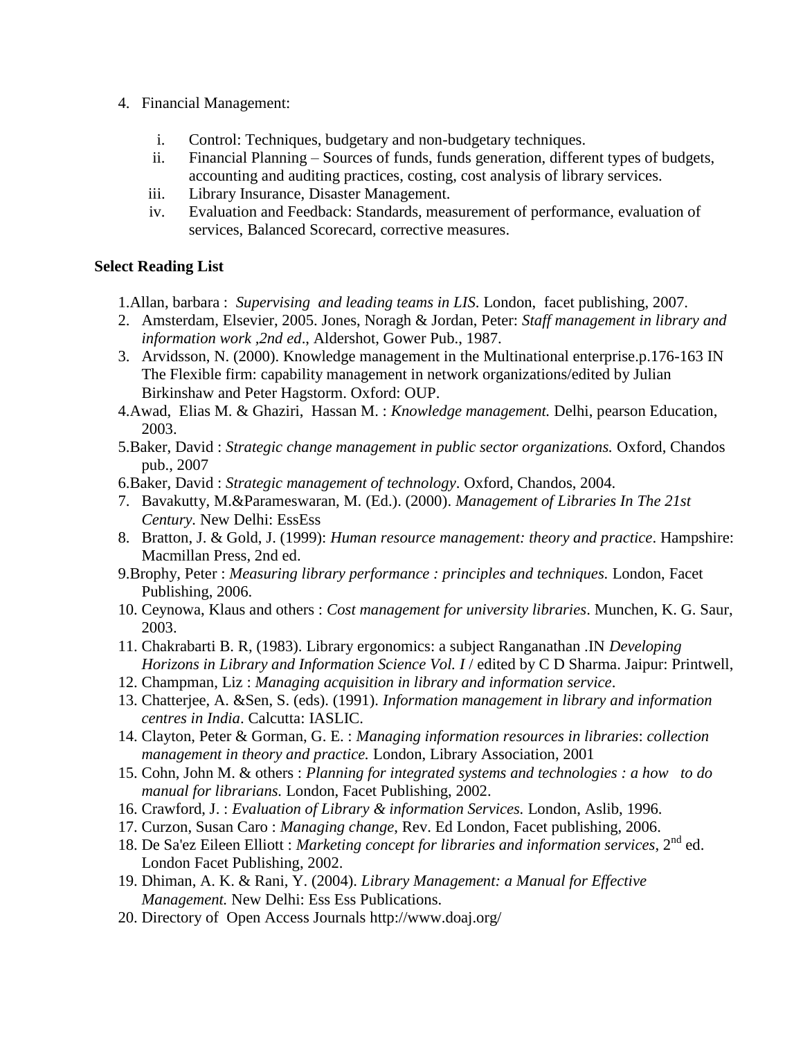4. Financial Management:

    i. Control: Techniques, budgetary and non-budgetary techniques.
    ii. Financial Planning – Sources of funds, funds generation, different types of budgets, accounting and auditing practices, costing, cost analysis of library services.
    iii. Library Insurance, Disaster Management.
    iv. Evaluation and Feedback: Standards, measurement of performance, evaluation of services, Balanced Scorecard, corrective measures.

**Select Reading List**

1. Allan, barbara : *Supervising and leading teams in LIS*. London, facet publishing, 2007.
2. Amsterdam, Elsevier, 2005. Jones, Noragh & Jordan, Peter: *Staff management in library and information work ,2nd ed*., Aldershot, Gower Pub., 1987.
3. Arvidsson, N. (2000). Knowledge management in the Multinational enterprise.p.176-163 IN The Flexible firm: capability management in network organizations/edited by Julian Birkinshaw and Peter Hagstorm. Oxford: OUP.
4. Awad, Elias M. & Ghaziri, Hassan M. : *Knowledge management.* Delhi, pearson Education, 2003.
5. Baker, David : *Strategic change management in public sector organizations.* Oxford, Chandos pub., 2007
6. Baker, David : *Strategic management of technology*. Oxford, Chandos, 2004.
7. Bavakutty, M.&Parameswaran, M. (Ed.). (2000). *Management of Libraries In The 21st Century.* New Delhi: EssEss
8. Bratton, J. & Gold, J. (1999): *Human resource management: theory and practice*. Hampshire: Macmillan Press, 2nd ed.
9. Brophy, Peter : *Measuring library performance : principles and techniques.* London, Facet Publishing, 2006.
10. Ceynowa, Klaus and others : *Cost management for university libraries*. Munchen, K. G. Saur, 2003.
11. Chakrabarti B. R, (1983). Library ergonomics: a subject Ranganathan .IN *Developing Horizons in Library and Information Science Vol. I* / edited by C D Sharma. Jaipur: Printwell,
12. Champman, Liz : *Managing acquisition in library and information service*.
13. Chatterjee, A. &Sen, S. (eds). (1991). *Information management in library and information centres in India*. Calcutta: IASLIC.
14. Clayton, Peter & Gorman, G. E. : *Managing information resources in libraries*: *collection management in theory and practice.* London, Library Association, 2001
15. Cohn, John M. & others : *Planning for integrated systems and technologies : a how to do manual for librarians.* London, Facet Publishing, 2002.
16. Crawford, J. : *Evaluation of Library & information Services.* London, Aslib, 1996.
17. Curzon, Susan Caro : *Managing change*, Rev. Ed London, Facet publishing, 2006.
18. De Sa'ez Eileen Elliott : *Marketing concept for libraries and information services*, 2nd ed. London Facet Publishing, 2002.
19. Dhiman, A. K. & Rani, Y. (2004). *Library Management: a Manual for Effective Management.* New Delhi: Ess Ess Publications.
20. Directory of Open Access Journals http://www.doaj.org/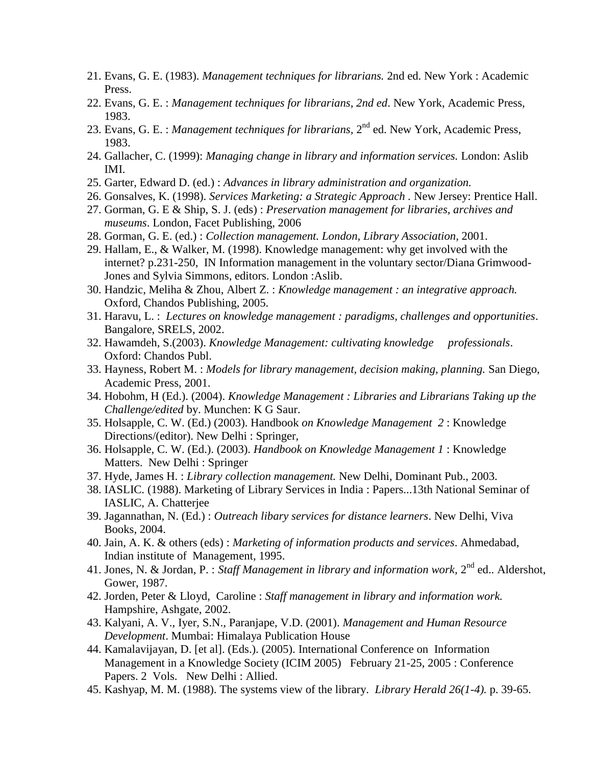21. Evans, G. E. (1983). *Management techniques for librarians.* 2nd ed. New York : Academic Press.
22. Evans, G. E. : *Management techniques for librarians, 2nd ed*. New York, Academic Press, 1983.
23. Evans, G. E. : *Management techniques for librarians,* 2nd ed. New York, Academic Press, 1983.
24. Gallacher, C. (1999): *Managing change in library and information services.* London: Aslib IMI.
25. Garter, Edward D. (ed.) : *Advances in library administration and organization.*
26. Gonsalves, K. (1998). *Services Marketing: a Strategic Approach* . New Jersey: Prentice Hall.
27. Gorman, G. E & Ship, S. J. (eds) : *Preservation management for libraries, archives and museums*. London, Facet Publishing, 2006
28. Gorman, G. E. (ed.) : *Collection management. London, Library Association,* 2001.
29. Hallam, E., & Walker, M. (1998). Knowledge management: why get involved with the internet? p.231-250, IN Information management in the voluntary sector/Diana Grimwood-Jones and Sylvia Simmons, editors. London :Aslib.
30. Handzic, Meliha & Zhou, Albert Z. : *Knowledge management : an integrative approach.* Oxford, Chandos Publishing, 2005.
31. Haravu, L. : *Lectures on knowledge management : paradigms, challenges and opportunities*. Bangalore, SRELS, 2002.
32. Hawamdeh, S.(2003). *Knowledge Management: cultivating knowledge professionals*. Oxford: Chandos Publ.
33. Hayness, Robert M. : *Models for library management, decision making, planning.* San Diego, Academic Press, 2001.
34. Hobohm, H (Ed.). (2004). *Knowledge Management : Libraries and Librarians Taking up the Challenge/edited* by. Munchen: K G Saur.
35. Holsapple, C. W. (Ed.) (2003). Handbook *on Knowledge Management 2* : Knowledge Directions/(editor). New Delhi : Springer,
36. Holsapple, C. W. (Ed.). (2003). *Handbook on Knowledge Management 1* : Knowledge Matters. New Delhi : Springer
37. Hyde, James H. : *Library collection management.* New Delhi, Dominant Pub., 2003.
38. IASLIC. (1988). Marketing of Library Services in India : Papers...13th National Seminar of IASLIC, A. Chatterjee
39. Jagannathan, N. (Ed.) : *Outreach libary services for distance learners*. New Delhi, Viva Books, 2004.
40. Jain, A. K. & others (eds) : *Marketing of information products and services*. Ahmedabad, Indian institute of Management, 1995.
41. Jones, N. & Jordan, P. : *Staff Management in library and information work,* 2nd ed.. Aldershot, Gower, 1987.
42. Jorden, Peter & Lloyd, Caroline : *Staff management in library and information work.* Hampshire, Ashgate, 2002.
43. Kalyani, A. V., Iyer, S.N., Paranjape, V.D. (2001). *Management and Human Resource Development*. Mumbai: Himalaya Publication House
44. Kamalavijayan, D. [et al]. (Eds.). (2005). International Conference on Information Management in a Knowledge Society (ICIM 2005) February 21-25, 2005 : Conference Papers. 2 Vols. New Delhi : Allied.
45. Kashyap, M. M. (1988). The systems view of the library. *Library Herald 26(1-4).* p. 39-65.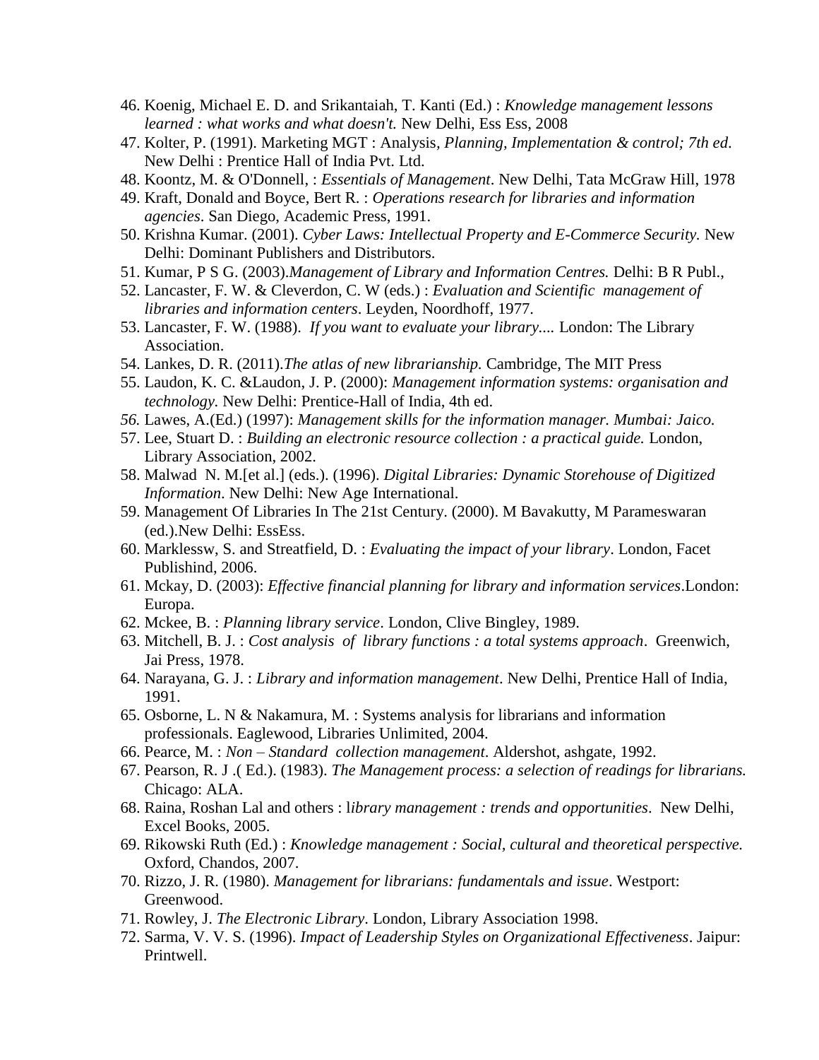46. Koenig, Michael E. D. and Srikantaiah, T. Kanti (Ed.) : *Knowledge management lessons learned : what works and what doesn't.* New Delhi, Ess Ess, 2008
47. Kolter, P. (1991). Marketing MGT : Analysis, *Planning, Implementation & control; 7th ed*. New Delhi : Prentice Hall of India Pvt. Ltd.
48. Koontz, M. & O'Donnell, : *Essentials of Management*. New Delhi, Tata McGraw Hill, 1978
49. Kraft, Donald and Boyce, Bert R. : *Operations research for libraries and information agencies*. San Diego, Academic Press, 1991.
50. Krishna Kumar. (2001). *Cyber Laws: Intellectual Property and E-Commerce Security.* New Delhi: Dominant Publishers and Distributors.
51. Kumar, P S G. (2003).*Management of Library and Information Centres.* Delhi: B R Publ.,
52. Lancaster, F. W. & Cleverdon, C. W (eds.) : *Evaluation and Scientific management of libraries and information centers*. Leyden, Noordhoff, 1977.
53. Lancaster, F. W. (1988). *If you want to evaluate your library....* London: The Library Association.
54. Lankes, D. R. (2011).*The atlas of new librarianship.* Cambridge, The MIT Press
55. Laudon, K. C. &Laudon, J. P. (2000): *Management information systems: organisation and technology.* New Delhi: Prentice-Hall of India, 4th ed.
56. Lawes, A.(Ed.) (1997): *Management skills for the information manager. Mumbai: Jaico.*
57. Lee, Stuart D. : *Building an electronic resource collection : a practical guide.* London, Library Association, 2002.
58. Malwad N. M.[et al.] (eds.). (1996). *Digital Libraries: Dynamic Storehouse of Digitized Information*. New Delhi: New Age International.
59. Management Of Libraries In The 21st Century. (2000). M Bavakutty, M Parameswaran (ed.).New Delhi: EssEss.
60. Marklessw, S. and Streatfield, D. : *Evaluating the impact of your library*. London, Facet Publishind, 2006.
61. Mckay, D. (2003): *Effective financial planning for library and information services*.London: Europa.
62. Mckee, B. : *Planning library service*. London, Clive Bingley, 1989.
63. Mitchell, B. J. : *Cost analysis of library functions : a total systems approach*. Greenwich, Jai Press, 1978.
64. Narayana, G. J. : *Library and information management*. New Delhi, Prentice Hall of India, 1991.
65. Osborne, L. N & Nakamura, M. : Systems analysis for librarians and information professionals. Eaglewood, Libraries Unlimited, 2004.
66. Pearce, M. : *Non – Standard collection management*. Aldershot, ashgate, 1992.
67. Pearson, R. J .( Ed.). (1983). *The Management process: a selection of readings for librarians.* Chicago: ALA.
68. Raina, Roshan Lal and others : l*ibrary management : trends and opportunities*. New Delhi, Excel Books, 2005.
69. Rikowski Ruth (Ed.) : *Knowledge management : Social, cultural and theoretical perspective.* Oxford, Chandos, 2007.
70. Rizzo, J. R. (1980). *Management for librarians: fundamentals and issue*. Westport: Greenwood.
71. Rowley, J. *The Electronic Library*. London, Library Association 1998.
72. Sarma, V. V. S. (1996). *Impact of Leadership Styles on Organizational Effectiveness*. Jaipur: Printwell.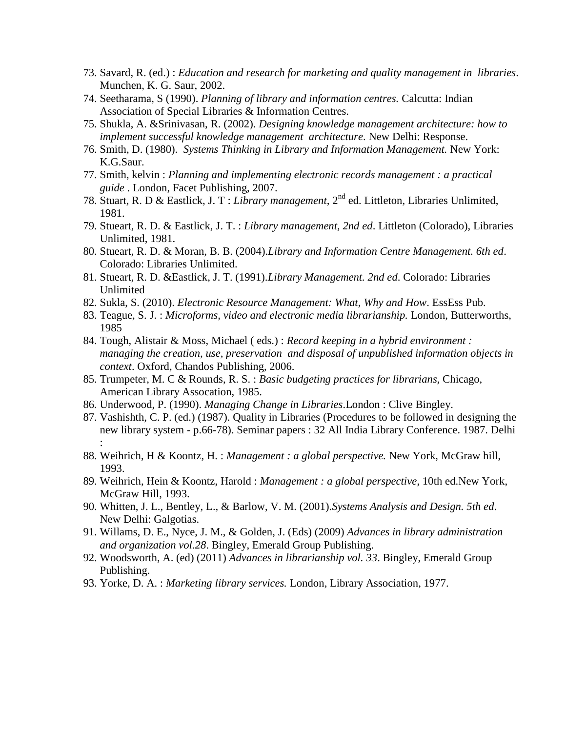73. Savard, R. (ed.) : *Education and research for marketing and quality management in libraries*. Munchen, K. G. Saur, 2002.
74. Seetharama, S (1990). *Planning of library and information centres.* Calcutta: Indian Association of Special Libraries & Information Centres.
75. Shukla, A. &Srinivasan, R. (2002). *Designing knowledge management architecture: how to implement successful knowledge management architecture*. New Delhi: Response.
76. Smith, D. (1980). *Systems Thinking in Library and Information Management.* New York: K.G.Saur.
77. Smith, kelvin : *Planning and implementing electronic records management : a practical guide* . London, Facet Publishing, 2007.
78. Stuart, R. D & Eastlick, J. T : *Library management,* 2nd ed. Littleton, Libraries Unlimited, 1981.
79. Stueart, R. D. & Eastlick, J. T. : *Library management, 2nd ed*. Littleton (Colorado), Libraries Unlimited, 1981.
80. Stueart, R. D. & Moran, B. B. (2004).*Library and Information Centre Management. 6th ed*. Colorado: Libraries Unlimited.
81. Stueart, R. D. &Eastlick, J. T. (1991).*Library Management. 2nd ed*. Colorado: Libraries Unlimited
82. Sukla, S. (2010). *Electronic Resource Management: What, Why and How*. EssEss Pub.
83. Teague, S. J. : *Microforms, video and electronic media librarianship.* London, Butterworths, 1985
84. Tough, Alistair & Moss, Michael ( eds.) : *Record keeping in a hybrid environment : managing the creation, use, preservation and disposal of unpublished information objects in context*. Oxford, Chandos Publishing, 2006.
85. Trumpeter, M. C & Rounds, R. S. : *Basic budgeting practices for librarians,* Chicago, American Library Assocation, 1985.
86. Underwood, P. (1990). *Managing Change in Libraries*.London : Clive Bingley.
87. Vashishth, C. P. (ed.) (1987). Quality in Libraries (Procedures to be followed in designing the new library system - p.66-78). Seminar papers : 32 All India Library Conference. 1987. Delhi :
88. Weihrich, H & Koontz, H. : *Management : a global perspective.* New York, McGraw hill, 1993.
89. Weihrich, Hein & Koontz, Harold : *Management : a global perspective*, 10th ed.New York, McGraw Hill, 1993.
90. Whitten, J. L., Bentley, L., & Barlow, V. M. (2001).*Systems Analysis and Design. 5th ed*. New Delhi: Galgotias.
91. Willams, D. E., Nyce, J. M., & Golden, J. (Eds) (2009) *Advances in library administration and organization vol.28*. Bingley, Emerald Group Publishing.
92. Woodsworth, A. (ed) (2011) *Advances in librarianship vol. 33*. Bingley, Emerald Group Publishing.
93. Yorke, D. A. : *Marketing library services.* London, Library Association, 1977.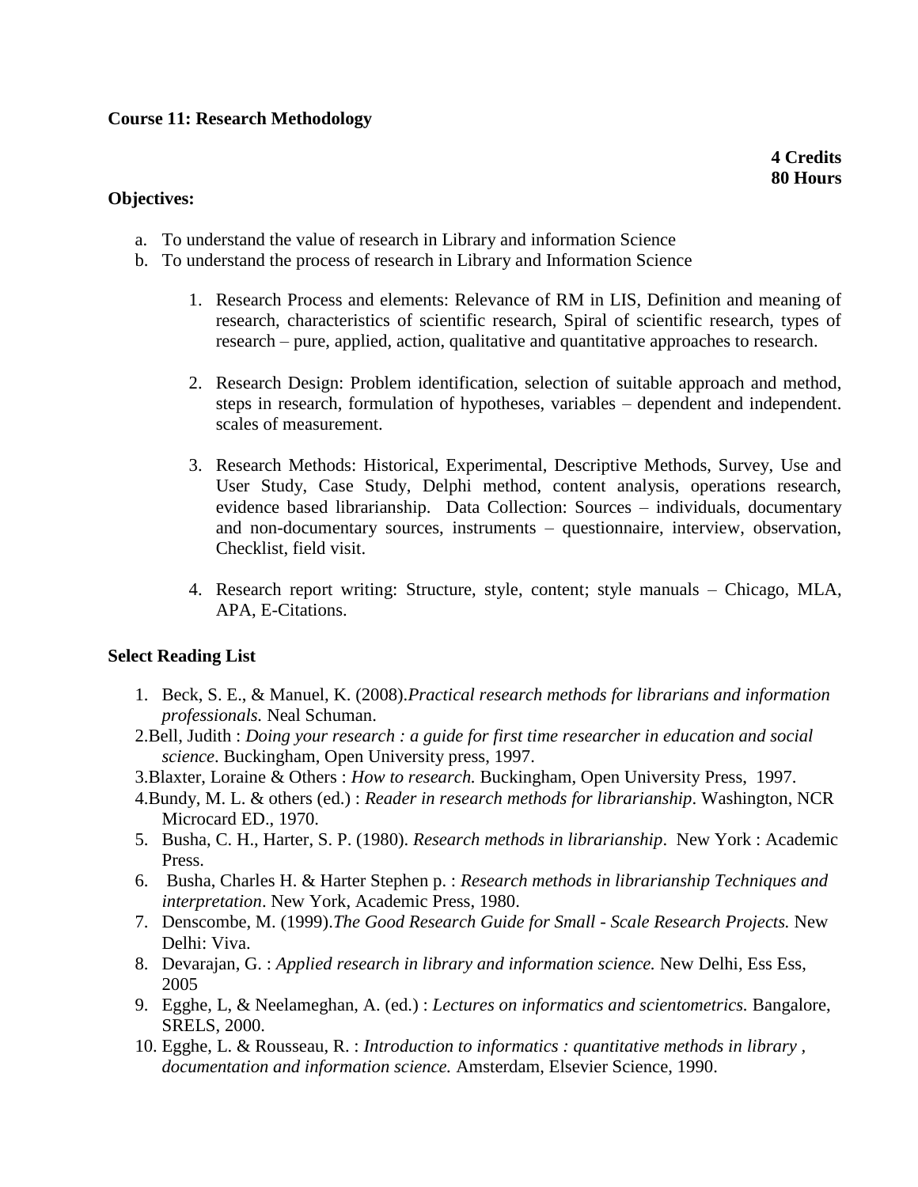**Course 11: Research Methodology**

**4 Credits**
**80 Hours**

**Objectives:**

a. To understand the value of research in Library and information Science
b. To understand the process of research in Library and Information Science

1. Research Process and elements: Relevance of RM in LIS, Definition and meaning of research, characteristics of scientific research, Spiral of scientific research, types of research – pure, applied, action, qualitative and quantitative approaches to research.

2. Research Design: Problem identification, selection of suitable approach and method, steps in research, formulation of hypotheses, variables – dependent and independent. scales of measurement.

3. Research Methods: Historical, Experimental, Descriptive Methods, Survey, Use and User Study, Case Study, Delphi method, content analysis, operations research, evidence based librarianship. Data Collection: Sources – individuals, documentary and non-documentary sources, instruments – questionnaire, interview, observation, Checklist, field visit.

4. Research report writing: Structure, style, content; style manuals – Chicago, MLA, APA, E-Citations.

**Select Reading List**

1. Beck, S. E., & Manuel, K. (2008).*Practical research methods for librarians and information professionals.* Neal Schuman.
2. Bell, Judith : *Doing your research : a guide for first time researcher in education and social science*. Buckingham, Open University press, 1997.
3. Blaxter, Loraine & Others : *How to research.* Buckingham, Open University Press, 1997.
4. Bundy, M. L. & others (ed.) : *Reader in research methods for librarianship*. Washington, NCR Microcard ED., 1970.
5. Busha, C. H., Harter, S. P. (1980). *Research methods in librarianship*. New York : Academic Press.
6. Busha, Charles H. & Harter Stephen p. : *Research methods in librarianship Techniques and interpretation*. New York, Academic Press, 1980.
7. Denscombe, M. (1999).*The Good Research Guide for Small - Scale Research Projects.* New Delhi: Viva.
8. Devarajan, G. : *Applied research in library and information science.* New Delhi, Ess Ess, 2005
9. Egghe, L, & Neelameghan, A. (ed.) : *Lectures on informatics and scientometrics.* Bangalore, SRELS, 2000.
10. Egghe, L. & Rousseau, R. : *Introduction to informatics : quantitative methods in library , documentation and information science.* Amsterdam, Elsevier Science, 1990.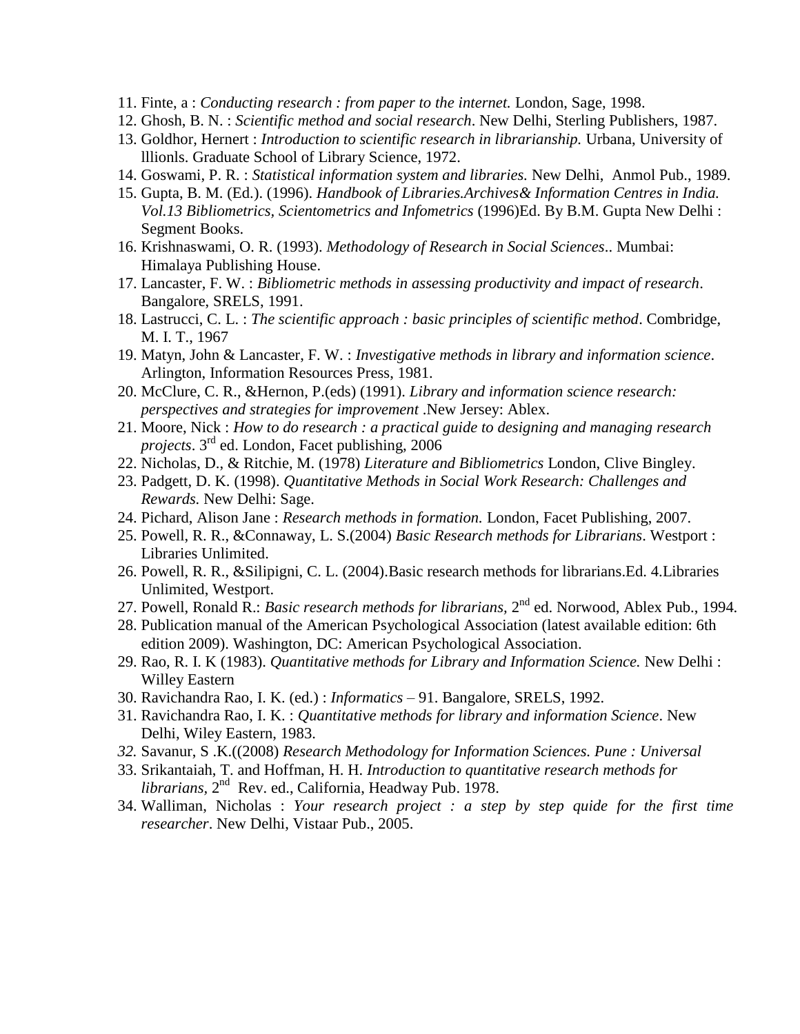11. Finte, a : *Conducting research : from paper to the internet.* London, Sage, 1998.
12. Ghosh, B. N. : *Scientific method and social research*. New Delhi, Sterling Publishers, 1987.
13. Goldhor, Hernert : *Introduction to scientific research in librarianship.* Urbana, University of lllionls. Graduate School of Library Science, 1972.
14. Goswami, P. R. : *Statistical information system and libraries.* New Delhi, Anmol Pub., 1989.
15. Gupta, B. M. (Ed.). (1996). *Handbook of Libraries.Archives& Information Centres in India. Vol.13 Bibliometrics, Scientometrics and Infometrics* (1996)Ed. By B.M. Gupta New Delhi : Segment Books.
16. Krishnaswami, O. R. (1993). *Methodology of Research in Social Sciences*.. Mumbai: Himalaya Publishing House.
17. Lancaster, F. W. : *Bibliometric methods in assessing productivity and impact of research*. Bangalore, SRELS, 1991.
18. Lastrucci, C. L. : *The scientific approach : basic principles of scientific method*. Combridge, M. I. T., 1967
19. Matyn, John & Lancaster, F. W. : *Investigative methods in library and information science*. Arlington, Information Resources Press, 1981.
20. McClure, C. R., &Hernon, P.(eds) (1991). *Library and information science research: perspectives and strategies for improvement* .New Jersey: Ablex.
21. Moore, Nick : *How to do research : a practical guide to designing and managing research projects*. 3rd ed. London, Facet publishing, 2006
22. Nicholas, D., & Ritchie, M. (1978) *Literature and Bibliometrics* London, Clive Bingley.
23. Padgett, D. K. (1998). *Quantitative Methods in Social Work Research: Challenges and Rewards.* New Delhi: Sage.
24. Pichard, Alison Jane : *Research methods in formation.* London, Facet Publishing, 2007.
25. Powell, R. R., &Connaway, L. S.(2004) *Basic Research methods for Librarians*. Westport : Libraries Unlimited.
26. Powell, R. R., &Silipigni, C. L. (2004).Basic research methods for librarians.Ed. 4.Libraries Unlimited, Westport.
27. Powell, Ronald R.: *Basic research methods for librarians,* 2nd ed. Norwood, Ablex Pub., 1994.
28. Publication manual of the American Psychological Association (latest available edition: 6th edition 2009). Washington, DC: American Psychological Association.
29. Rao, R. I. K (1983). *Quantitative methods for Library and Information Science.* New Delhi : Willey Eastern
30. Ravichandra Rao, I. K. (ed.) : *Informatics* – 91. Bangalore, SRELS, 1992.
31. Ravichandra Rao, I. K. : *Quantitative methods for library and information Science*. New Delhi, Wiley Eastern, 1983.
32. Savanur, S .K.((2008) *Research Methodology for Information Sciences. Pune : Universal*
33. Srikantaiah, T. and Hoffman, H. H. *Introduction to quantitative research methods for librarians,* 2nd Rev. ed., California, Headway Pub. 1978.
34. Walliman, Nicholas : *Your research project : a step by step quide for the first time researcher*. New Delhi, Vistaar Pub., 2005.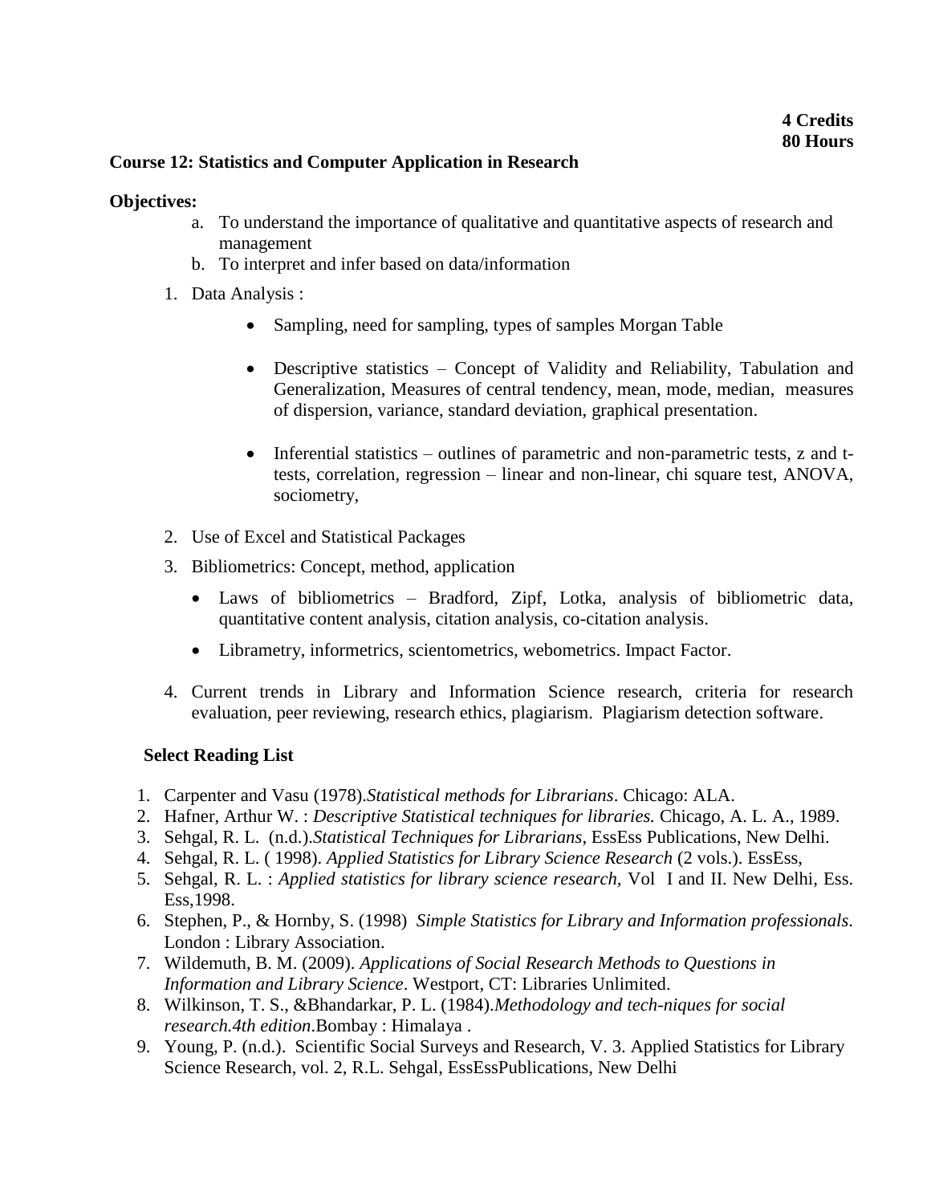**4 Credits**
**80 Hours**

## Course 12: Statistics and Computer Application in Research

**Objectives:**

a. To understand the importance of qualitative and quantitative aspects of research and management
b. To interpret and infer based on data/information

1. Data Analysis :
   - Sampling, need for sampling, types of samples Morgan Table
   - Descriptive statistics – Concept of Validity and Reliability, Tabulation and Generalization, Measures of central tendency, mean, mode, median, measures of dispersion, variance, standard deviation, graphical presentation.
   - Inferential statistics – outlines of parametric and non-parametric tests, z and t-tests, correlation, regression – linear and non-linear, chi square test, ANOVA, sociometry,
2. Use of Excel and Statistical Packages
3. Bibliometrics: Concept, method, application
   - Laws of bibliometrics – Bradford, Zipf, Lotka, analysis of bibliometric data, quantitative content analysis, citation analysis, co-citation analysis.
   - Librametry, informetrics, scientometrics, webometrics. Impact Factor.
4. Current trends in Library and Information Science research, criteria for research evaluation, peer reviewing, research ethics, plagiarism. Plagiarism detection software.

### Select Reading List

1. Carpenter and Vasu (1978).*Statistical methods for Librarians*. Chicago: ALA.
2. Hafner, Arthur W. : *Descriptive Statistical techniques for libraries.* Chicago, A. L. A., 1989.
3. Sehgal, R. L. (n.d.).*Statistical Techniques for Librarians*, EssEss Publications, New Delhi.
4. Sehgal, R. L. ( 1998). *Applied Statistics for Library Science Research* (2 vols.). EssEss,
5. Sehgal, R. L. : *Applied statistics for library science research*, Vol I and II. New Delhi, Ess. Ess,1998.
6. Stephen, P., & Hornby, S. (1998) *Simple Statistics for Library and Information professionals*. London : Library Association.
7. Wildemuth, B. M. (2009). *Applications of Social Research Methods to Questions in Information and Library Science*. Westport, CT: Libraries Unlimited.
8. Wilkinson, T. S., &Bhandarkar, P. L. (1984).*Methodology and tech-niques for social research.4th edition*.Bombay : Himalaya .
9. Young, P. (n.d.). Scientific Social Surveys and Research, V. 3. Applied Statistics for Library Science Research, vol. 2, R.L. Sehgal, EssEssPublications, New Delhi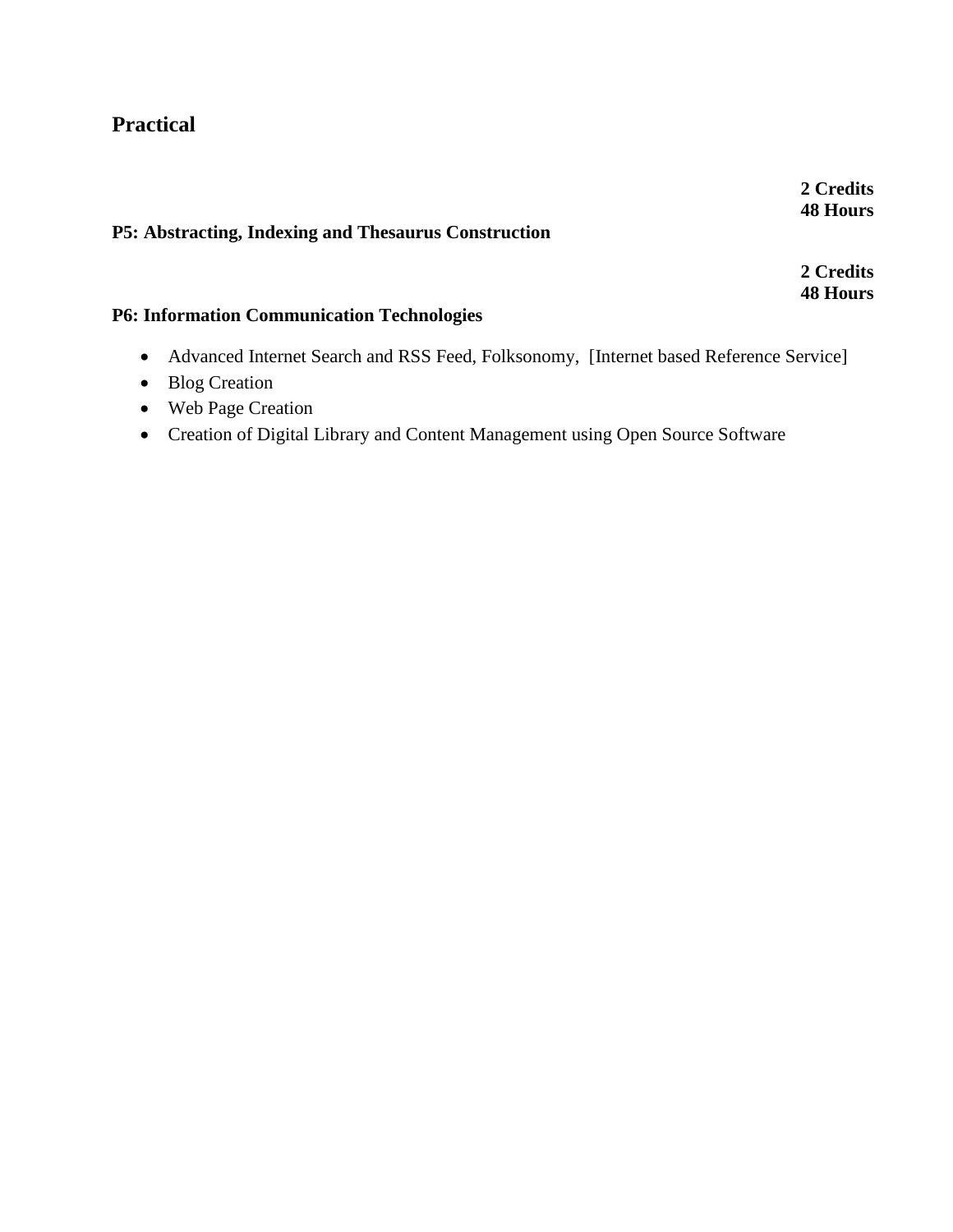## Practical

**2 Credits**
**48 Hours**

**P5: Abstracting, Indexing and Thesaurus Construction**

**2 Credits**
**48 Hours**

**P6: Information Communication Technologies**

- Advanced Internet Search and RSS Feed, Folksonomy, [Internet based Reference Service]
- Blog Creation
- Web Page Creation
- Creation of Digital Library and Content Management using Open Source Software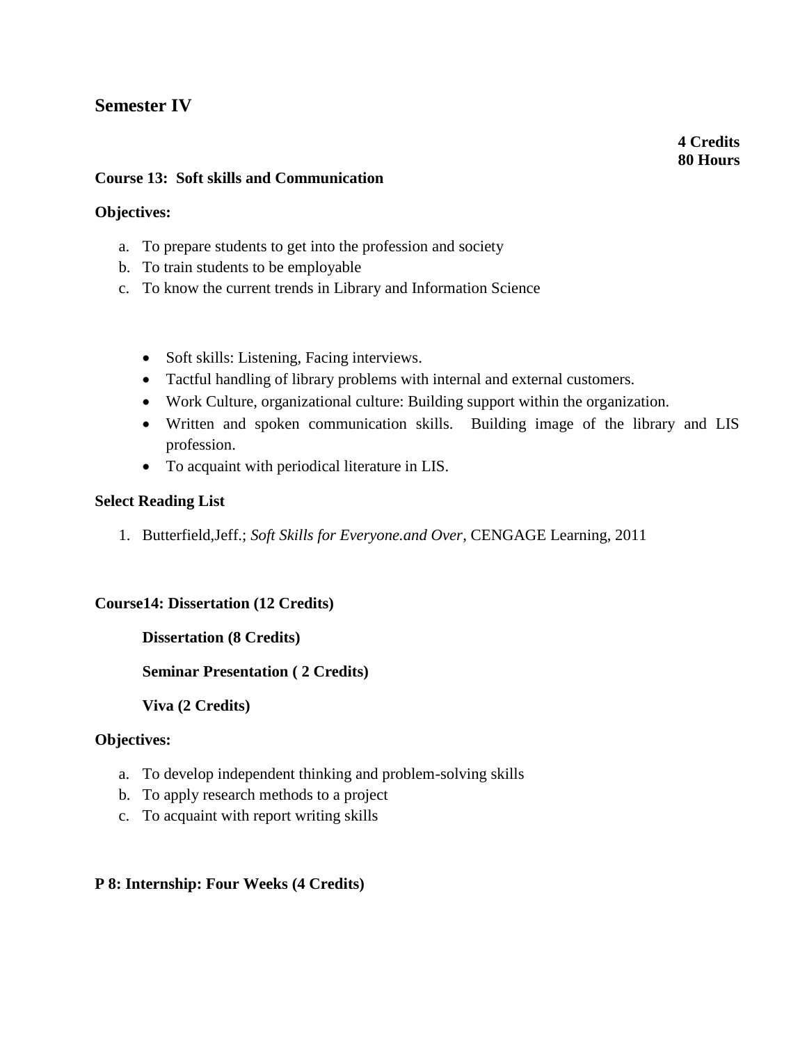## Semester IV

**4 Credits**
**80 Hours**

**Course 13: Soft skills and Communication**

**Objectives:**

a. To prepare students to get into the profession and society
b. To train students to be employable
c. To know the current trends in Library and Information Science

- Soft skills: Listening, Facing interviews.
- Tactful handling of library problems with internal and external customers.
- Work Culture, organizational culture: Building support within the organization.
- Written and spoken communication skills. Building image of the library and LIS profession.
- To acquaint with periodical literature in LIS.

**Select Reading List**

1. Butterfield,Jeff.; *Soft Skills for Everyone.and Over*, CENGAGE Learning, 2011

**Course14: Dissertation (12 Credits)**

**Dissertation (8 Credits)**

**Seminar Presentation ( 2 Credits)**

**Viva (2 Credits)**

**Objectives:**

a. To develop independent thinking and problem-solving skills
b. To apply research methods to a project
c. To acquaint with report writing skills

**P 8: Internship: Four Weeks (4 Credits)**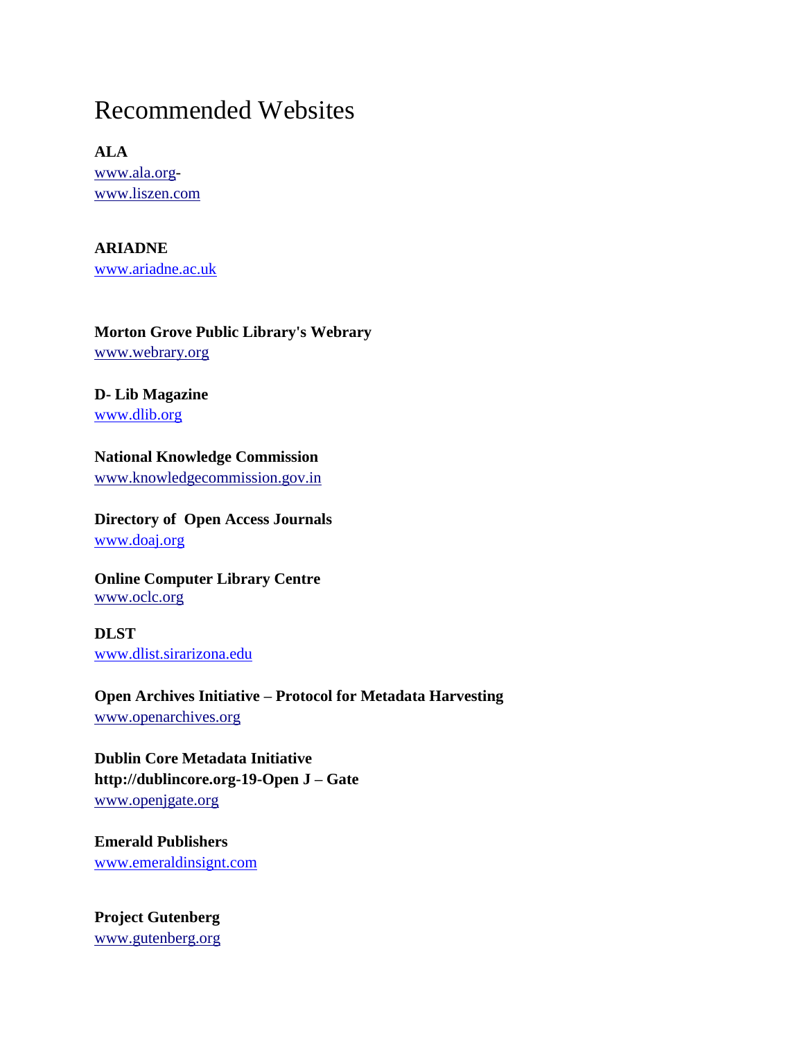# Recommended Websites

**ALA**
www.ala.org-
www.liszen.com

**ARIADNE**
www.ariadne.ac.uk

**Morton Grove Public Library's Webrary**
www.webrary.org

**D- Lib Magazine**
www.dlib.org

**National Knowledge Commission**
www.knowledgecommission.gov.in

**Directory of Open Access Journals**
www.doaj.org

**Online Computer Library Centre**
www.oclc.org

**DLST**
www.dlist.sirarizona.edu

**Open Archives Initiative – Protocol for Metadata Harvesting**
www.openarchives.org

**Dublin Core Metadata Initiative**
**http://dublincore.org-19-Open J – Gate**
www.openjgate.org

**Emerald Publishers**
www.emeraldinsignt.com

**Project Gutenberg**
www.gutenberg.org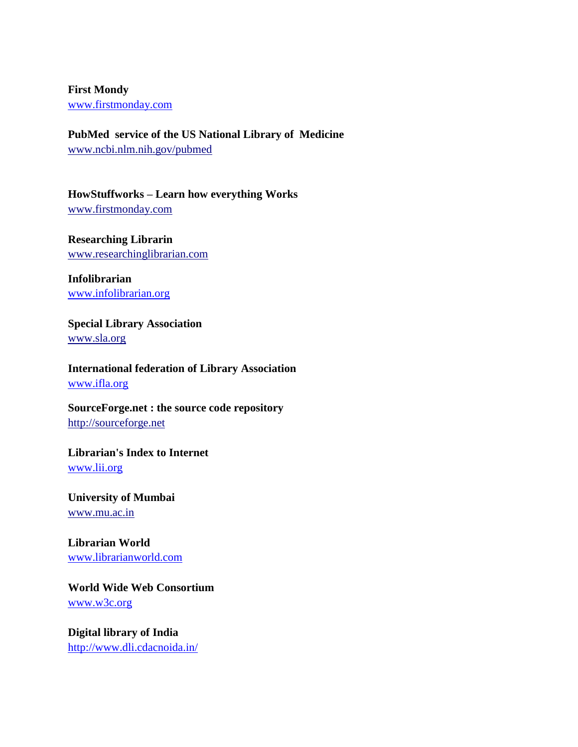**First Mondy**
www.firstmonday.com

**PubMed service of the US National Library of Medicine**
www.ncbi.nlm.nih.gov/pubmed

**HowStuffworks – Learn how everything Works**
www.firstmonday.com

**Researching Librarin**
www.researchinglibrarian.com

**Infolibrarian**
www.infolibrarian.org

**Special Library Association**
www.sla.org

**International federation of Library Association**
www.ifla.org

**SourceForge.net : the source code repository**
http://sourceforge.net

**Librarian's Index to Internet**
www.lii.org

**University of Mumbai**
www.mu.ac.in

**Librarian World**
www.librarianworld.com

**World Wide Web Consortium**
www.w3c.org

**Digital library of India**
http://www.dli.cdacnoida.in/